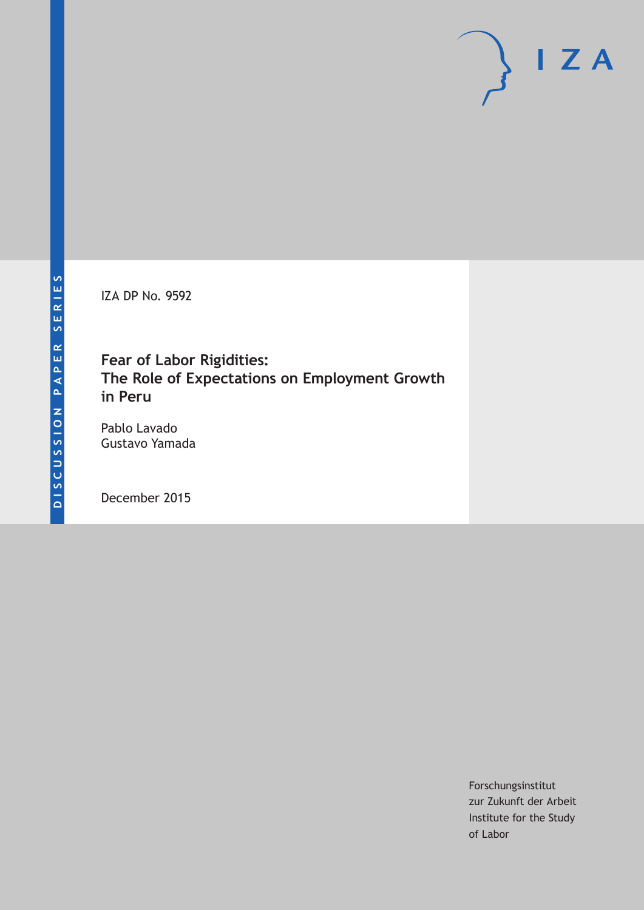DISCUSSION PAPER SERIES

IZA DP No. 9592

# Fear of Labor Rigidities: The Role of Expectations on Employment Growth in Peru

Pablo Lavado
Gustavo Yamada

December 2015

Forschungsinstitut
zur Zukunft der Arbeit
Institute for the Study
of Labor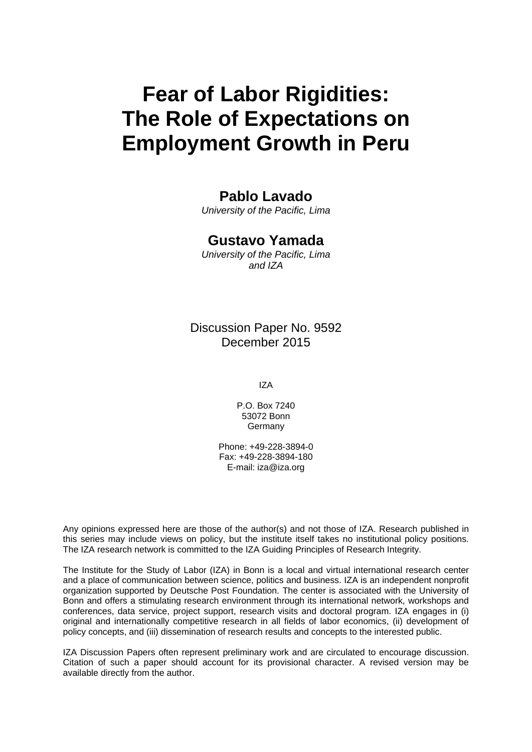# Fear of Labor Rigidities: The Role of Expectations on Employment Growth in Peru

**Pablo Lavado**

*University of the Pacific, Lima*

**Gustavo Yamada**

*University of the Pacific, Lima and IZA*

Discussion Paper No. 9592
December 2015

IZA

P.O. Box 7240
53072 Bonn
Germany

Phone: +49-228-3894-0
Fax: +49-228-3894-180
E-mail: iza@iza.org

Any opinions expressed here are those of the author(s) and not those of IZA. Research published in this series may include views on policy, but the institute itself takes no institutional policy positions. The IZA research network is committed to the IZA Guiding Principles of Research Integrity.

The Institute for the Study of Labor (IZA) in Bonn is a local and virtual international research center and a place of communication between science, politics and business. IZA is an independent nonprofit organization supported by Deutsche Post Foundation. The center is associated with the University of Bonn and offers a stimulating research environment through its international network, workshops and conferences, data service, project support, research visits and doctoral program. IZA engages in (i) original and internationally competitive research in all fields of labor economics, (ii) development of policy concepts, and (iii) dissemination of research results and concepts to the interested public.

IZA Discussion Papers often represent preliminary work and are circulated to encourage discussion. Citation of such a paper should account for its provisional character. A revised version may be available directly from the author.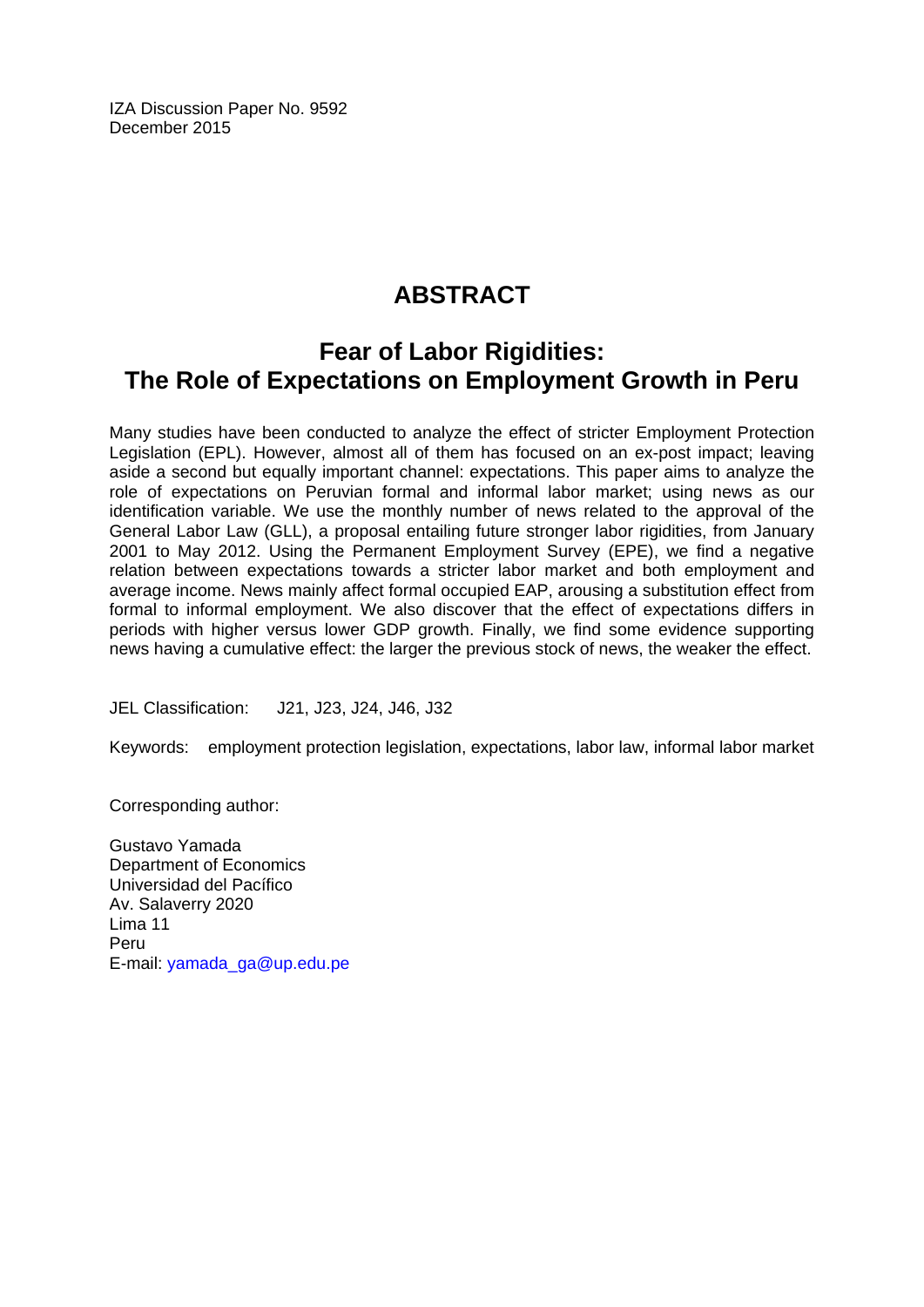IZA Discussion Paper No. 9592
December 2015

# ABSTRACT

## Fear of Labor Rigidities: The Role of Expectations on Employment Growth in Peru

Many studies have been conducted to analyze the effect of stricter Employment Protection Legislation (EPL). However, almost all of them has focused on an ex-post impact; leaving aside a second but equally important channel: expectations. This paper aims to analyze the role of expectations on Peruvian formal and informal labor market; using news as our identification variable. We use the monthly number of news related to the approval of the General Labor Law (GLL), a proposal entailing future stronger labor rigidities, from January 2001 to May 2012. Using the Permanent Employment Survey (EPE), we find a negative relation between expectations towards a stricter labor market and both employment and average income. News mainly affect formal occupied EAP, arousing a substitution effect from formal to informal employment. We also discover that the effect of expectations differs in periods with higher versus lower GDP growth. Finally, we find some evidence supporting news having a cumulative effect: the larger the previous stock of news, the weaker the effect.

JEL Classification: J21, J23, J24, J46, J32

Keywords: employment protection legislation, expectations, labor law, informal labor market

Corresponding author:

Gustavo Yamada
Department of Economics
Universidad del Pacífico
Av. Salaverry 2020
Lima 11
Peru
E-mail: yamada_ga@up.edu.pe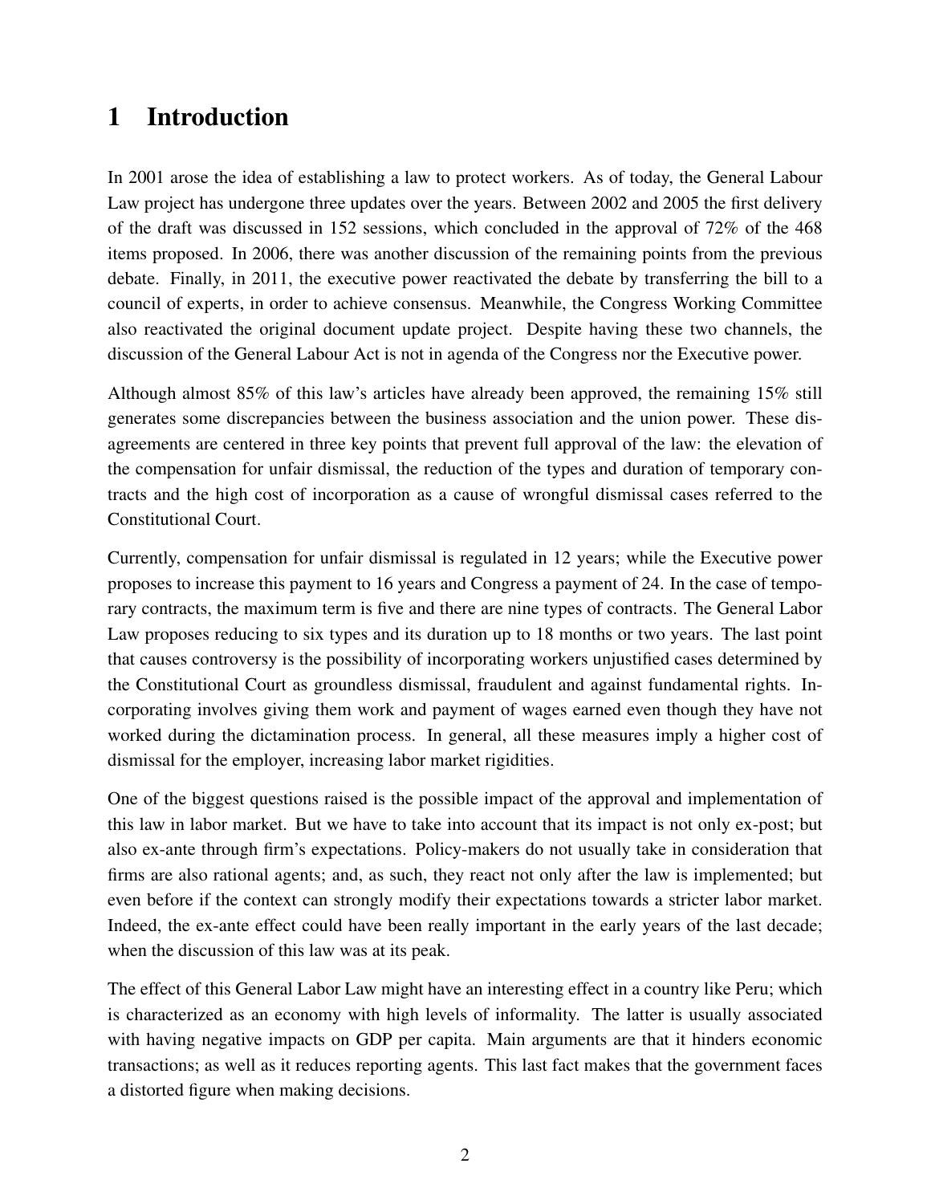# 1 Introduction

In 2001 arose the idea of establishing a law to protect workers. As of today, the General Labour Law project has undergone three updates over the years. Between 2002 and 2005 the first delivery of the draft was discussed in 152 sessions, which concluded in the approval of 72% of the 468 items proposed. In 2006, there was another discussion of the remaining points from the previous debate. Finally, in 2011, the executive power reactivated the debate by transferring the bill to a council of experts, in order to achieve consensus. Meanwhile, the Congress Working Committee also reactivated the original document update project. Despite having these two channels, the discussion of the General Labour Act is not in agenda of the Congress nor the Executive power.

Although almost 85% of this law's articles have already been approved, the remaining 15% still generates some discrepancies between the business association and the union power. These disagreements are centered in three key points that prevent full approval of the law: the elevation of the compensation for unfair dismissal, the reduction of the types and duration of temporary contracts and the high cost of incorporation as a cause of wrongful dismissal cases referred to the Constitutional Court.

Currently, compensation for unfair dismissal is regulated in 12 years; while the Executive power proposes to increase this payment to 16 years and Congress a payment of 24. In the case of temporary contracts, the maximum term is five and there are nine types of contracts. The General Labor Law proposes reducing to six types and its duration up to 18 months or two years. The last point that causes controversy is the possibility of incorporating workers unjustified cases determined by the Constitutional Court as groundless dismissal, fraudulent and against fundamental rights. Incorporating involves giving them work and payment of wages earned even though they have not worked during the dictamination process. In general, all these measures imply a higher cost of dismissal for the employer, increasing labor market rigidities.

One of the biggest questions raised is the possible impact of the approval and implementation of this law in labor market. But we have to take into account that its impact is not only ex-post; but also ex-ante through firm's expectations. Policy-makers do not usually take in consideration that firms are also rational agents; and, as such, they react not only after the law is implemented; but even before if the context can strongly modify their expectations towards a stricter labor market. Indeed, the ex-ante effect could have been really important in the early years of the last decade; when the discussion of this law was at its peak.

The effect of this General Labor Law might have an interesting effect in a country like Peru; which is characterized as an economy with high levels of informality. The latter is usually associated with having negative impacts on GDP per capita. Main arguments are that it hinders economic transactions; as well as it reduces reporting agents. This last fact makes that the government faces a distorted figure when making decisions.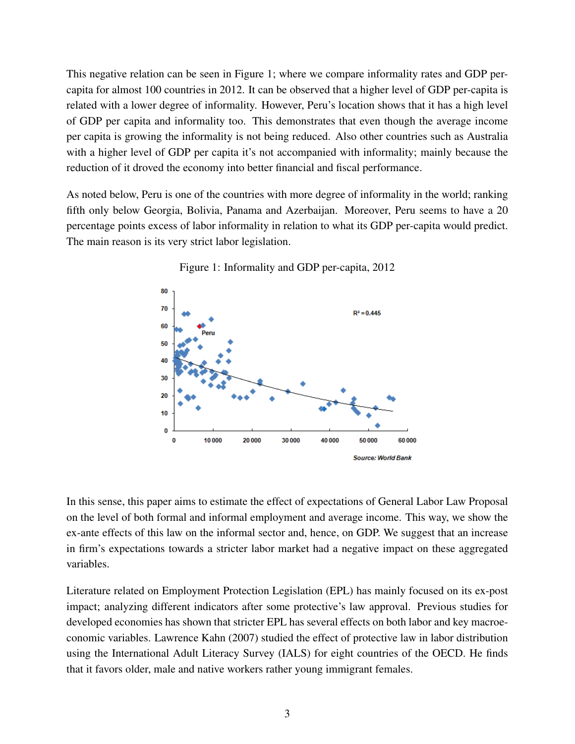This negative relation can be seen in Figure 1; where we compare informality rates and GDP per-capita for almost 100 countries in 2012. It can be observed that a higher level of GDP per-capita is related with a lower degree of informality. However, Peru's location shows that it has a high level of GDP per capita and informality too. This demonstrates that even though the average income per capita is growing the informality is not being reduced. Also other countries such as Australia with a higher level of GDP per capita it's not accompanied with informality; mainly because the reduction of it droved the economy into better financial and fiscal performance.

As noted below, Peru is one of the countries with more degree of informality in the world; ranking fifth only below Georgia, Bolivia, Panama and Azerbaijan. Moreover, Peru seems to have a 20 percentage points excess of labor informality in relation to what its GDP per-capita would predict. The main reason is its very strict labor legislation.

Figure 1: Informality and GDP per-capita, 2012

Source: World Bank

In this sense, this paper aims to estimate the effect of expectations of General Labor Law Proposal on the level of both formal and informal employment and average income. This way, we show the ex-ante effects of this law on the informal sector and, hence, on GDP. We suggest that an increase in firm's expectations towards a stricter labor market had a negative impact on these aggregated variables.

Literature related on Employment Protection Legislation (EPL) has mainly focused on its ex-post impact; analyzing different indicators after some protective's law approval. Previous studies for developed economies has shown that stricter EPL has several effects on both labor and key macroeconomic variables. Lawrence Kahn (2007) studied the effect of protective law in labor distribution using the International Adult Literacy Survey (IALS) for eight countries of the OECD. He finds that it favors older, male and native workers rather young immigrant females.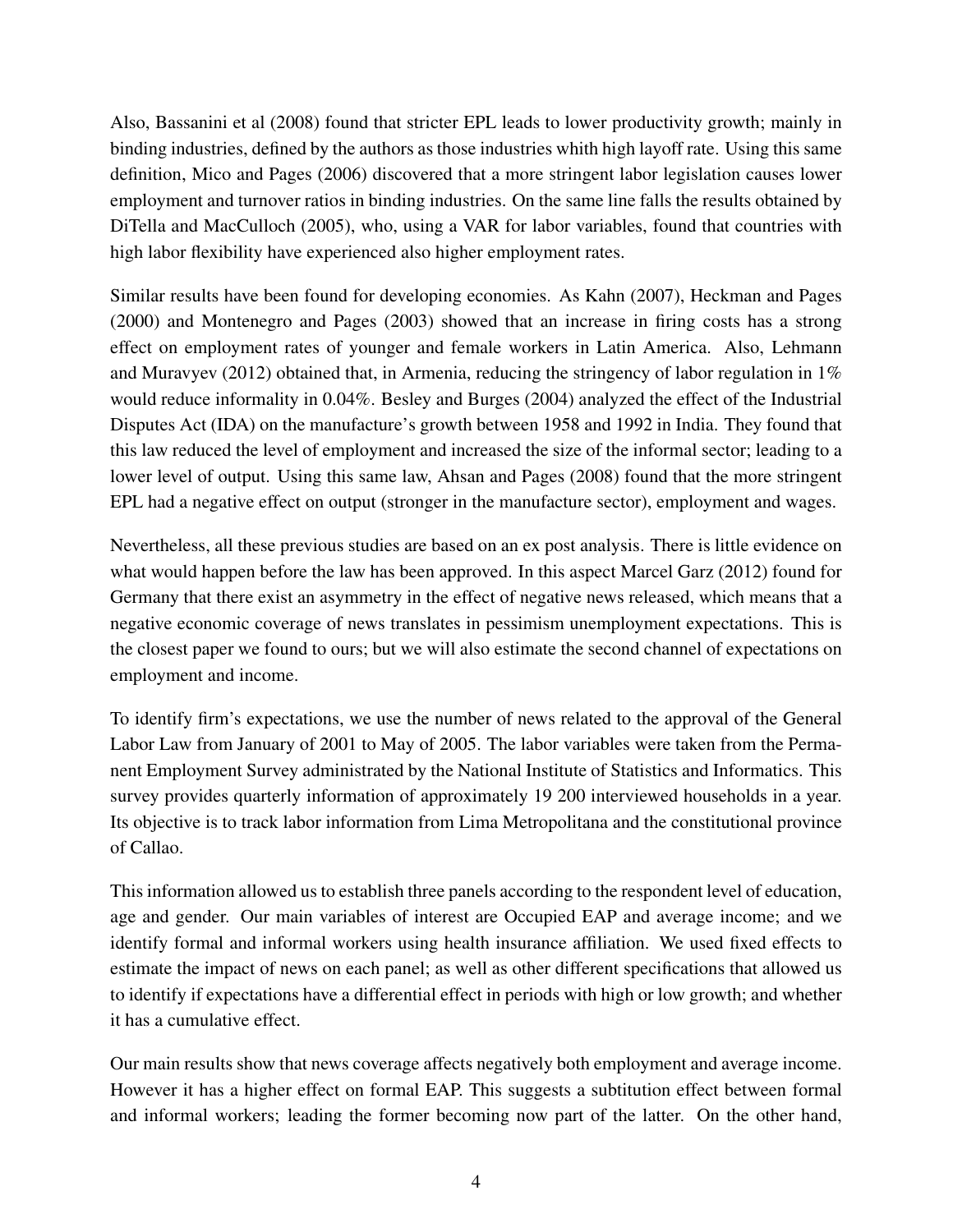Also, Bassanini et al (2008) found that stricter EPL leads to lower productivity growth; mainly in binding industries, defined by the authors as those industries whith high layoff rate. Using this same definition, Mico and Pages (2006) discovered that a more stringent labor legislation causes lower employment and turnover ratios in binding industries. On the same line falls the results obtained by DiTella and MacCulloch (2005), who, using a VAR for labor variables, found that countries with high labor flexibility have experienced also higher employment rates.

Similar results have been found for developing economies. As Kahn (2007), Heckman and Pages (2000) and Montenegro and Pages (2003) showed that an increase in firing costs has a strong effect on employment rates of younger and female workers in Latin America. Also, Lehmann and Muravyev (2012) obtained that, in Armenia, reducing the stringency of labor regulation in 1% would reduce informality in 0.04%. Besley and Burges (2004) analyzed the effect of the Industrial Disputes Act (IDA) on the manufacture's growth between 1958 and 1992 in India. They found that this law reduced the level of employment and increased the size of the informal sector; leading to a lower level of output. Using this same law, Ahsan and Pages (2008) found that the more stringent EPL had a negative effect on output (stronger in the manufacture sector), employment and wages.

Nevertheless, all these previous studies are based on an ex post analysis. There is little evidence on what would happen before the law has been approved. In this aspect Marcel Garz (2012) found for Germany that there exist an asymmetry in the effect of negative news released, which means that a negative economic coverage of news translates in pessimism unemployment expectations. This is the closest paper we found to ours; but we will also estimate the second channel of expectations on employment and income.

To identify firm's expectations, we use the number of news related to the approval of the General Labor Law from January of 2001 to May of 2005. The labor variables were taken from the Permanent Employment Survey administrated by the National Institute of Statistics and Informatics. This survey provides quarterly information of approximately 19 200 interviewed households in a year. Its objective is to track labor information from Lima Metropolitana and the constitutional province of Callao.

This information allowed us to establish three panels according to the respondent level of education, age and gender. Our main variables of interest are Occupied EAP and average income; and we identify formal and informal workers using health insurance affiliation. We used fixed effects to estimate the impact of news on each panel; as well as other different specifications that allowed us to identify if expectations have a differential effect in periods with high or low growth; and whether it has a cumulative effect.

Our main results show that news coverage affects negatively both employment and average income. However it has a higher effect on formal EAP. This suggests a subtitution effect between formal and informal workers; leading the former becoming now part of the latter. On the other hand,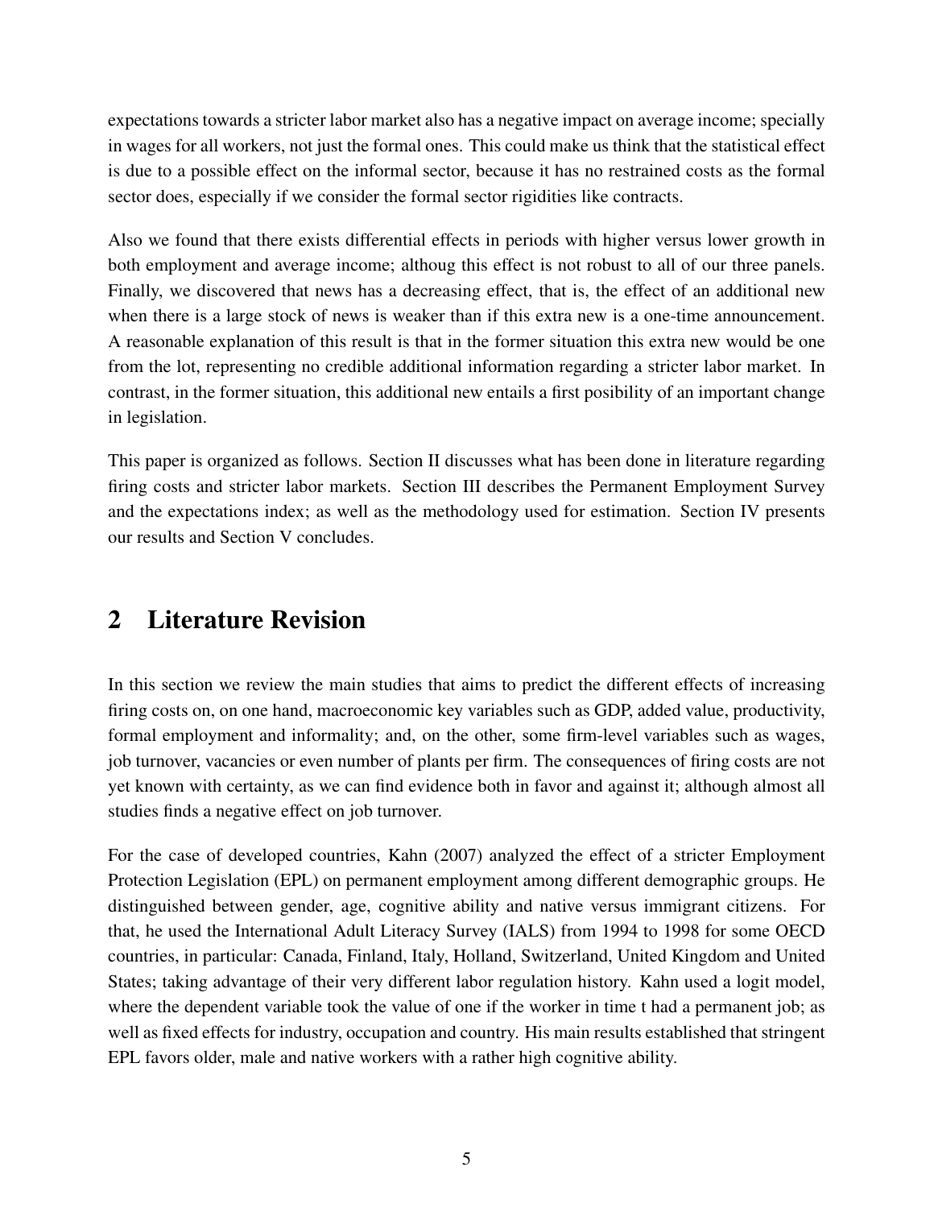expectations towards a stricter labor market also has a negative impact on average income; specially in wages for all workers, not just the formal ones. This could make us think that the statistical effect is due to a possible effect on the informal sector, because it has no restrained costs as the formal sector does, especially if we consider the formal sector rigidities like contracts.

Also we found that there exists differential effects in periods with higher versus lower growth in both employment and average income; althoug this effect is not robust to all of our three panels. Finally, we discovered that news has a decreasing effect, that is, the effect of an additional new when there is a large stock of news is weaker than if this extra new is a one-time announcement. A reasonable explanation of this result is that in the former situation this extra new would be one from the lot, representing no credible additional information regarding a stricter labor market. In contrast, in the former situation, this additional new entails a first posibility of an important change in legislation.

This paper is organized as follows. Section II discusses what has been done in literature regarding firing costs and stricter labor markets. Section III describes the Permanent Employment Survey and the expectations index; as well as the methodology used for estimation. Section IV presents our results and Section V concludes.

## 2 Literature Revision

In this section we review the main studies that aims to predict the different effects of increasing firing costs on, on one hand, macroeconomic key variables such as GDP, added value, productivity, formal employment and informality; and, on the other, some firm-level variables such as wages, job turnover, vacancies or even number of plants per firm. The consequences of firing costs are not yet known with certainty, as we can find evidence both in favor and against it; although almost all studies finds a negative effect on job turnover.

For the case of developed countries, Kahn (2007) analyzed the effect of a stricter Employment Protection Legislation (EPL) on permanent employment among different demographic groups. He distinguished between gender, age, cognitive ability and native versus immigrant citizens. For that, he used the International Adult Literacy Survey (IALS) from 1994 to 1998 for some OECD countries, in particular: Canada, Finland, Italy, Holland, Switzerland, United Kingdom and United States; taking advantage of their very different labor regulation history. Kahn used a logit model, where the dependent variable took the value of one if the worker in time t had a permanent job; as well as fixed effects for industry, occupation and country. His main results established that stringent EPL favors older, male and native workers with a rather high cognitive ability.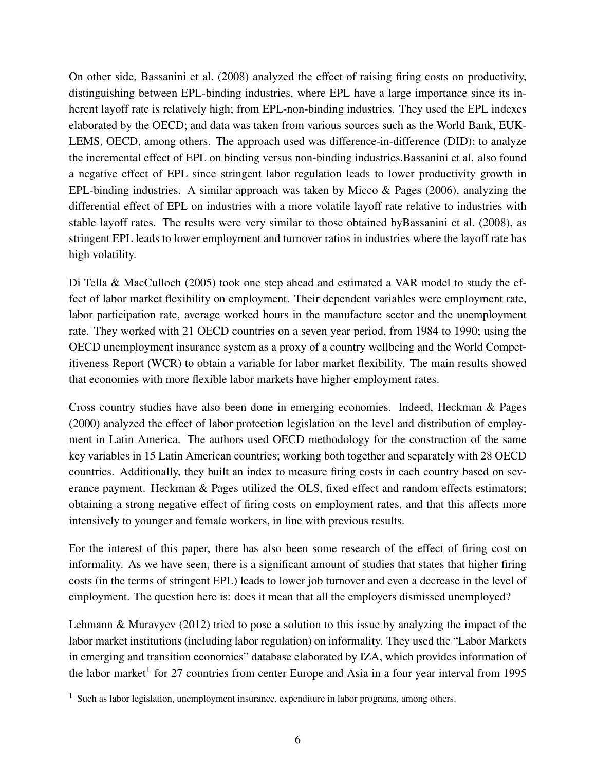On other side, Bassanini et al. (2008) analyzed the effect of raising firing costs on productivity, distinguishing between EPL-binding industries, where EPL have a large importance since its inherent layoff rate is relatively high; from EPL-non-binding industries. They used the EPL indexes elaborated by the OECD; and data was taken from various sources such as the World Bank, EUK-LEMS, OECD, among others. The approach used was difference-in-difference (DID); to analyze the incremental effect of EPL on binding versus non-binding industries.Bassanini et al. also found a negative effect of EPL since stringent labor regulation leads to lower productivity growth in EPL-binding industries. A similar approach was taken by Micco & Pages (2006), analyzing the differential effect of EPL on industries with a more volatile layoff rate relative to industries with stable layoff rates. The results were very similar to those obtained byBassanini et al. (2008), as stringent EPL leads to lower employment and turnover ratios in industries where the layoff rate has high volatility.

Di Tella & MacCulloch (2005) took one step ahead and estimated a VAR model to study the effect of labor market flexibility on employment. Their dependent variables were employment rate, labor participation rate, average worked hours in the manufacture sector and the unemployment rate. They worked with 21 OECD countries on a seven year period, from 1984 to 1990; using the OECD unemployment insurance system as a proxy of a country wellbeing and the World Competitiveness Report (WCR) to obtain a variable for labor market flexibility. The main results showed that economies with more flexible labor markets have higher employment rates.

Cross country studies have also been done in emerging economies. Indeed, Heckman & Pages (2000) analyzed the effect of labor protection legislation on the level and distribution of employment in Latin America. The authors used OECD methodology for the construction of the same key variables in 15 Latin American countries; working both together and separately with 28 OECD countries. Additionally, they built an index to measure firing costs in each country based on severance payment. Heckman & Pages utilized the OLS, fixed effect and random effects estimators; obtaining a strong negative effect of firing costs on employment rates, and that this affects more intensively to younger and female workers, in line with previous results.

For the interest of this paper, there has also been some research of the effect of firing cost on informality. As we have seen, there is a significant amount of studies that states that higher firing costs (in the terms of stringent EPL) leads to lower job turnover and even a decrease in the level of employment. The question here is: does it mean that all the employers dismissed unemployed?

Lehmann & Muravyev (2012) tried to pose a solution to this issue by analyzing the impact of the labor market institutions (including labor regulation) on informality. They used the "Labor Markets in emerging and transition economies" database elaborated by IZA, which provides information of the labor market[1] for 27 countries from center Europe and Asia in a four year interval from 1995

[1] Such as labor legislation, unemployment insurance, expenditure in labor programs, among others.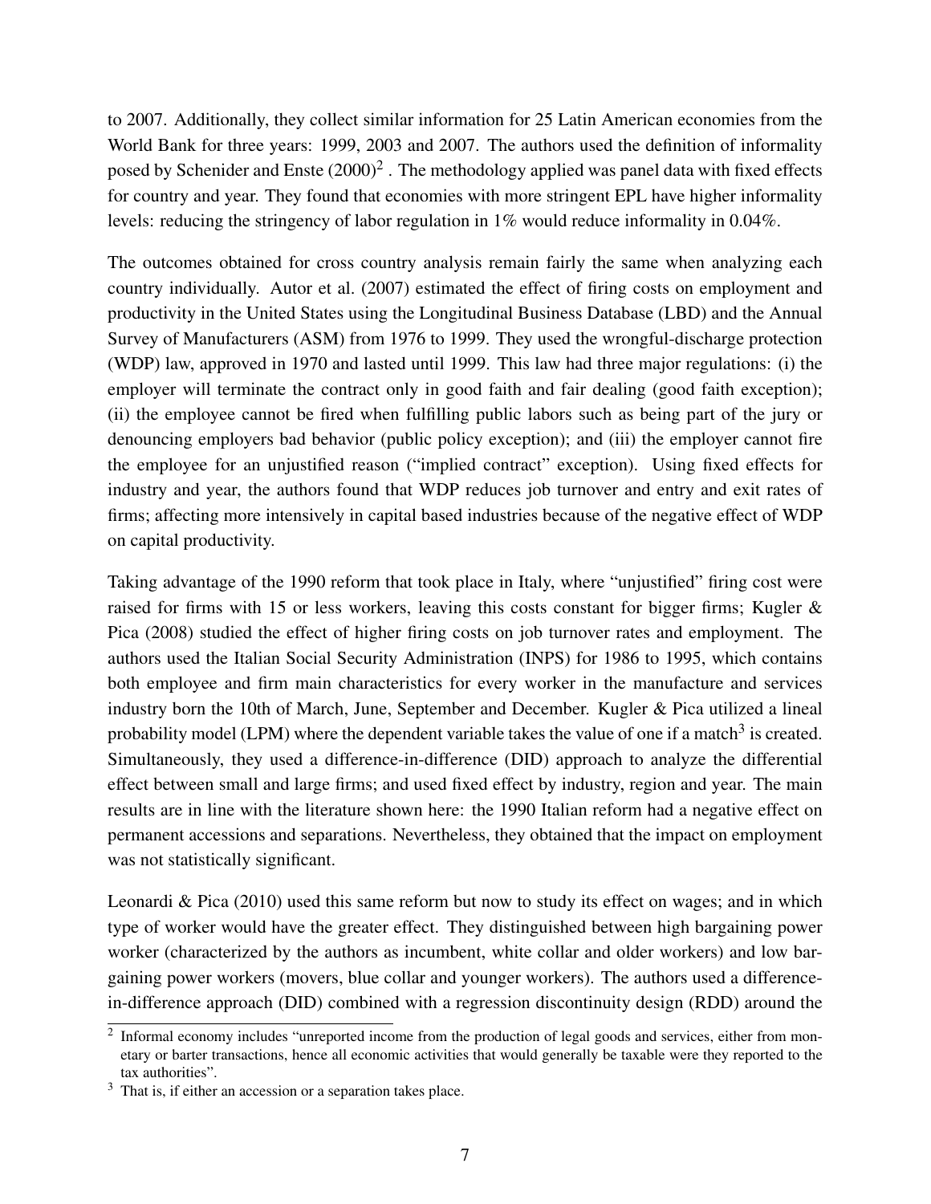to 2007. Additionally, they collect similar information for 25 Latin American economies from the World Bank for three years: 1999, 2003 and 2007. The authors used the definition of informality posed by Schenider and Enste (2000)[2] . The methodology applied was panel data with fixed effects for country and year. They found that economies with more stringent EPL have higher informality levels: reducing the stringency of labor regulation in 1% would reduce informality in 0.04%.

The outcomes obtained for cross country analysis remain fairly the same when analyzing each country individually. Autor et al. (2007) estimated the effect of firing costs on employment and productivity in the United States using the Longitudinal Business Database (LBD) and the Annual Survey of Manufacturers (ASM) from 1976 to 1999. They used the wrongful-discharge protection (WDP) law, approved in 1970 and lasted until 1999. This law had three major regulations: (i) the employer will terminate the contract only in good faith and fair dealing (good faith exception); (ii) the employee cannot be fired when fulfilling public labors such as being part of the jury or denouncing employers bad behavior (public policy exception); and (iii) the employer cannot fire the employee for an unjustified reason ("implied contract" exception). Using fixed effects for industry and year, the authors found that WDP reduces job turnover and entry and exit rates of firms; affecting more intensively in capital based industries because of the negative effect of WDP on capital productivity.

Taking advantage of the 1990 reform that took place in Italy, where "unjustified" firing cost were raised for firms with 15 or less workers, leaving this costs constant for bigger firms; Kugler & Pica (2008) studied the effect of higher firing costs on job turnover rates and employment. The authors used the Italian Social Security Administration (INPS) for 1986 to 1995, which contains both employee and firm main characteristics for every worker in the manufacture and services industry born the 10th of March, June, September and December. Kugler & Pica utilized a lineal probability model (LPM) where the dependent variable takes the value of one if a match[3] is created. Simultaneously, they used a difference-in-difference (DID) approach to analyze the differential effect between small and large firms; and used fixed effect by industry, region and year. The main results are in line with the literature shown here: the 1990 Italian reform had a negative effect on permanent accessions and separations. Nevertheless, they obtained that the impact on employment was not statistically significant.

Leonardi & Pica (2010) used this same reform but now to study its effect on wages; and in which type of worker would have the greater effect. They distinguished between high bargaining power worker (characterized by the authors as incumbent, white collar and older workers) and low bargaining power workers (movers, blue collar and younger workers). The authors used a difference-in-difference approach (DID) combined with a regression discontinuity design (RDD) around the

[2] Informal economy includes "unreported income from the production of legal goods and services, either from monetary or barter transactions, hence all economic activities that would generally be taxable were they reported to the tax authorities".

[3] That is, if either an accession or a separation takes place.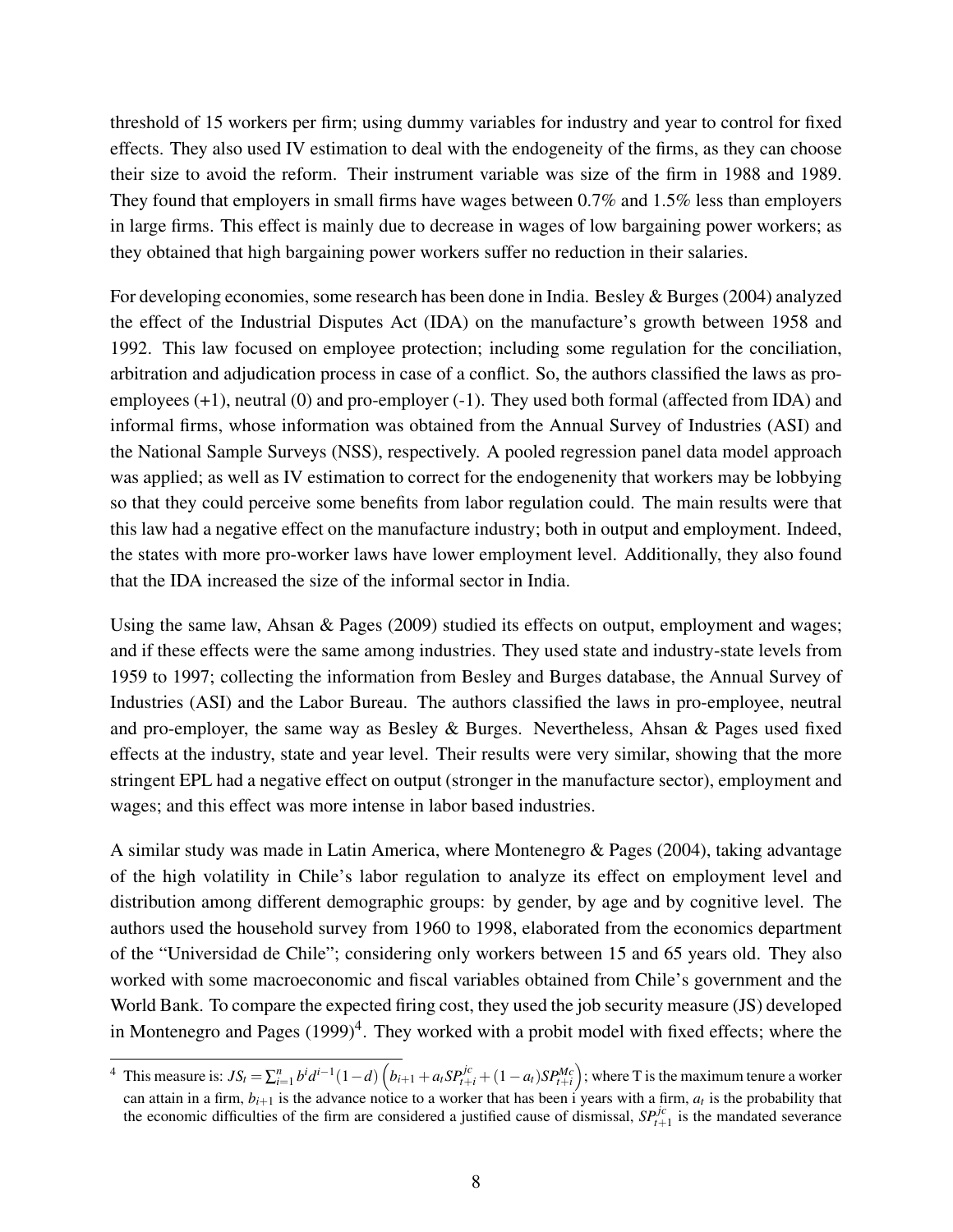threshold of 15 workers per firm; using dummy variables for industry and year to control for fixed effects. They also used IV estimation to deal with the endogeneity of the firms, as they can choose their size to avoid the reform. Their instrument variable was size of the firm in 1988 and 1989. They found that employers in small firms have wages between 0.7% and 1.5% less than employers in large firms. This effect is mainly due to decrease in wages of low bargaining power workers; as they obtained that high bargaining power workers suffer no reduction in their salaries.

For developing economies, some research has been done in India. Besley & Burges (2004) analyzed the effect of the Industrial Disputes Act (IDA) on the manufacture's growth between 1958 and 1992. This law focused on employee protection; including some regulation for the conciliation, arbitration and adjudication process in case of a conflict. So, the authors classified the laws as pro-employees (+1), neutral (0) and pro-employer (-1). They used both formal (affected from IDA) and informal firms, whose information was obtained from the Annual Survey of Industries (ASI) and the National Sample Surveys (NSS), respectively. A pooled regression panel data model approach was applied; as well as IV estimation to correct for the endogenenity that workers may be lobbying so that they could perceive some benefits from labor regulation could. The main results were that this law had a negative effect on the manufacture industry; both in output and employment. Indeed, the states with more pro-worker laws have lower employment level. Additionally, they also found that the IDA increased the size of the informal sector in India.

Using the same law, Ahsan & Pages (2009) studied its effects on output, employment and wages; and if these effects were the same among industries. They used state and industry-state levels from 1959 to 1997; collecting the information from Besley and Burges database, the Annual Survey of Industries (ASI) and the Labor Bureau. The authors classified the laws in pro-employee, neutral and pro-employer, the same way as Besley & Burges. Nevertheless, Ahsan & Pages used fixed effects at the industry, state and year level. Their results were very similar, showing that the more stringent EPL had a negative effect on output (stronger in the manufacture sector), employment and wages; and this effect was more intense in labor based industries.

A similar study was made in Latin America, where Montenegro & Pages (2004), taking advantage of the high volatility in Chile's labor regulation to analyze its effect on employment level and distribution among different demographic groups: by gender, by age and by cognitive level. The authors used the household survey from 1960 to 1998, elaborated from the economics department of the "Universidad de Chile"; considering only workers between 15 and 65 years old. They also worked with some macroeconomic and fiscal variables obtained from Chile's government and the World Bank. To compare the expected firing cost, they used the job security measure (JS) developed in Montenegro and Pages (1999)[4]. They worked with a probit model with fixed effects; where the

[4] This measure is: $JS_t = \sum_{i=1}^{n} b^i d^{i-1}(1-d)\left(b_{i+1} + a_t SP_{t+i}^{jc} + (1-a_t) SP_{t+i}^{Mc}\right)$; where T is the maximum tenure a worker can attain in a firm, $b_{i+1}$ is the advance notice to a worker that has been i years with a firm, $a_t$ is the probability that the economic difficulties of the firm are considered a justified cause of dismissal, $SP_{t+1}^{jc}$ is the mandated severance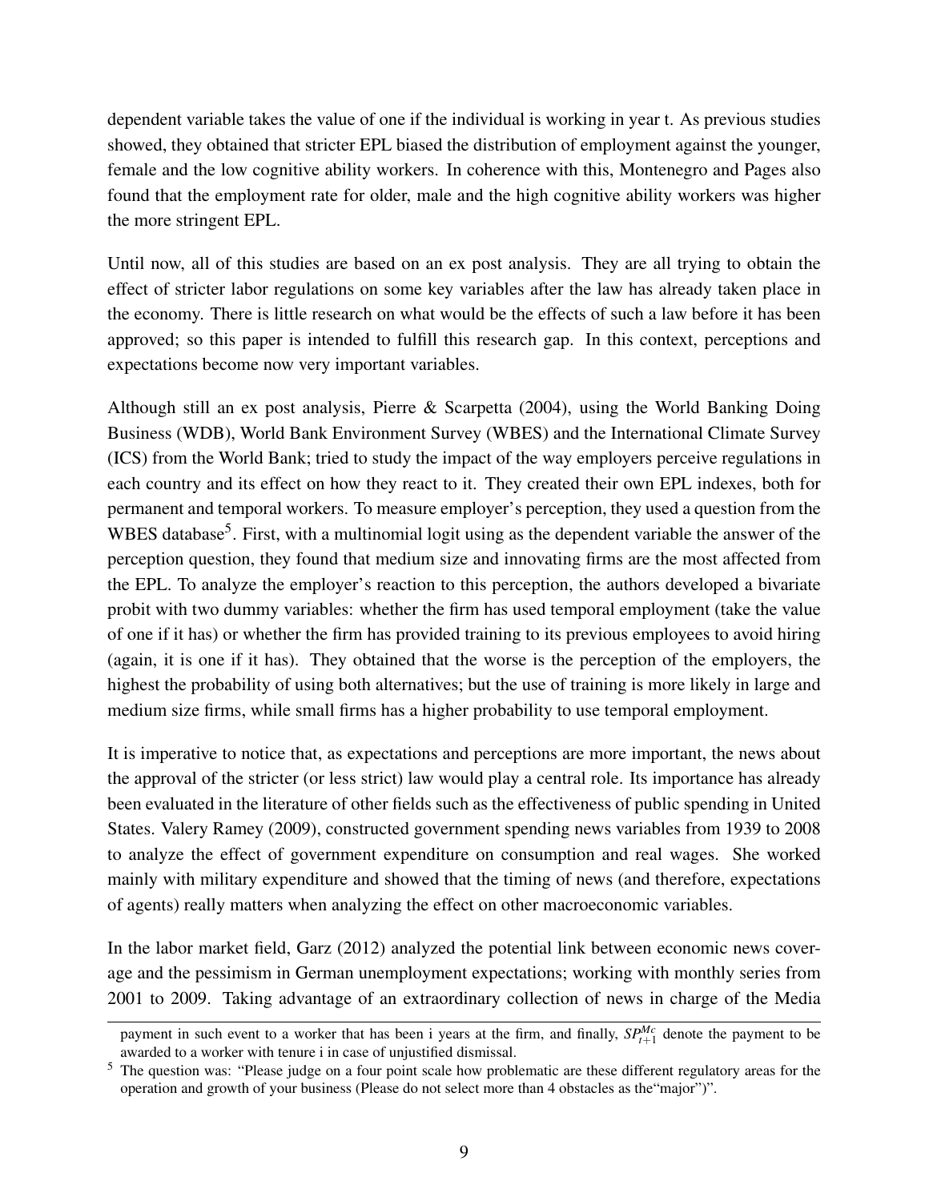dependent variable takes the value of one if the individual is working in year t. As previous studies showed, they obtained that stricter EPL biased the distribution of employment against the younger, female and the low cognitive ability workers. In coherence with this, Montenegro and Pages also found that the employment rate for older, male and the high cognitive ability workers was higher the more stringent EPL.

Until now, all of this studies are based on an ex post analysis. They are all trying to obtain the effect of stricter labor regulations on some key variables after the law has already taken place in the economy. There is little research on what would be the effects of such a law before it has been approved; so this paper is intended to fulfill this research gap. In this context, perceptions and expectations become now very important variables.

Although still an ex post analysis, Pierre & Scarpetta (2004), using the World Banking Doing Business (WDB), World Bank Environment Survey (WBES) and the International Climate Survey (ICS) from the World Bank; tried to study the impact of the way employers perceive regulations in each country and its effect on how they react to it. They created their own EPL indexes, both for permanent and temporal workers. To measure employer's perception, they used a question from the WBES database[5]. First, with a multinomial logit using as the dependent variable the answer of the perception question, they found that medium size and innovating firms are the most affected from the EPL. To analyze the employer's reaction to this perception, the authors developed a bivariate probit with two dummy variables: whether the firm has used temporal employment (take the value of one if it has) or whether the firm has provided training to its previous employees to avoid hiring (again, it is one if it has). They obtained that the worse is the perception of the employers, the highest the probability of using both alternatives; but the use of training is more likely in large and medium size firms, while small firms has a higher probability to use temporal employment.

It is imperative to notice that, as expectations and perceptions are more important, the news about the approval of the stricter (or less strict) law would play a central role. Its importance has already been evaluated in the literature of other fields such as the effectiveness of public spending in United States. Valery Ramey (2009), constructed government spending news variables from 1939 to 2008 to analyze the effect of government expenditure on consumption and real wages. She worked mainly with military expenditure and showed that the timing of news (and therefore, expectations of agents) really matters when analyzing the effect on other macroeconomic variables.

In the labor market field, Garz (2012) analyzed the potential link between economic news coverage and the pessimism in German unemployment expectations; working with monthly series from 2001 to 2009. Taking advantage of an extraordinary collection of news in charge of the Media

---

payment in such event to a worker that has been i years at the firm, and finally, $SP_{t+1}^{Mc}$ denote the payment to be awarded to a worker with tenure i in case of unjustified dismissal.

[5] The question was: "Please judge on a four point scale how problematic are these different regulatory areas for the operation and growth of your business (Please do not select more than 4 obstacles as the"major")".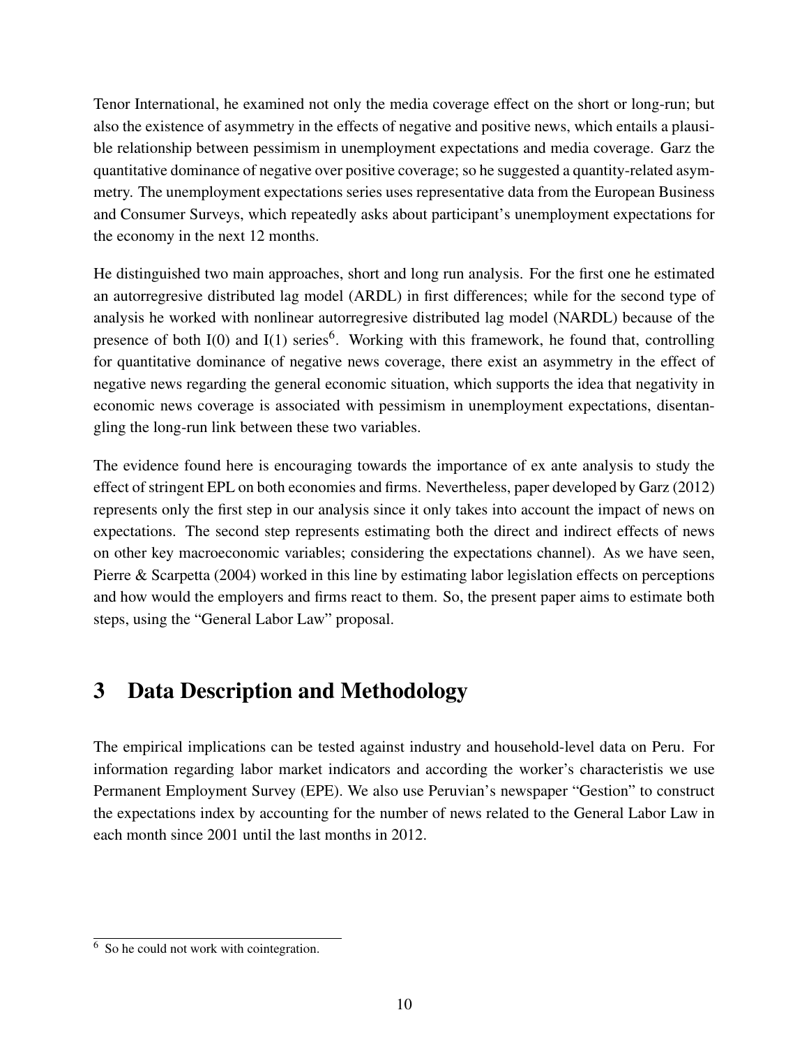Tenor International, he examined not only the media coverage effect on the short or long-run; but also the existence of asymmetry in the effects of negative and positive news, which entails a plausible relationship between pessimism in unemployment expectations and media coverage. Garz the quantitative dominance of negative over positive coverage; so he suggested a quantity-related asymmetry. The unemployment expectations series uses representative data from the European Business and Consumer Surveys, which repeatedly asks about participant's unemployment expectations for the economy in the next 12 months.

He distinguished two main approaches, short and long run analysis. For the first one he estimated an autorregresive distributed lag model (ARDL) in first differences; while for the second type of analysis he worked with nonlinear autorregresive distributed lag model (NARDL) because of the presence of both I(0) and I(1) series[6]. Working with this framework, he found that, controlling for quantitative dominance of negative news coverage, there exist an asymmetry in the effect of negative news regarding the general economic situation, which supports the idea that negativity in economic news coverage is associated with pessimism in unemployment expectations, disentangling the long-run link between these two variables.

The evidence found here is encouraging towards the importance of ex ante analysis to study the effect of stringent EPL on both economies and firms. Nevertheless, paper developed by Garz (2012) represents only the first step in our analysis since it only takes into account the impact of news on expectations. The second step represents estimating both the direct and indirect effects of news on other key macroeconomic variables; considering the expectations channel). As we have seen, Pierre & Scarpetta (2004) worked in this line by estimating labor legislation effects on perceptions and how would the employers and firms react to them. So, the present paper aims to estimate both steps, using the "General Labor Law" proposal.

# 3 Data Description and Methodology

The empirical implications can be tested against industry and household-level data on Peru. For information regarding labor market indicators and according the worker's characteristis we use Permanent Employment Survey (EPE). We also use Peruvian's newspaper "Gestion" to construct the expectations index by accounting for the number of news related to the General Labor Law in each month since 2001 until the last months in 2012.

[6] So he could not work with cointegration.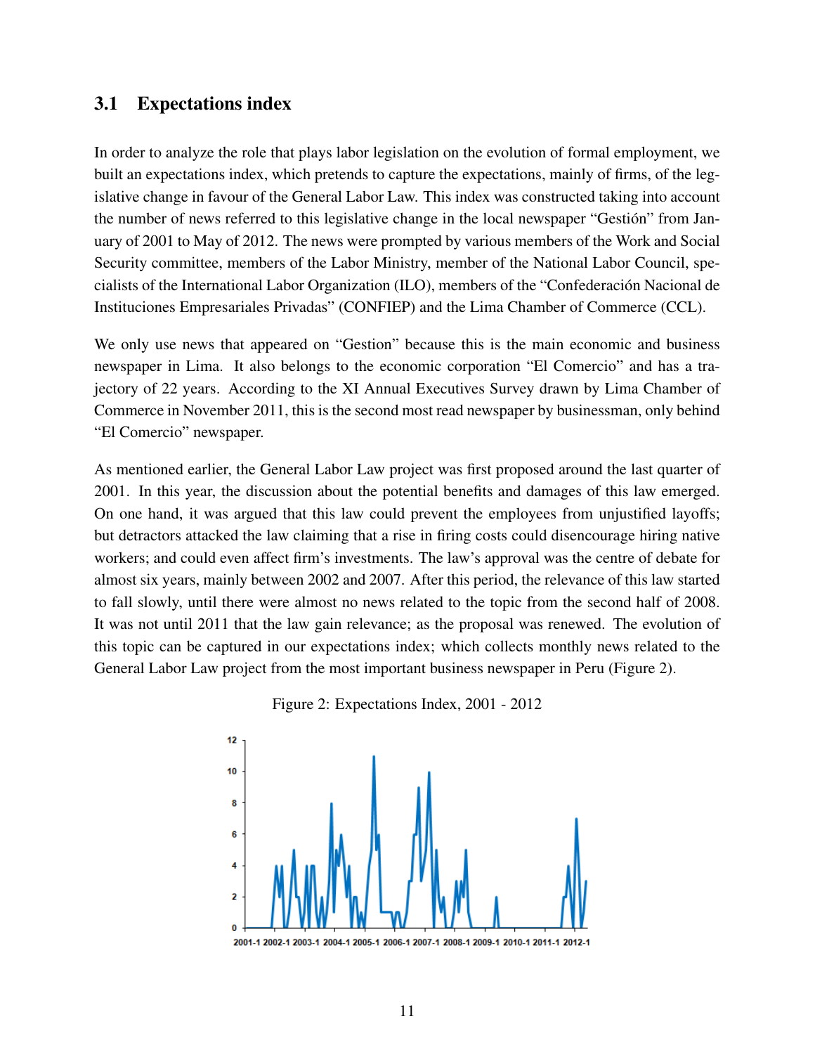## 3.1 Expectations index

In order to analyze the role that plays labor legislation on the evolution of formal employment, we built an expectations index, which pretends to capture the expectations, mainly of firms, of the legislative change in favour of the General Labor Law. This index was constructed taking into account the number of news referred to this legislative change in the local newspaper "Gestión" from January of 2001 to May of 2012. The news were prompted by various members of the Work and Social Security committee, members of the Labor Ministry, member of the National Labor Council, specialists of the International Labor Organization (ILO), members of the "Confederación Nacional de Instituciones Empresariales Privadas" (CONFIEP) and the Lima Chamber of Commerce (CCL).

We only use news that appeared on "Gestion" because this is the main economic and business newspaper in Lima. It also belongs to the economic corporation "El Comercio" and has a trajectory of 22 years. According to the XI Annual Executives Survey drawn by Lima Chamber of Commerce in November 2011, this is the second most read newspaper by businessman, only behind "El Comercio" newspaper.

As mentioned earlier, the General Labor Law project was first proposed around the last quarter of 2001. In this year, the discussion about the potential benefits and damages of this law emerged. On one hand, it was argued that this law could prevent the employees from unjustified layoffs; but detractors attacked the law claiming that a rise in firing costs could disencourage hiring native workers; and could even affect firm's investments. The law's approval was the centre of debate for almost six years, mainly between 2002 and 2007. After this period, the relevance of this law started to fall slowly, until there were almost no news related to the topic from the second half of 2008. It was not until 2011 that the law gain relevance; as the proposal was renewed. The evolution of this topic can be captured in our expectations index; which collects monthly news related to the General Labor Law project from the most important business newspaper in Peru (Figure 2).

Figure 2: Expectations Index, 2001 - 2012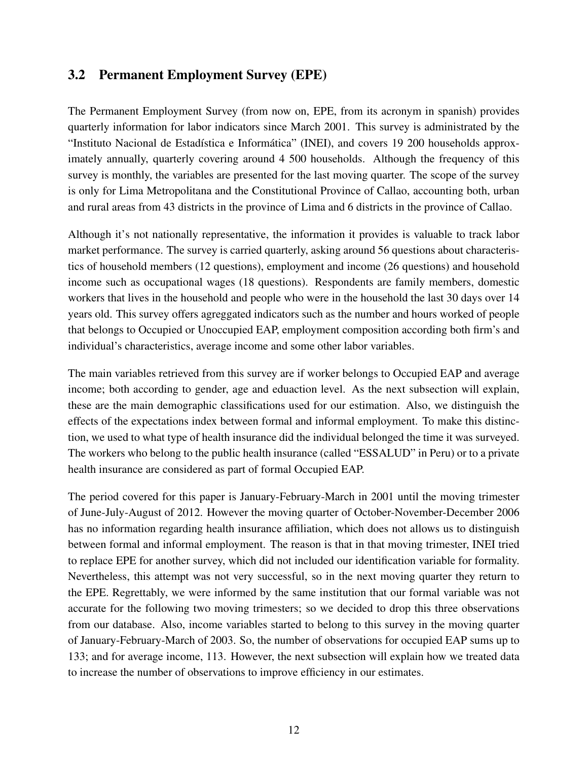## 3.2 Permanent Employment Survey (EPE)

The Permanent Employment Survey (from now on, EPE, from its acronym in spanish) provides quarterly information for labor indicators since March 2001. This survey is administrated by the "Instituto Nacional de Estadística e Informática" (INEI), and covers 19 200 households approximately annually, quarterly covering around 4 500 households. Although the frequency of this survey is monthly, the variables are presented for the last moving quarter. The scope of the survey is only for Lima Metropolitana and the Constitutional Province of Callao, accounting both, urban and rural areas from 43 districts in the province of Lima and 6 districts in the province of Callao.

Although it's not nationally representative, the information it provides is valuable to track labor market performance. The survey is carried quarterly, asking around 56 questions about characteristics of household members (12 questions), employment and income (26 questions) and household income such as occupational wages (18 questions). Respondents are family members, domestic workers that lives in the household and people who were in the household the last 30 days over 14 years old. This survey offers agreggated indicators such as the number and hours worked of people that belongs to Occupied or Unoccupied EAP, employment composition according both firm's and individual's characteristics, average income and some other labor variables.

The main variables retrieved from this survey are if worker belongs to Occupied EAP and average income; both according to gender, age and eduaction level. As the next subsection will explain, these are the main demographic classifications used for our estimation. Also, we distinguish the effects of the expectations index between formal and informal employment. To make this distinction, we used to what type of health insurance did the individual belonged the time it was surveyed. The workers who belong to the public health insurance (called "ESSALUD" in Peru) or to a private health insurance are considered as part of formal Occupied EAP.

The period covered for this paper is January-February-March in 2001 until the moving trimester of June-July-August of 2012. However the moving quarter of October-November-December 2006 has no information regarding health insurance affiliation, which does not allows us to distinguish between formal and informal employment. The reason is that in that moving trimester, INEI tried to replace EPE for another survey, which did not included our identification variable for formality. Nevertheless, this attempt was not very successful, so in the next moving quarter they return to the EPE. Regrettably, we were informed by the same institution that our formal variable was not accurate for the following two moving trimesters; so we decided to drop this three observations from our database. Also, income variables started to belong to this survey in the moving quarter of January-February-March of 2003. So, the number of observations for occupied EAP sums up to 133; and for average income, 113. However, the next subsection will explain how we treated data to increase the number of observations to improve efficiency in our estimates.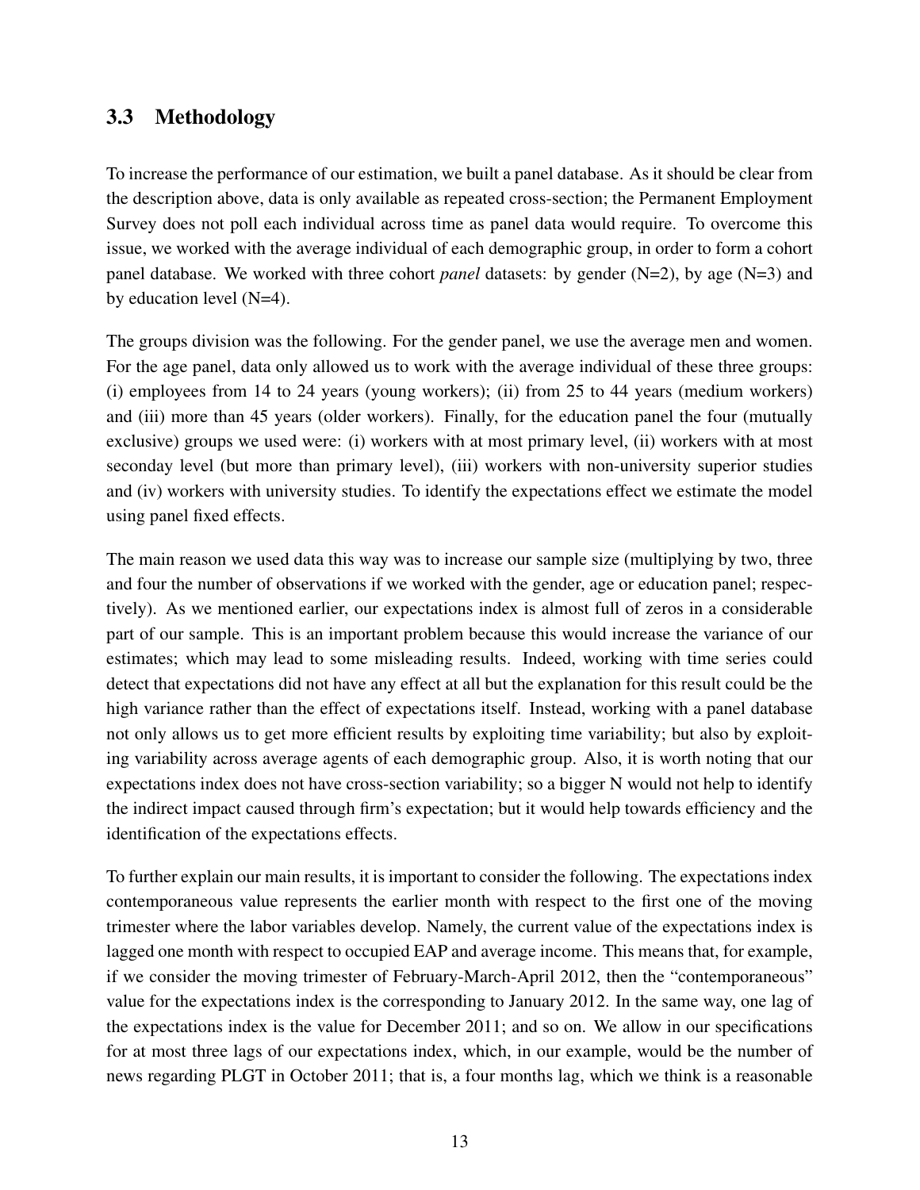## 3.3 Methodology

To increase the performance of our estimation, we built a panel database. As it should be clear from the description above, data is only available as repeated cross-section; the Permanent Employment Survey does not poll each individual across time as panel data would require. To overcome this issue, we worked with the average individual of each demographic group, in order to form a cohort panel database. We worked with three cohort *panel* datasets: by gender (N=2), by age (N=3) and by education level (N=4).

The groups division was the following. For the gender panel, we use the average men and women. For the age panel, data only allowed us to work with the average individual of these three groups: (i) employees from 14 to 24 years (young workers); (ii) from 25 to 44 years (medium workers) and (iii) more than 45 years (older workers). Finally, for the education panel the four (mutually exclusive) groups we used were: (i) workers with at most primary level, (ii) workers with at most seconday level (but more than primary level), (iii) workers with non-university superior studies and (iv) workers with university studies. To identify the expectations effect we estimate the model using panel fixed effects.

The main reason we used data this way was to increase our sample size (multiplying by two, three and four the number of observations if we worked with the gender, age or education panel; respectively). As we mentioned earlier, our expectations index is almost full of zeros in a considerable part of our sample. This is an important problem because this would increase the variance of our estimates; which may lead to some misleading results. Indeed, working with time series could detect that expectations did not have any effect at all but the explanation for this result could be the high variance rather than the effect of expectations itself. Instead, working with a panel database not only allows us to get more efficient results by exploiting time variability; but also by exploiting variability across average agents of each demographic group. Also, it is worth noting that our expectations index does not have cross-section variability; so a bigger N would not help to identify the indirect impact caused through firm's expectation; but it would help towards efficiency and the identification of the expectations effects.

To further explain our main results, it is important to consider the following. The expectations index contemporaneous value represents the earlier month with respect to the first one of the moving trimester where the labor variables develop. Namely, the current value of the expectations index is lagged one month with respect to occupied EAP and average income. This means that, for example, if we consider the moving trimester of February-March-April 2012, then the "contemporaneous" value for the expectations index is the corresponding to January 2012. In the same way, one lag of the expectations index is the value for December 2011; and so on. We allow in our specifications for at most three lags of our expectations index, which, in our example, would be the number of news regarding PLGT in October 2011; that is, a four months lag, which we think is a reasonable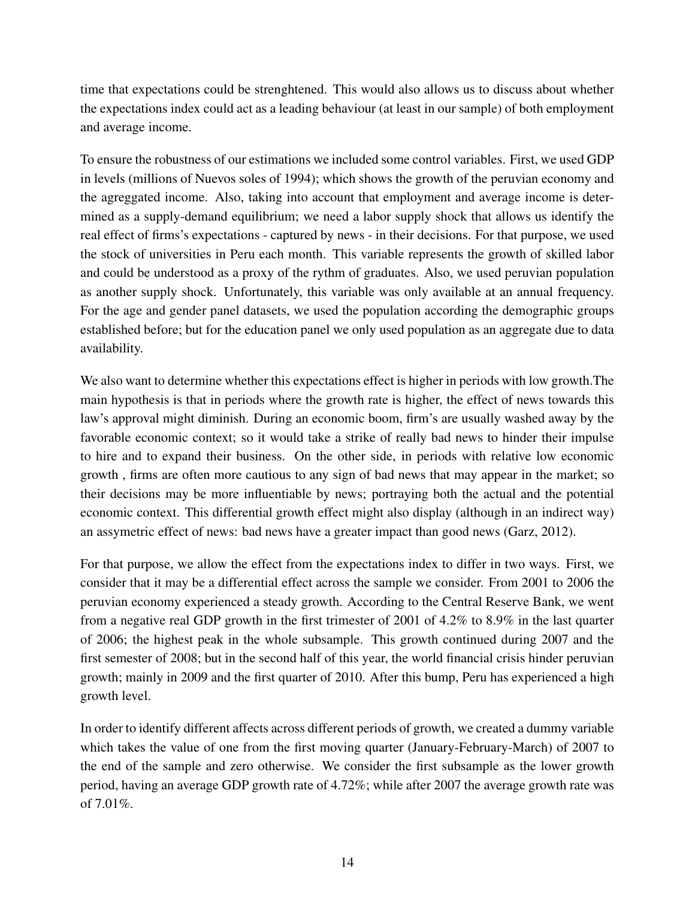time that expectations could be strenghtened. This would also allows us to discuss about whether the expectations index could act as a leading behaviour (at least in our sample) of both employment and average income.

To ensure the robustness of our estimations we included some control variables. First, we used GDP in levels (millions of Nuevos soles of 1994); which shows the growth of the peruvian economy and the agreggated income. Also, taking into account that employment and average income is determined as a supply-demand equilibrium; we need a labor supply shock that allows us identify the real effect of firms's expectations - captured by news - in their decisions. For that purpose, we used the stock of universities in Peru each month. This variable represents the growth of skilled labor and could be understood as a proxy of the rythm of graduates. Also, we used peruvian population as another supply shock. Unfortunately, this variable was only available at an annual frequency. For the age and gender panel datasets, we used the population according the demographic groups established before; but for the education panel we only used population as an aggregate due to data availability.

We also want to determine whether this expectations effect is higher in periods with low growth.The main hypothesis is that in periods where the growth rate is higher, the effect of news towards this law's approval might diminish. During an economic boom, firm's are usually washed away by the favorable economic context; so it would take a strike of really bad news to hinder their impulse to hire and to expand their business. On the other side, in periods with relative low economic growth , firms are often more cautious to any sign of bad news that may appear in the market; so their decisions may be more influentiable by news; portraying both the actual and the potential economic context. This differential growth effect might also display (although in an indirect way) an assymetric effect of news: bad news have a greater impact than good news (Garz, 2012).

For that purpose, we allow the effect from the expectations index to differ in two ways. First, we consider that it may be a differential effect across the sample we consider. From 2001 to 2006 the peruvian economy experienced a steady growth. According to the Central Reserve Bank, we went from a negative real GDP growth in the first trimester of 2001 of 4.2% to 8.9% in the last quarter of 2006; the highest peak in the whole subsample. This growth continued during 2007 and the first semester of 2008; but in the second half of this year, the world financial crisis hinder peruvian growth; mainly in 2009 and the first quarter of 2010. After this bump, Peru has experienced a high growth level.

In order to identify different affects across different periods of growth, we created a dummy variable which takes the value of one from the first moving quarter (January-February-March) of 2007 to the end of the sample and zero otherwise. We consider the first subsample as the lower growth period, having an average GDP growth rate of 4.72%; while after 2007 the average growth rate was of 7.01%.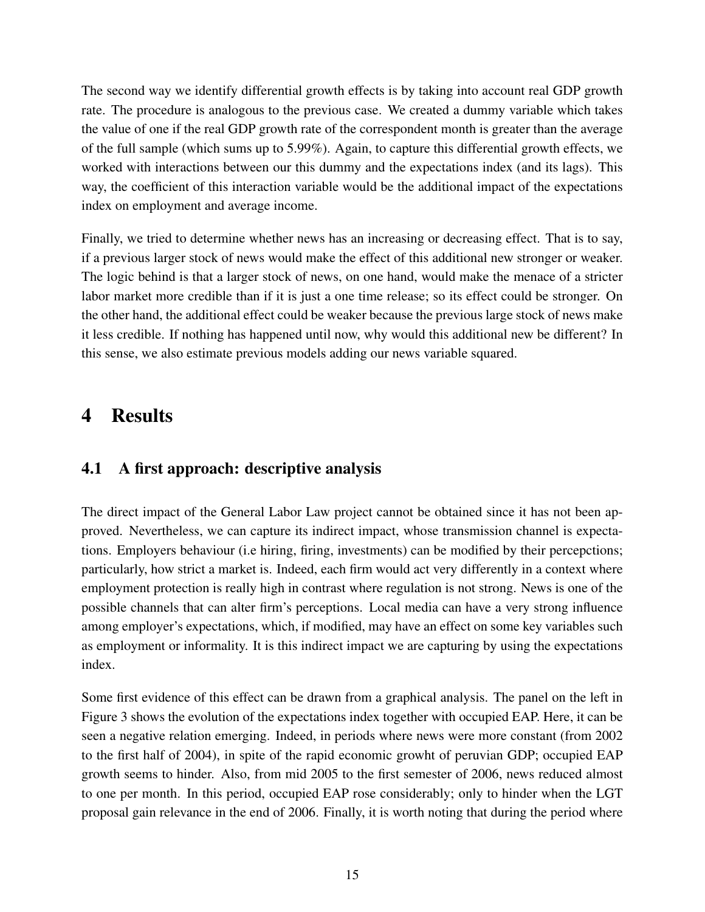The second way we identify differential growth effects is by taking into account real GDP growth rate. The procedure is analogous to the previous case. We created a dummy variable which takes the value of one if the real GDP growth rate of the correspondent month is greater than the average of the full sample (which sums up to 5.99%). Again, to capture this differential growth effects, we worked with interactions between our this dummy and the expectations index (and its lags). This way, the coefficient of this interaction variable would be the additional impact of the expectations index on employment and average income.

Finally, we tried to determine whether news has an increasing or decreasing effect. That is to say, if a previous larger stock of news would make the effect of this additional new stronger or weaker. The logic behind is that a larger stock of news, on one hand, would make the menace of a stricter labor market more credible than if it is just a one time release; so its effect could be stronger. On the other hand, the additional effect could be weaker because the previous large stock of news make it less credible. If nothing has happened until now, why would this additional new be different? In this sense, we also estimate previous models adding our news variable squared.

# 4 Results

## 4.1 A first approach: descriptive analysis

The direct impact of the General Labor Law project cannot be obtained since it has not been approved. Nevertheless, we can capture its indirect impact, whose transmission channel is expectations. Employers behaviour (i.e hiring, firing, investments) can be modified by their percepctions; particularly, how strict a market is. Indeed, each firm would act very differently in a context where employment protection is really high in contrast where regulation is not strong. News is one of the possible channels that can alter firm's perceptions. Local media can have a very strong influence among employer's expectations, which, if modified, may have an effect on some key variables such as employment or informality. It is this indirect impact we are capturing by using the expectations index.

Some first evidence of this effect can be drawn from a graphical analysis. The panel on the left in Figure 3 shows the evolution of the expectations index together with occupied EAP. Here, it can be seen a negative relation emerging. Indeed, in periods where news were more constant (from 2002 to the first half of 2004), in spite of the rapid economic growht of peruvian GDP; occupied EAP growth seems to hinder. Also, from mid 2005 to the first semester of 2006, news reduced almost to one per month. In this period, occupied EAP rose considerably; only to hinder when the LGT proposal gain relevance in the end of 2006. Finally, it is worth noting that during the period where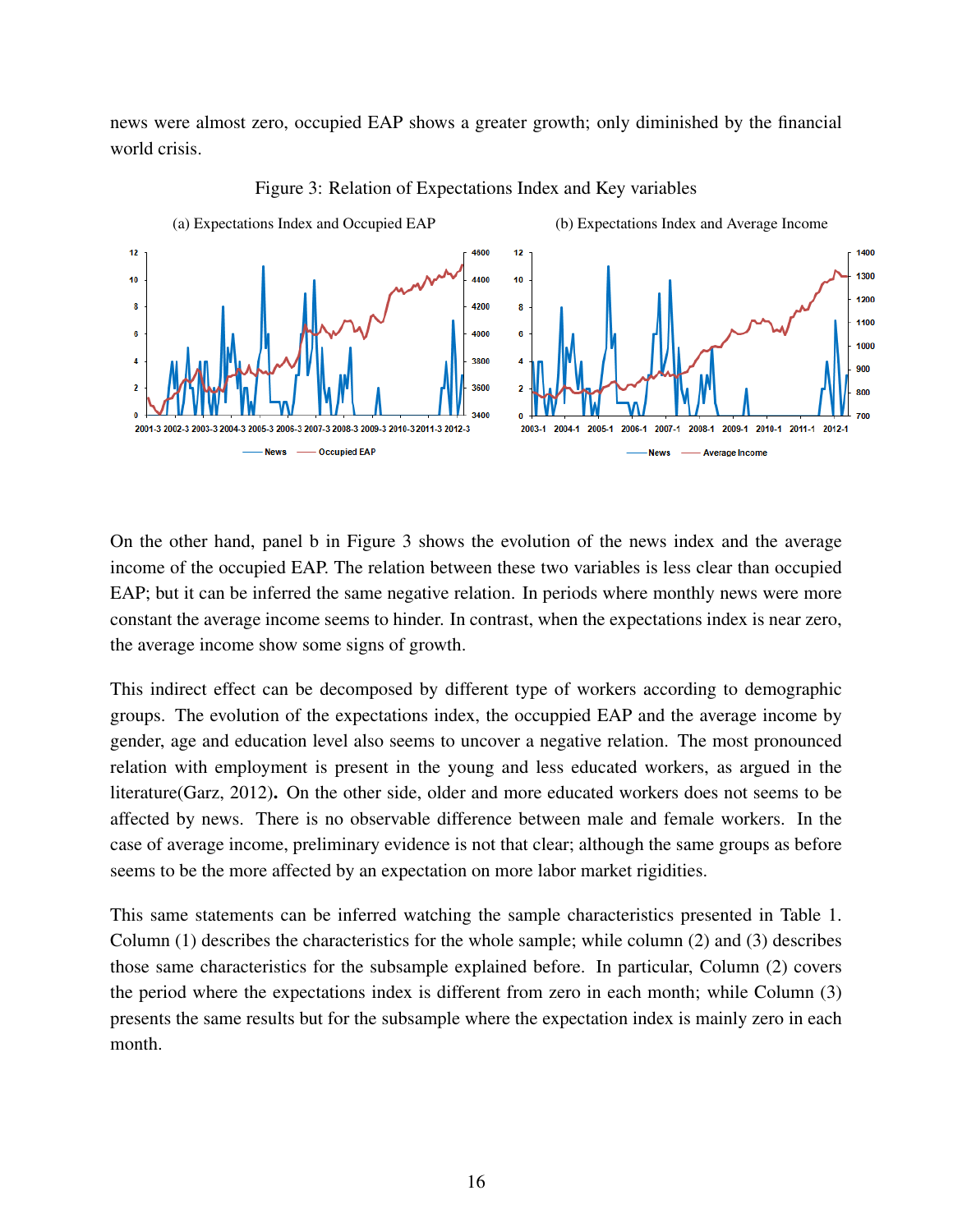news were almost zero, occupied EAP shows a greater growth; only diminished by the financial world crisis.

Figure 3: Relation of Expectations Index and Key variables

(a) Expectations Index and Occupied EAP

(b) Expectations Index and Average Income

On the other hand, panel b in Figure 3 shows the evolution of the news index and the average income of the occupied EAP. The relation between these two variables is less clear than occupied EAP; but it can be inferred the same negative relation. In periods where monthly news were more constant the average income seems to hinder. In contrast, when the expectations index is near zero, the average income show some signs of growth.

This indirect effect can be decomposed by different type of workers according to demographic groups. The evolution of the expectations index, the occuppied EAP and the average income by gender, age and education level also seems to uncover a negative relation. The most pronounced relation with employment is present in the young and less educated workers, as argued in the literature(Garz, 2012)**.** On the other side, older and more educated workers does not seems to be affected by news. There is no observable difference between male and female workers. In the case of average income, preliminary evidence is not that clear; although the same groups as before seems to be the more affected by an expectation on more labor market rigidities.

This same statements can be inferred watching the sample characteristics presented in Table 1. Column (1) describes the characteristics for the whole sample; while column (2) and (3) describes those same characteristics for the subsample explained before. In particular, Column (2) covers the period where the expectations index is different from zero in each month; while Column (3) presents the same results but for the subsample where the expectation index is mainly zero in each month.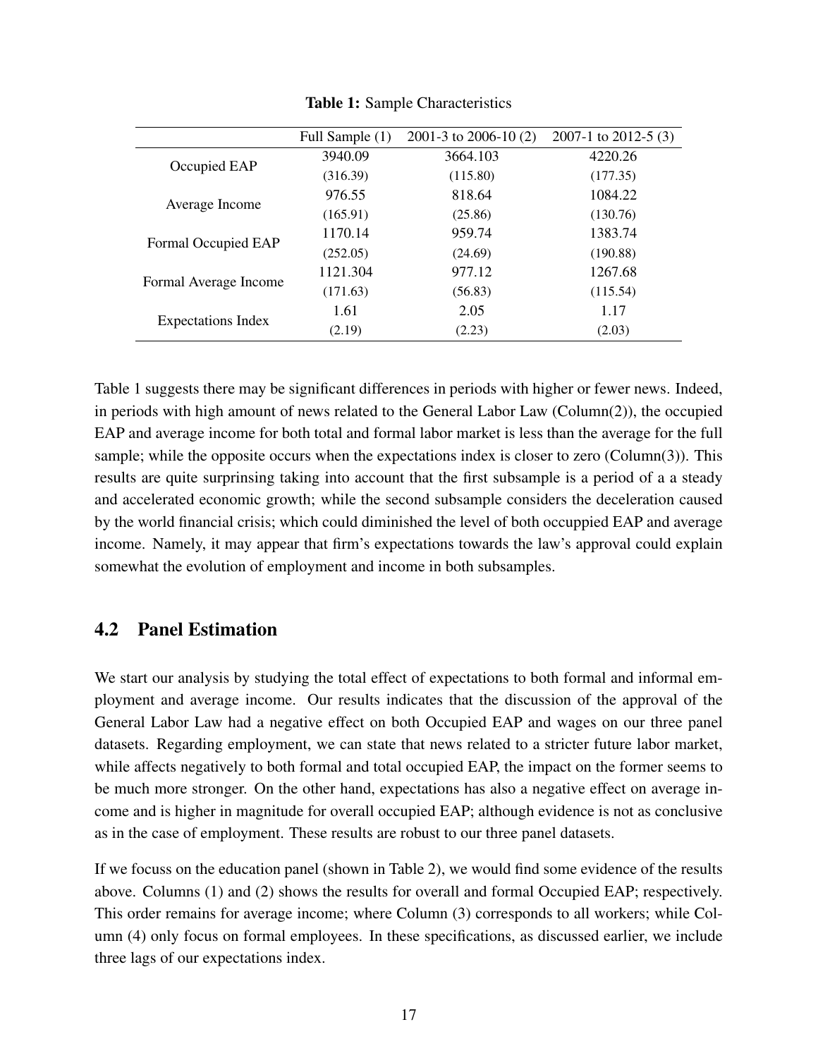**Table 1:** Sample Characteristics

| | Full Sample (1) | 2001-3 to 2006-10 (2) | 2007-1 to 2012-5 (3) |
|---|---|---|---|
| Occupied EAP | 3940.09 | 3664.103 | 4220.26 |
| | (316.39) | (115.80) | (177.35) |
| Average Income | 976.55 | 818.64 | 1084.22 |
| | (165.91) | (25.86) | (130.76) |
| Formal Occupied EAP | 1170.14 | 959.74 | 1383.74 |
| | (252.05) | (24.69) | (190.88) |
| Formal Average Income | 1121.304 | 977.12 | 1267.68 |
| | (171.63) | (56.83) | (115.54) |
| Expectations Index | 1.61 | 2.05 | 1.17 |
| | (2.19) | (2.23) | (2.03) |

Table 1 suggests there may be significant differences in periods with higher or fewer news. Indeed, in periods with high amount of news related to the General Labor Law (Column(2)), the occupied EAP and average income for both total and formal labor market is less than the average for the full sample; while the opposite occurs when the expectations index is closer to zero (Column(3)). This results are quite surprinsing taking into account that the first subsample is a period of a a steady and accelerated economic growth; while the second subsample considers the deceleration caused by the world financial crisis; which could diminished the level of both occuppied EAP and average income. Namely, it may appear that firm's expectations towards the law's approval could explain somewhat the evolution of employment and income in both subsamples.

## 4.2 Panel Estimation

We start our analysis by studying the total effect of expectations to both formal and informal employment and average income. Our results indicates that the discussion of the approval of the General Labor Law had a negative effect on both Occupied EAP and wages on our three panel datasets. Regarding employment, we can state that news related to a stricter future labor market, while affects negatively to both formal and total occupied EAP, the impact on the former seems to be much more stronger. On the other hand, expectations has also a negative effect on average income and is higher in magnitude for overall occupied EAP; although evidence is not as conclusive as in the case of employment. These results are robust to our three panel datasets.

If we focuss on the education panel (shown in Table 2), we would find some evidence of the results above. Columns (1) and (2) shows the results for overall and formal Occupied EAP; respectively. This order remains for average income; where Column (3) corresponds to all workers; while Column (4) only focus on formal employees. In these specifications, as discussed earlier, we include three lags of our expectations index.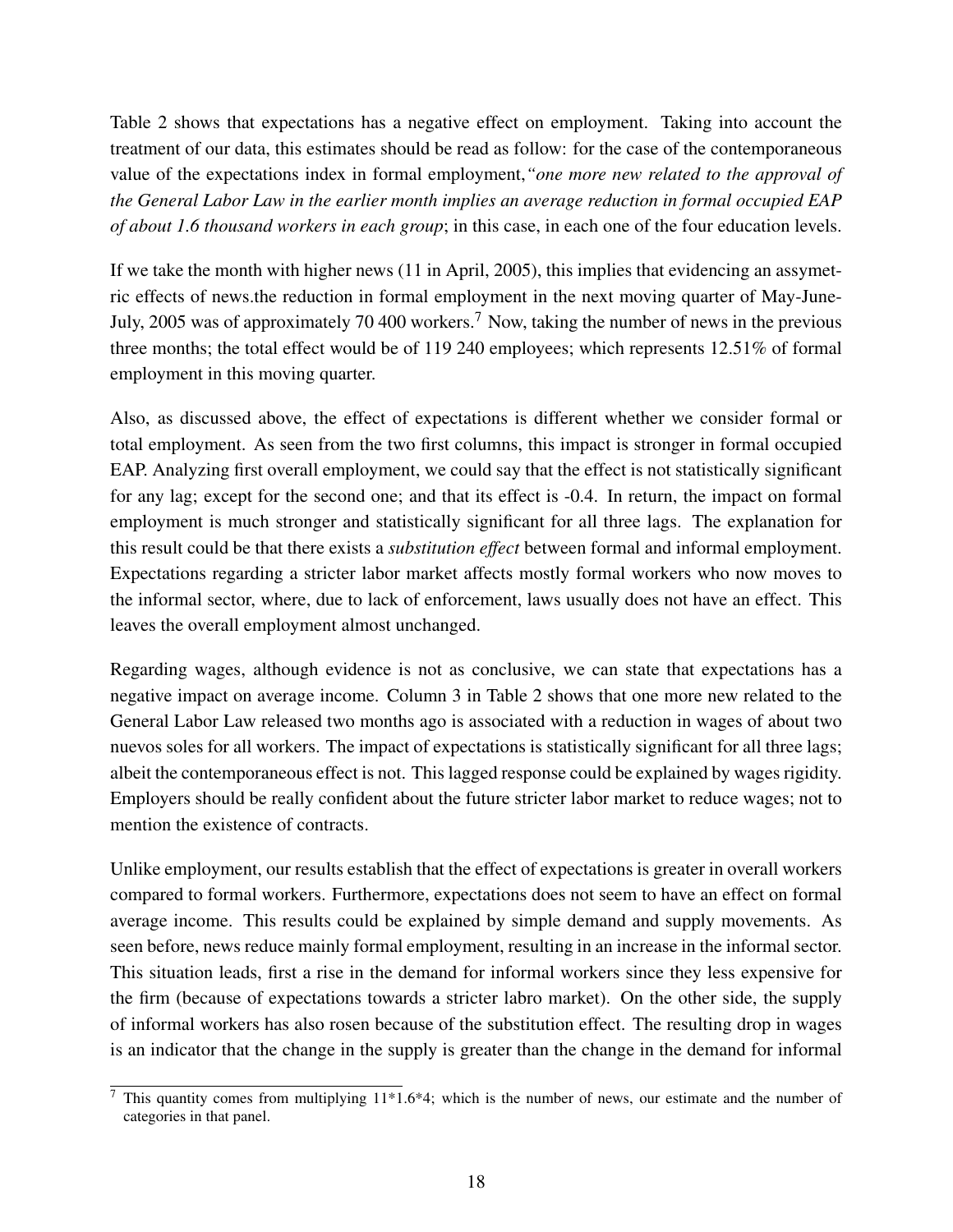Table 2 shows that expectations has a negative effect on employment. Taking into account the treatment of our data, this estimates should be read as follow: for the case of the contemporaneous value of the expectations index in formal employment,*"one more new related to the approval of the General Labor Law in the earlier month implies an average reduction in formal occupied EAP of about 1.6 thousand workers in each group*; in this case, in each one of the four education levels.

If we take the month with higher news (11 in April, 2005), this implies that evidencing an assymetric effects of news.the reduction in formal employment in the next moving quarter of May-June-July, 2005 was of approximately 70 400 workers.[7] Now, taking the number of news in the previous three months; the total effect would be of 119 240 employees; which represents 12.51% of formal employment in this moving quarter.

Also, as discussed above, the effect of expectations is different whether we consider formal or total employment. As seen from the two first columns, this impact is stronger in formal occupied EAP. Analyzing first overall employment, we could say that the effect is not statistically significant for any lag; except for the second one; and that its effect is -0.4. In return, the impact on formal employment is much stronger and statistically significant for all three lags. The explanation for this result could be that there exists a *substitution effect* between formal and informal employment. Expectations regarding a stricter labor market affects mostly formal workers who now moves to the informal sector, where, due to lack of enforcement, laws usually does not have an effect. This leaves the overall employment almost unchanged.

Regarding wages, although evidence is not as conclusive, we can state that expectations has a negative impact on average income. Column 3 in Table 2 shows that one more new related to the General Labor Law released two months ago is associated with a reduction in wages of about two nuevos soles for all workers. The impact of expectations is statistically significant for all three lags; albeit the contemporaneous effect is not. This lagged response could be explained by wages rigidity. Employers should be really confident about the future stricter labor market to reduce wages; not to mention the existence of contracts.

Unlike employment, our results establish that the effect of expectations is greater in overall workers compared to formal workers. Furthermore, expectations does not seem to have an effect on formal average income. This results could be explained by simple demand and supply movements. As seen before, news reduce mainly formal employment, resulting in an increase in the informal sector. This situation leads, first a rise in the demand for informal workers since they less expensive for the firm (because of expectations towards a stricter labro market). On the other side, the supply of informal workers has also rosen because of the substitution effect. The resulting drop in wages is an indicator that the change in the supply is greater than the change in the demand for informal

[7] This quantity comes from multiplying 11*1.6*4; which is the number of news, our estimate and the number of categories in that panel.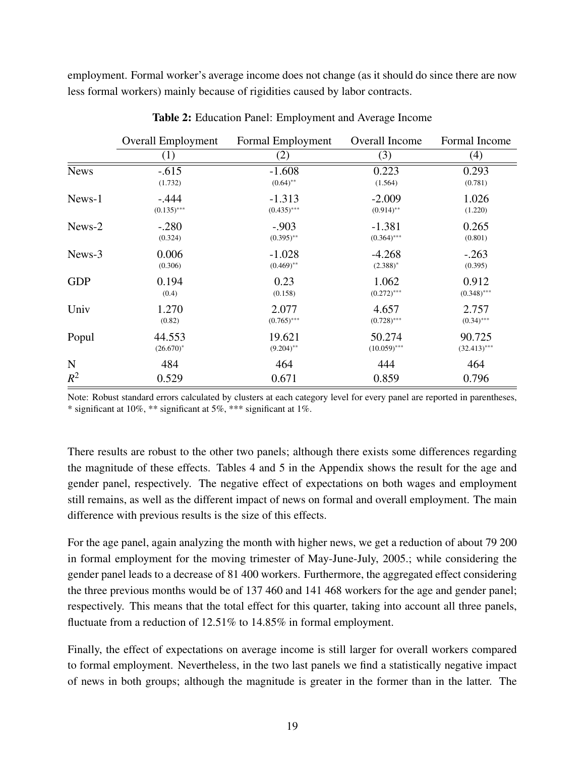employment. Formal worker's average income does not change (as it should do since there are now less formal workers) mainly because of rigidities caused by labor contracts.

**Table 2:** Education Panel: Employment and Average Income

| | Overall Employment | Formal Employment | Overall Income | Formal Income |
|---|---|---|---|---|
| | (1) | (2) | (3) | (4) |
| News | -.615 | -1.608 | 0.223 | 0.293 |
| | (1.732) | (0.64)** | (1.564) | (0.781) |
| News-1 | -.444 | -1.313 | -2.009 | 1.026 |
| | (0.135)*** | (0.435)*** | (0.914)** | (1.220) |
| News-2 | -.280 | -.903 | -1.381 | 0.265 |
| | (0.324) | (0.395)** | (0.364)*** | (0.801) |
| News-3 | 0.006 | -1.028 | -4.268 | -.263 |
| | (0.306) | (0.469)** | (2.388)* | (0.395) |
| GDP | 0.194 | 0.23 | 1.062 | 0.912 |
| | (0.4) | (0.158) | (0.272)*** | (0.348)*** |
| Univ | 1.270 | 2.077 | 4.657 | 2.757 |
| | (0.82) | (0.765)*** | (0.728)*** | (0.34)*** |
| Popul | 44.553 | 19.621 | 50.274 | 90.725 |
| | (26.670)* | (9.204)** | (10.059)*** | (32.413)*** |
| N | 484 | 464 | 444 | 464 |
| $R^2$ | 0.529 | 0.671 | 0.859 | 0.796 |

Note: Robust standard errors calculated by clusters at each category level for every panel are reported in parentheses, * significant at 10%, ** significant at 5%, *** significant at 1%.

There results are robust to the other two panels; although there exists some differences regarding the magnitude of these effects. Tables 4 and 5 in the Appendix shows the result for the age and gender panel, respectively. The negative effect of expectations on both wages and employment still remains, as well as the different impact of news on formal and overall employment. The main difference with previous results is the size of this effects.

For the age panel, again analyzing the month with higher news, we get a reduction of about 79 200 in formal employment for the moving trimester of May-June-July, 2005.; while considering the gender panel leads to a decrease of 81 400 workers. Furthermore, the aggregated effect considering the three previous months would be of 137 460 and 141 468 workers for the age and gender panel; respectively. This means that the total effect for this quarter, taking into account all three panels, fluctuate from a reduction of 12.51% to 14.85% in formal employment.

Finally, the effect of expectations on average income is still larger for overall workers compared to formal employment. Nevertheless, in the two last panels we find a statistically negative impact of news in both groups; although the magnitude is greater in the former than in the latter. The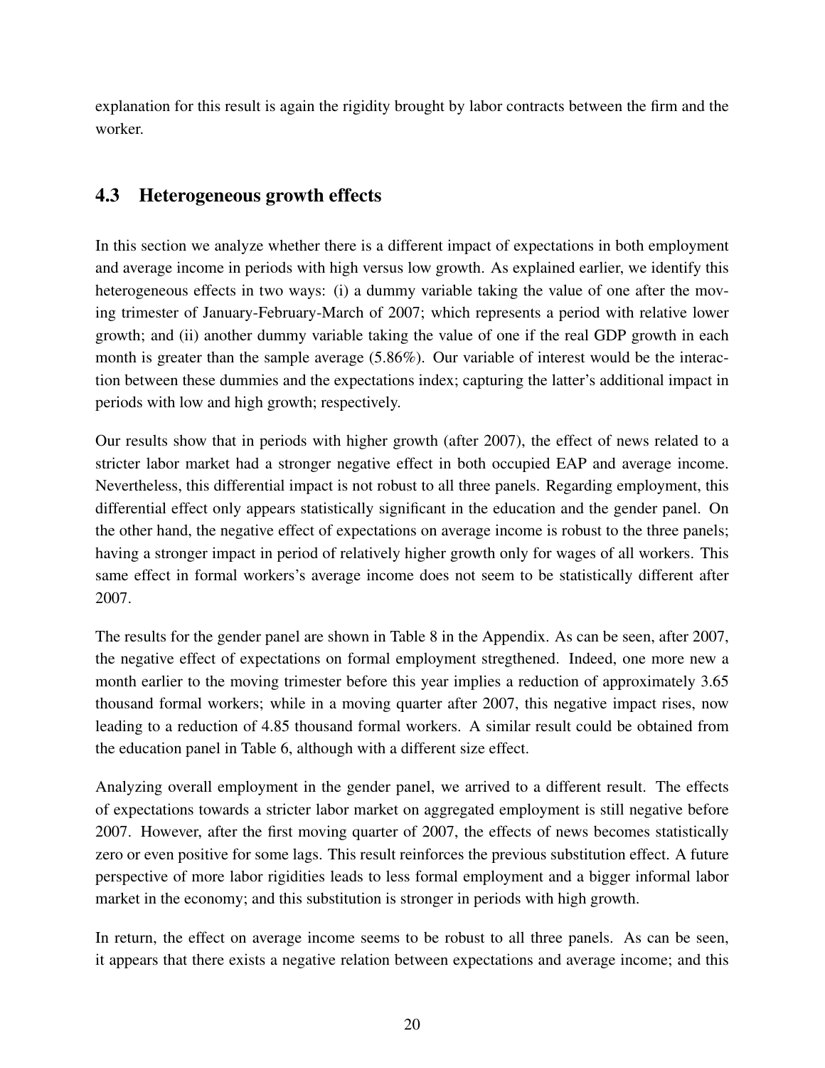explanation for this result is again the rigidity brought by labor contracts between the firm and the worker.

## 4.3 Heterogeneous growth effects

In this section we analyze whether there is a different impact of expectations in both employment and average income in periods with high versus low growth. As explained earlier, we identify this heterogeneous effects in two ways: (i) a dummy variable taking the value of one after the moving trimester of January-February-March of 2007; which represents a period with relative lower growth; and (ii) another dummy variable taking the value of one if the real GDP growth in each month is greater than the sample average (5.86%). Our variable of interest would be the interaction between these dummies and the expectations index; capturing the latter's additional impact in periods with low and high growth; respectively.

Our results show that in periods with higher growth (after 2007), the effect of news related to a stricter labor market had a stronger negative effect in both occupied EAP and average income. Nevertheless, this differential impact is not robust to all three panels. Regarding employment, this differential effect only appears statistically significant in the education and the gender panel. On the other hand, the negative effect of expectations on average income is robust to the three panels; having a stronger impact in period of relatively higher growth only for wages of all workers. This same effect in formal workers's average income does not seem to be statistically different after 2007.

The results for the gender panel are shown in Table 8 in the Appendix. As can be seen, after 2007, the negative effect of expectations on formal employment stregthened. Indeed, one more new a month earlier to the moving trimester before this year implies a reduction of approximately 3.65 thousand formal workers; while in a moving quarter after 2007, this negative impact rises, now leading to a reduction of 4.85 thousand formal workers. A similar result could be obtained from the education panel in Table 6, although with a different size effect.

Analyzing overall employment in the gender panel, we arrived to a different result. The effects of expectations towards a stricter labor market on aggregated employment is still negative before 2007. However, after the first moving quarter of 2007, the effects of news becomes statistically zero or even positive for some lags. This result reinforces the previous substitution effect. A future perspective of more labor rigidities leads to less formal employment and a bigger informal labor market in the economy; and this substitution is stronger in periods with high growth.

In return, the effect on average income seems to be robust to all three panels. As can be seen, it appears that there exists a negative relation between expectations and average income; and this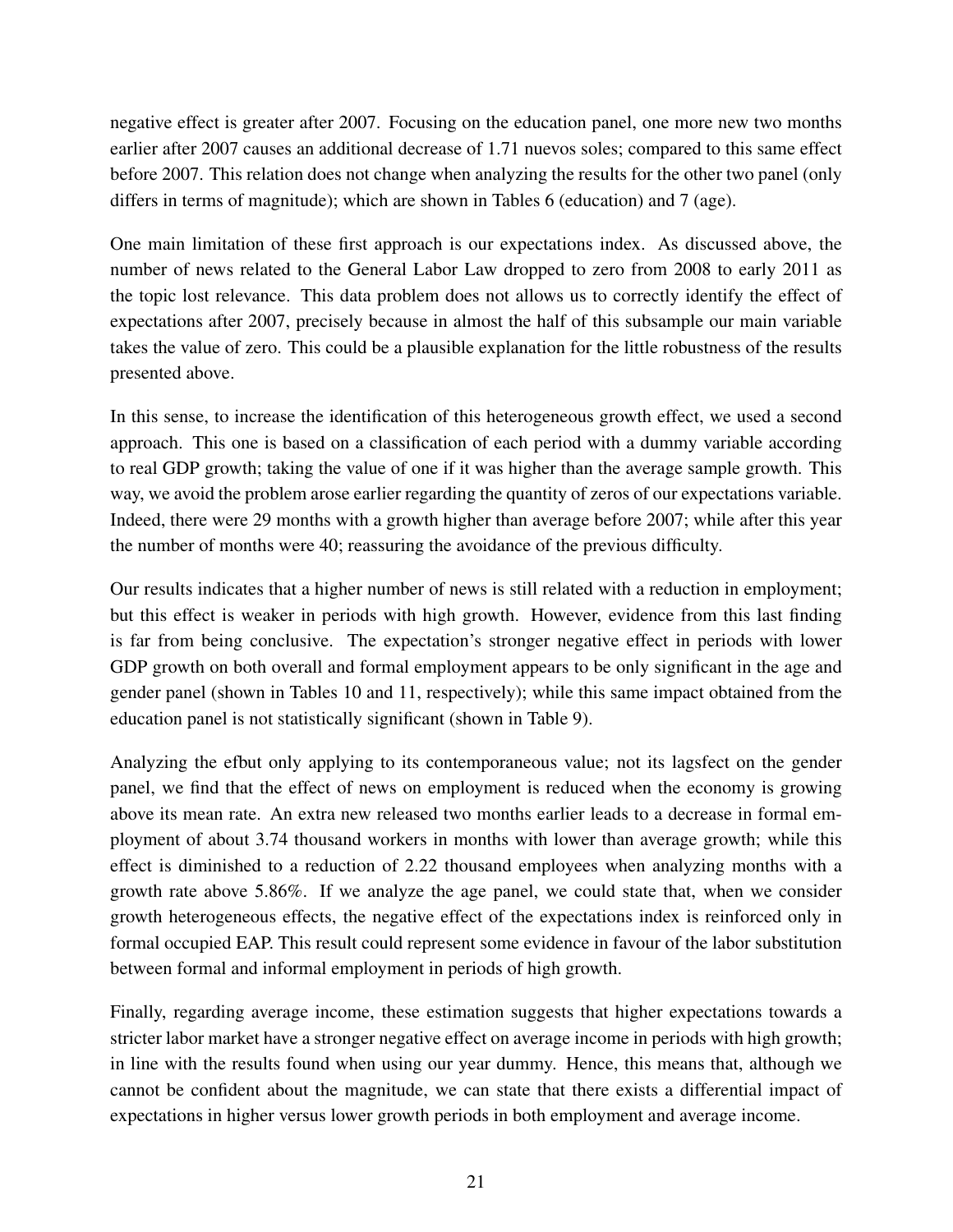negative effect is greater after 2007. Focusing on the education panel, one more new two months earlier after 2007 causes an additional decrease of 1.71 nuevos soles; compared to this same effect before 2007. This relation does not change when analyzing the results for the other two panel (only differs in terms of magnitude); which are shown in Tables 6 (education) and 7 (age).

One main limitation of these first approach is our expectations index. As discussed above, the number of news related to the General Labor Law dropped to zero from 2008 to early 2011 as the topic lost relevance. This data problem does not allows us to correctly identify the effect of expectations after 2007, precisely because in almost the half of this subsample our main variable takes the value of zero. This could be a plausible explanation for the little robustness of the results presented above.

In this sense, to increase the identification of this heterogeneous growth effect, we used a second approach. This one is based on a classification of each period with a dummy variable according to real GDP growth; taking the value of one if it was higher than the average sample growth. This way, we avoid the problem arose earlier regarding the quantity of zeros of our expectations variable. Indeed, there were 29 months with a growth higher than average before 2007; while after this year the number of months were 40; reassuring the avoidance of the previous difficulty.

Our results indicates that a higher number of news is still related with a reduction in employment; but this effect is weaker in periods with high growth. However, evidence from this last finding is far from being conclusive. The expectation's stronger negative effect in periods with lower GDP growth on both overall and formal employment appears to be only significant in the age and gender panel (shown in Tables 10 and 11, respectively); while this same impact obtained from the education panel is not statistically significant (shown in Table 9).

Analyzing the efbut only applying to its contemporaneous value; not its lagsfect on the gender panel, we find that the effect of news on employment is reduced when the economy is growing above its mean rate. An extra new released two months earlier leads to a decrease in formal employment of about 3.74 thousand workers in months with lower than average growth; while this effect is diminished to a reduction of 2.22 thousand employees when analyzing months with a growth rate above 5.86%. If we analyze the age panel, we could state that, when we consider growth heterogeneous effects, the negative effect of the expectations index is reinforced only in formal occupied EAP. This result could represent some evidence in favour of the labor substitution between formal and informal employment in periods of high growth.

Finally, regarding average income, these estimation suggests that higher expectations towards a stricter labor market have a stronger negative effect on average income in periods with high growth; in line with the results found when using our year dummy. Hence, this means that, although we cannot be confident about the magnitude, we can state that there exists a differential impact of expectations in higher versus lower growth periods in both employment and average income.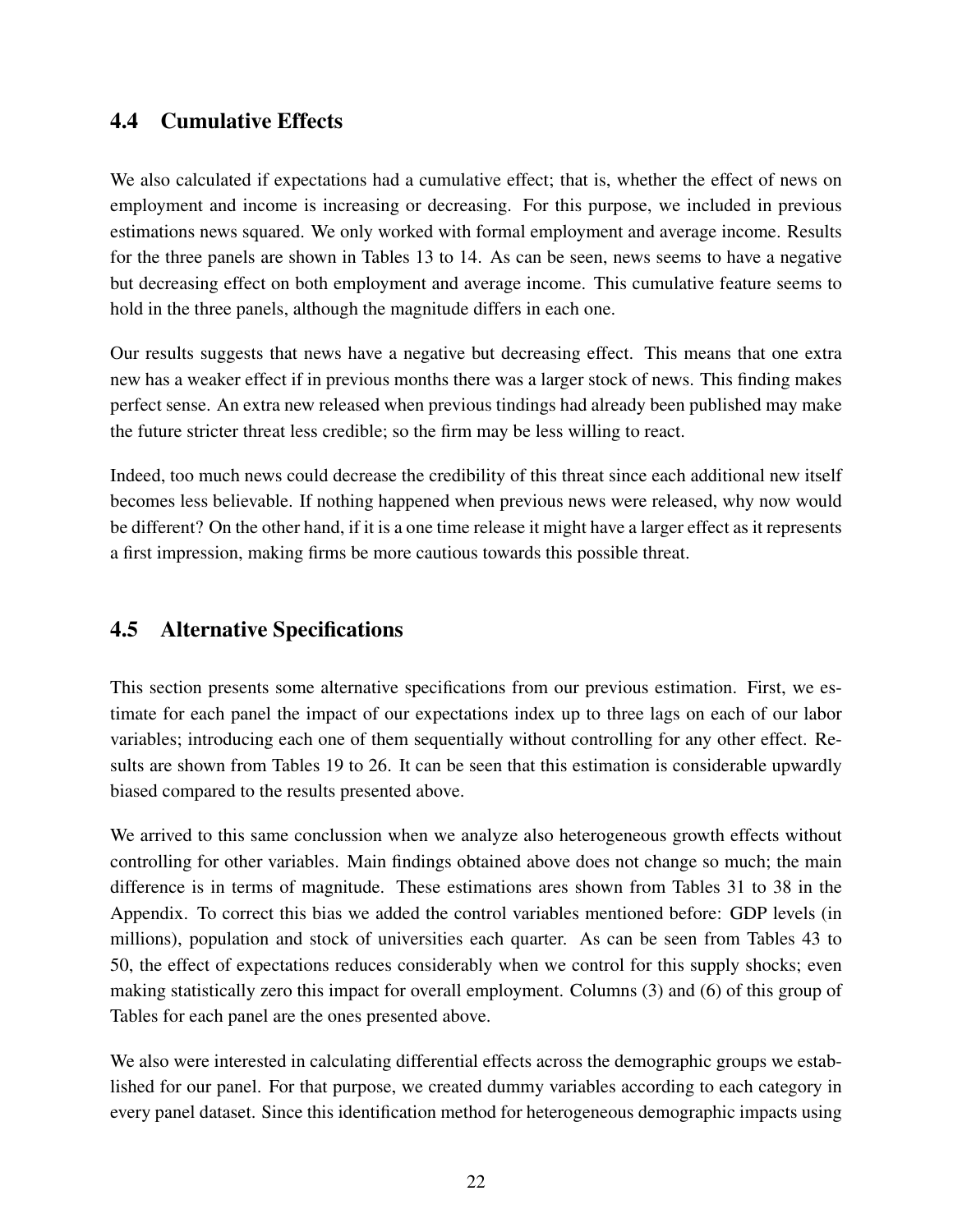## 4.4 Cumulative Effects

We also calculated if expectations had a cumulative effect; that is, whether the effect of news on employment and income is increasing or decreasing. For this purpose, we included in previous estimations news squared. We only worked with formal employment and average income. Results for the three panels are shown in Tables 13 to 14. As can be seen, news seems to have a negative but decreasing effect on both employment and average income. This cumulative feature seems to hold in the three panels, although the magnitude differs in each one.

Our results suggests that news have a negative but decreasing effect. This means that one extra new has a weaker effect if in previous months there was a larger stock of news. This finding makes perfect sense. An extra new released when previous tindings had already been published may make the future stricter threat less credible; so the firm may be less willing to react.

Indeed, too much news could decrease the credibility of this threat since each additional new itself becomes less believable. If nothing happened when previous news were released, why now would be different? On the other hand, if it is a one time release it might have a larger effect as it represents a first impression, making firms be more cautious towards this possible threat.

## 4.5 Alternative Specifications

This section presents some alternative specifications from our previous estimation. First, we estimate for each panel the impact of our expectations index up to three lags on each of our labor variables; introducing each one of them sequentially without controlling for any other effect. Results are shown from Tables 19 to 26. It can be seen that this estimation is considerable upwardly biased compared to the results presented above.

We arrived to this same conclussion when we analyze also heterogeneous growth effects without controlling for other variables. Main findings obtained above does not change so much; the main difference is in terms of magnitude. These estimations ares shown from Tables 31 to 38 in the Appendix. To correct this bias we added the control variables mentioned before: GDP levels (in millions), population and stock of universities each quarter. As can be seen from Tables 43 to 50, the effect of expectations reduces considerably when we control for this supply shocks; even making statistically zero this impact for overall employment. Columns (3) and (6) of this group of Tables for each panel are the ones presented above.

We also were interested in calculating differential effects across the demographic groups we established for our panel. For that purpose, we created dummy variables according to each category in every panel dataset. Since this identification method for heterogeneous demographic impacts using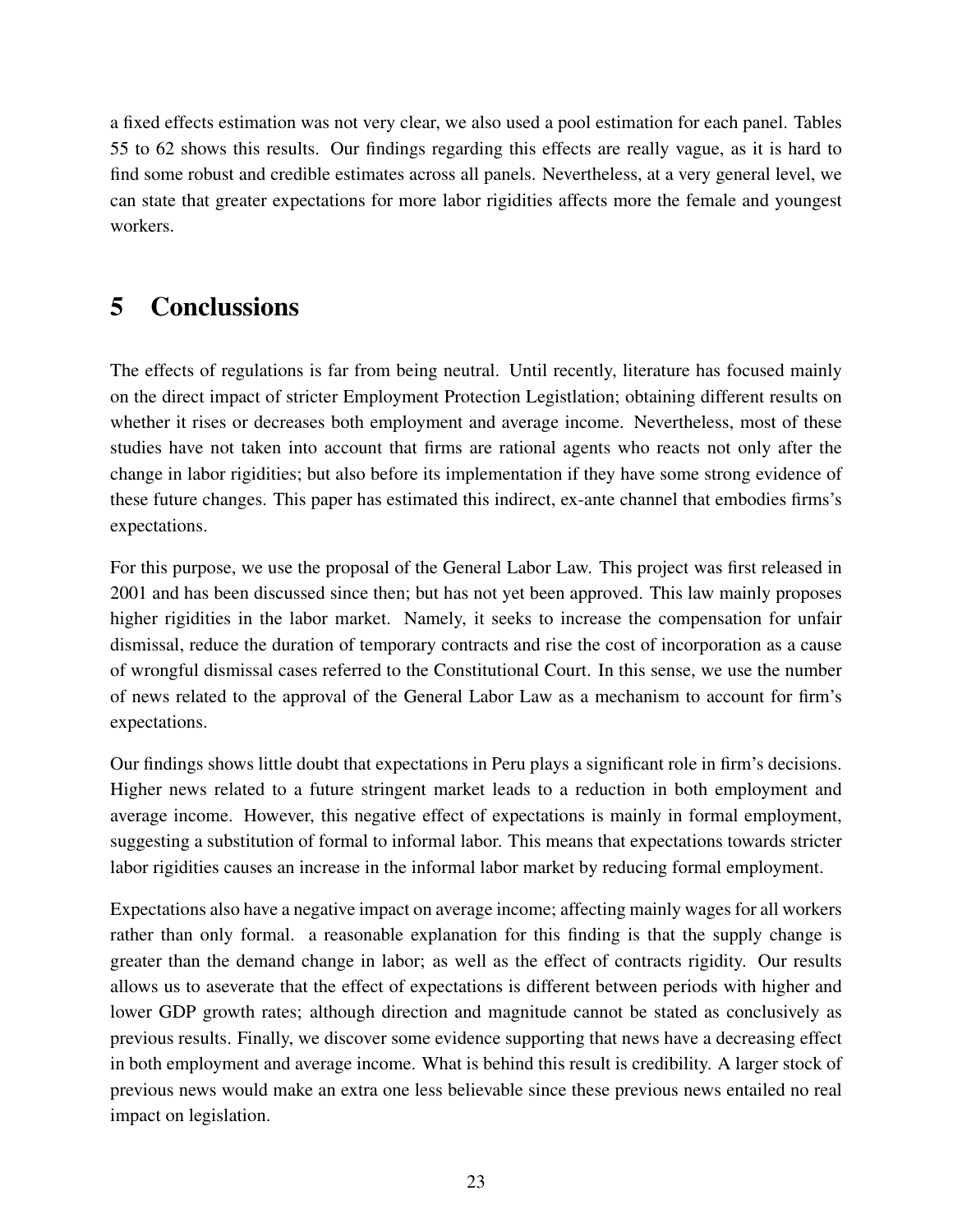a fixed effects estimation was not very clear, we also used a pool estimation for each panel. Tables 55 to 62 shows this results. Our findings regarding this effects are really vague, as it is hard to find some robust and credible estimates across all panels. Nevertheless, at a very general level, we can state that greater expectations for more labor rigidities affects more the female and youngest workers.

# 5 Conclussions

The effects of regulations is far from being neutral. Until recently, literature has focused mainly on the direct impact of stricter Employment Protection Legistlation; obtaining different results on whether it rises or decreases both employment and average income. Nevertheless, most of these studies have not taken into account that firms are rational agents who reacts not only after the change in labor rigidities; but also before its implementation if they have some strong evidence of these future changes. This paper has estimated this indirect, ex-ante channel that embodies firms's expectations.

For this purpose, we use the proposal of the General Labor Law. This project was first released in 2001 and has been discussed since then; but has not yet been approved. This law mainly proposes higher rigidities in the labor market. Namely, it seeks to increase the compensation for unfair dismissal, reduce the duration of temporary contracts and rise the cost of incorporation as a cause of wrongful dismissal cases referred to the Constitutional Court. In this sense, we use the number of news related to the approval of the General Labor Law as a mechanism to account for firm's expectations.

Our findings shows little doubt that expectations in Peru plays a significant role in firm's decisions. Higher news related to a future stringent market leads to a reduction in both employment and average income. However, this negative effect of expectations is mainly in formal employment, suggesting a substitution of formal to informal labor. This means that expectations towards stricter labor rigidities causes an increase in the informal labor market by reducing formal employment.

Expectations also have a negative impact on average income; affecting mainly wages for all workers rather than only formal. a reasonable explanation for this finding is that the supply change is greater than the demand change in labor; as well as the effect of contracts rigidity. Our results allows us to aseverate that the effect of expectations is different between periods with higher and lower GDP growth rates; although direction and magnitude cannot be stated as conclusively as previous results. Finally, we discover some evidence supporting that news have a decreasing effect in both employment and average income. What is behind this result is credibility. A larger stock of previous news would make an extra one less believable since these previous news entailed no real impact on legislation.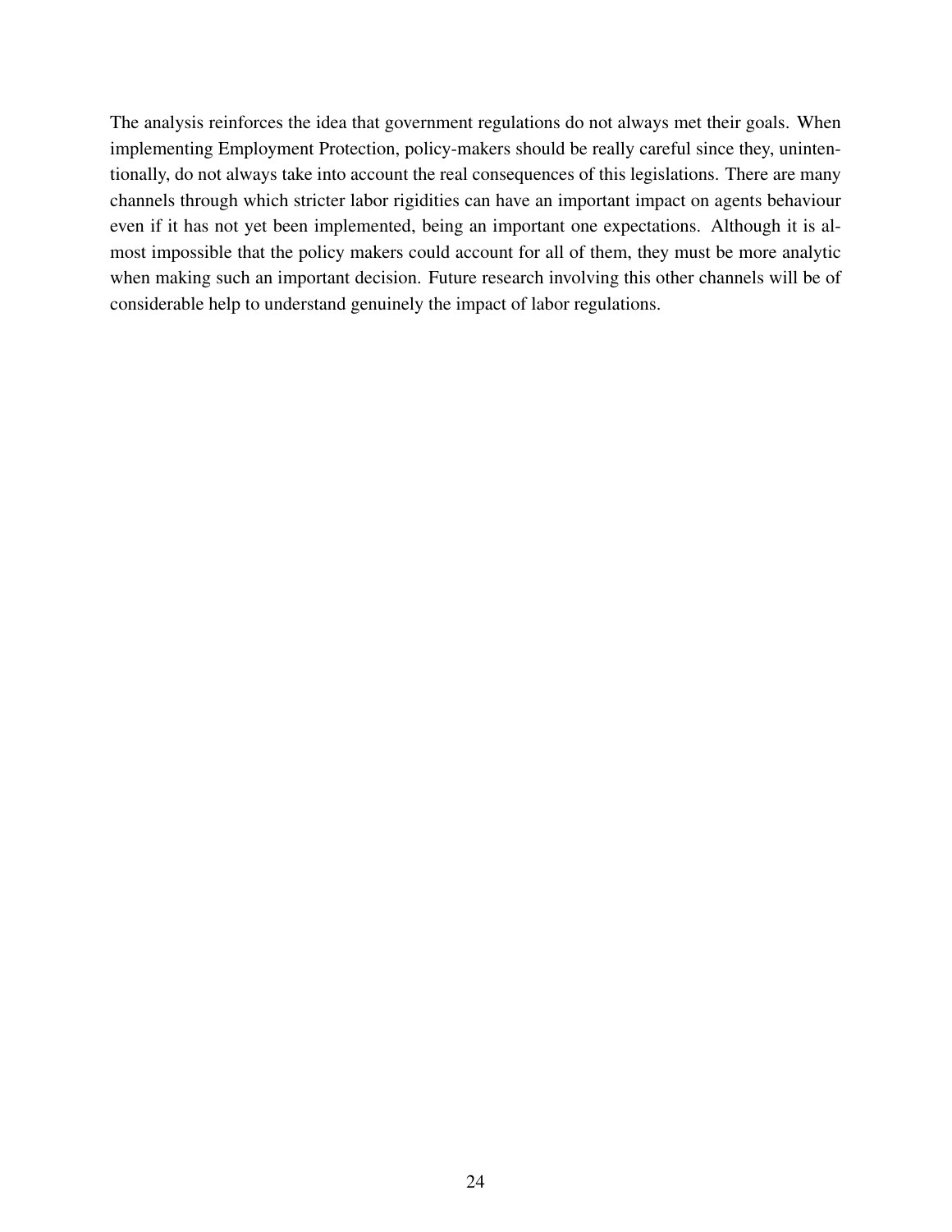The analysis reinforces the idea that government regulations do not always met their goals. When implementing Employment Protection, policy-makers should be really careful since they, unintentionally, do not always take into account the real consequences of this legislations. There are many channels through which stricter labor rigidities can have an important impact on agents behaviour even if it has not yet been implemented, being an important one expectations. Although it is almost impossible that the policy makers could account for all of them, they must be more analytic when making such an important decision. Future research involving this other channels will be of considerable help to understand genuinely the impact of labor regulations.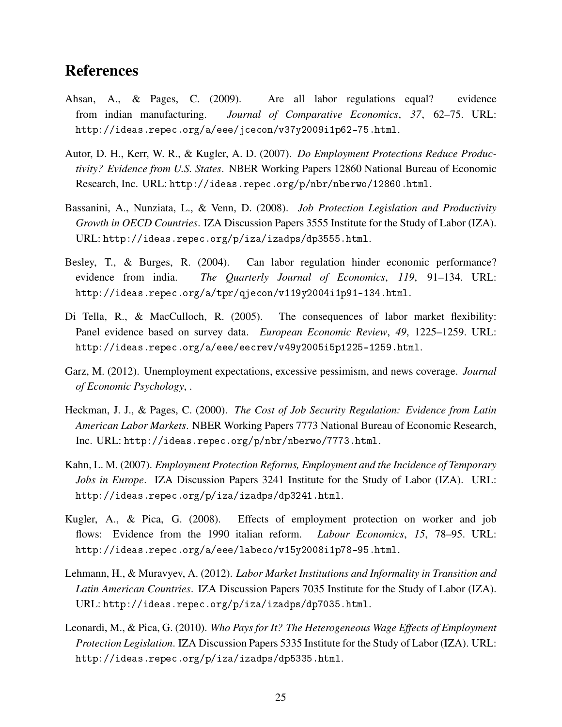# References

Ahsan, A., & Pages, C. (2009). Are all labor regulations equal? evidence from indian manufacturing. *Journal of Comparative Economics*, *37*, 62–75. URL: `http://ideas.repec.org/a/eee/jcecon/v37y2009i1p62-75.html`.

Autor, D. H., Kerr, W. R., & Kugler, A. D. (2007). *Do Employment Protections Reduce Productivity? Evidence from U.S. States*. NBER Working Papers 12860 National Bureau of Economic Research, Inc. URL: `http://ideas.repec.org/p/nbr/nberwo/12860.html`.

Bassanini, A., Nunziata, L., & Venn, D. (2008). *Job Protection Legislation and Productivity Growth in OECD Countries*. IZA Discussion Papers 3555 Institute for the Study of Labor (IZA). URL: `http://ideas.repec.org/p/iza/izadps/dp3555.html`.

Besley, T., & Burges, R. (2004). Can labor regulation hinder economic performance? evidence from india. *The Quarterly Journal of Economics*, *119*, 91–134. URL: `http://ideas.repec.org/a/tpr/qjecon/v119y2004i1p91-134.html`.

Di Tella, R., & MacCulloch, R. (2005). The consequences of labor market flexibility: Panel evidence based on survey data. *European Economic Review*, *49*, 1225–1259. URL: `http://ideas.repec.org/a/eee/eecrev/v49y2005i5p1225-1259.html`.

Garz, M. (2012). Unemployment expectations, excessive pessimism, and news coverage. *Journal of Economic Psychology*, .

Heckman, J. J., & Pages, C. (2000). *The Cost of Job Security Regulation: Evidence from Latin American Labor Markets*. NBER Working Papers 7773 National Bureau of Economic Research, Inc. URL: `http://ideas.repec.org/p/nbr/nberwo/7773.html`.

Kahn, L. M. (2007). *Employment Protection Reforms, Employment and the Incidence of Temporary Jobs in Europe*. IZA Discussion Papers 3241 Institute for the Study of Labor (IZA). URL: `http://ideas.repec.org/p/iza/izadps/dp3241.html`.

Kugler, A., & Pica, G. (2008). Effects of employment protection on worker and job flows: Evidence from the 1990 italian reform. *Labour Economics*, *15*, 78–95. URL: `http://ideas.repec.org/a/eee/labeco/v15y2008i1p78-95.html`.

Lehmann, H., & Muravyev, A. (2012). *Labor Market Institutions and Informality in Transition and Latin American Countries*. IZA Discussion Papers 7035 Institute for the Study of Labor (IZA). URL: `http://ideas.repec.org/p/iza/izadps/dp7035.html`.

Leonardi, M., & Pica, G. (2010). *Who Pays for It? The Heterogeneous Wage Effects of Employment Protection Legislation*. IZA Discussion Papers 5335 Institute for the Study of Labor (IZA). URL: `http://ideas.repec.org/p/iza/izadps/dp5335.html`.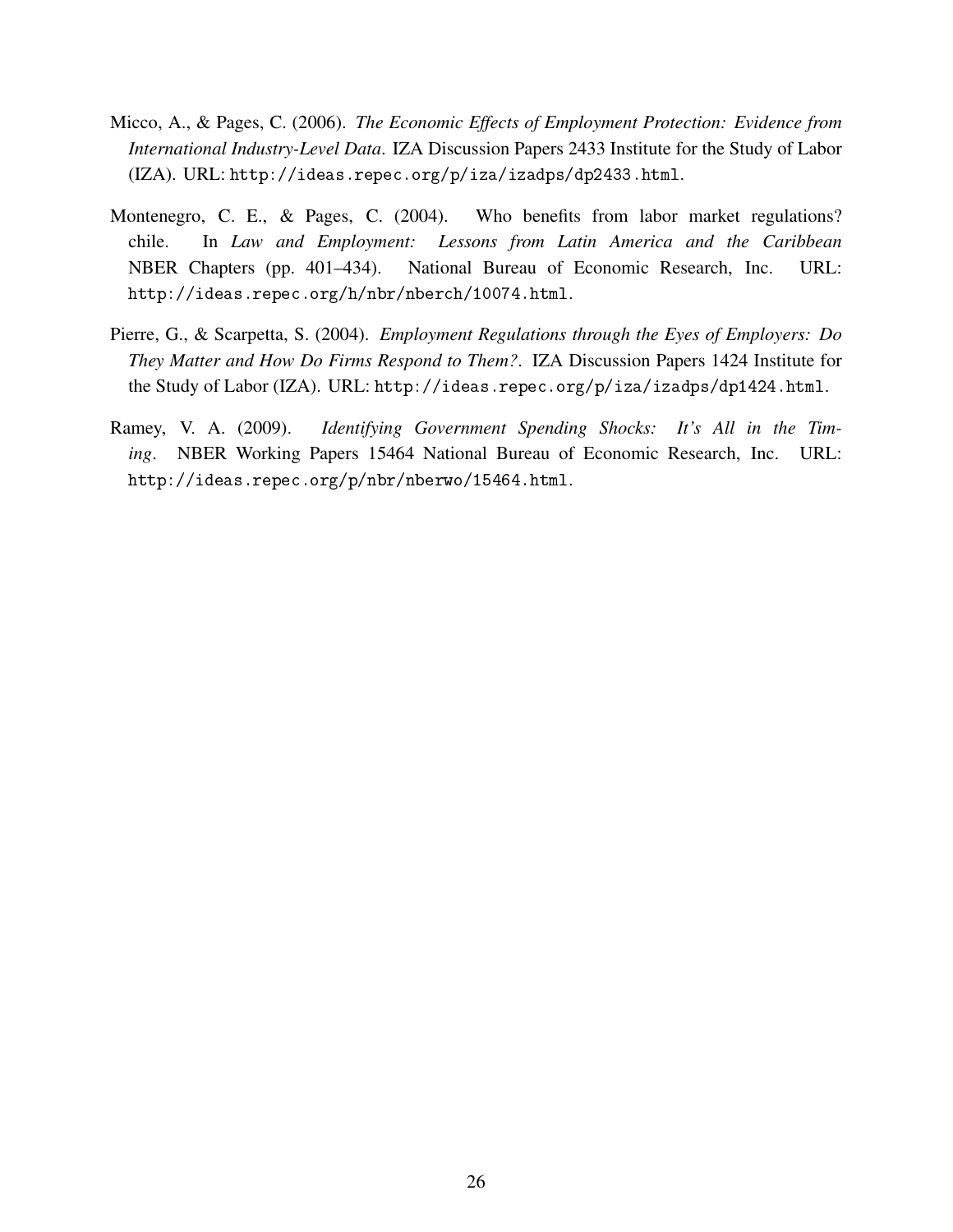Micco, A., & Pages, C. (2006). *The Economic Effects of Employment Protection: Evidence from International Industry-Level Data*. IZA Discussion Papers 2433 Institute for the Study of Labor (IZA). URL: `http://ideas.repec.org/p/iza/izadps/dp2433.html`.

Montenegro, C. E., & Pages, C. (2004). Who benefits from labor market regulations? chile. In *Law and Employment: Lessons from Latin America and the Caribbean* NBER Chapters (pp. 401–434). National Bureau of Economic Research, Inc. URL: `http://ideas.repec.org/h/nbr/nberch/10074.html`.

Pierre, G., & Scarpetta, S. (2004). *Employment Regulations through the Eyes of Employers: Do They Matter and How Do Firms Respond to Them?*. IZA Discussion Papers 1424 Institute for the Study of Labor (IZA). URL: `http://ideas.repec.org/p/iza/izadps/dp1424.html`.

Ramey, V. A. (2009). *Identifying Government Spending Shocks: It's All in the Timing*. NBER Working Papers 15464 National Bureau of Economic Research, Inc. URL: `http://ideas.repec.org/p/nbr/nberwo/15464.html`.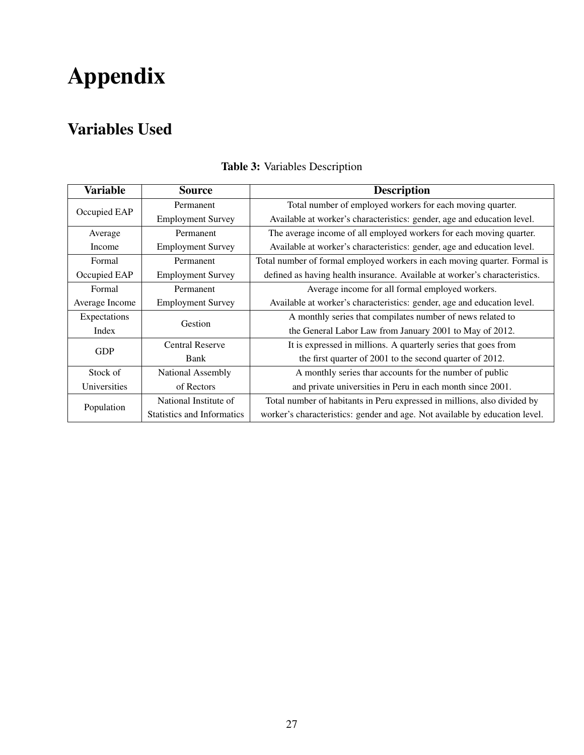# Appendix

## Variables Used

**Table 3:** Variables Description

| Variable | Source | Description |
|---|---|---|
| Occupied EAP | Permanent Employment Survey | Total number of employed workers for each moving quarter. Available at worker's characteristics: gender, age and education level. |
| Average Income | Permanent Employment Survey | The average income of all employed workers for each moving quarter. Available at worker's characteristics: gender, age and education level. |
| Formal Occupied EAP | Permanent Employment Survey | Total number of formal employed workers in each moving quarter. Formal is defined as having health insurance. Available at worker's characteristics. |
| Formal Average Income | Permanent Employment Survey | Average income for all formal employed workers. Available at worker's characteristics: gender, age and education level. |
| Expectations Index | Gestion | A monthly series that compilates number of news related to the General Labor Law from January 2001 to May of 2012. |
| GDP | Central Reserve Bank | It is expressed in millions. A quarterly series that goes from the first quarter of 2001 to the second quarter of 2012. |
| Stock of Universities | National Assembly of Rectors | A monthly series thar accounts for the number of public and private universities in Peru in each month since 2001. |
| Population | National Institute of Statistics and Informatics | Total number of habitants in Peru expressed in millions, also divided by worker's characteristics: gender and age. Not available by education level. |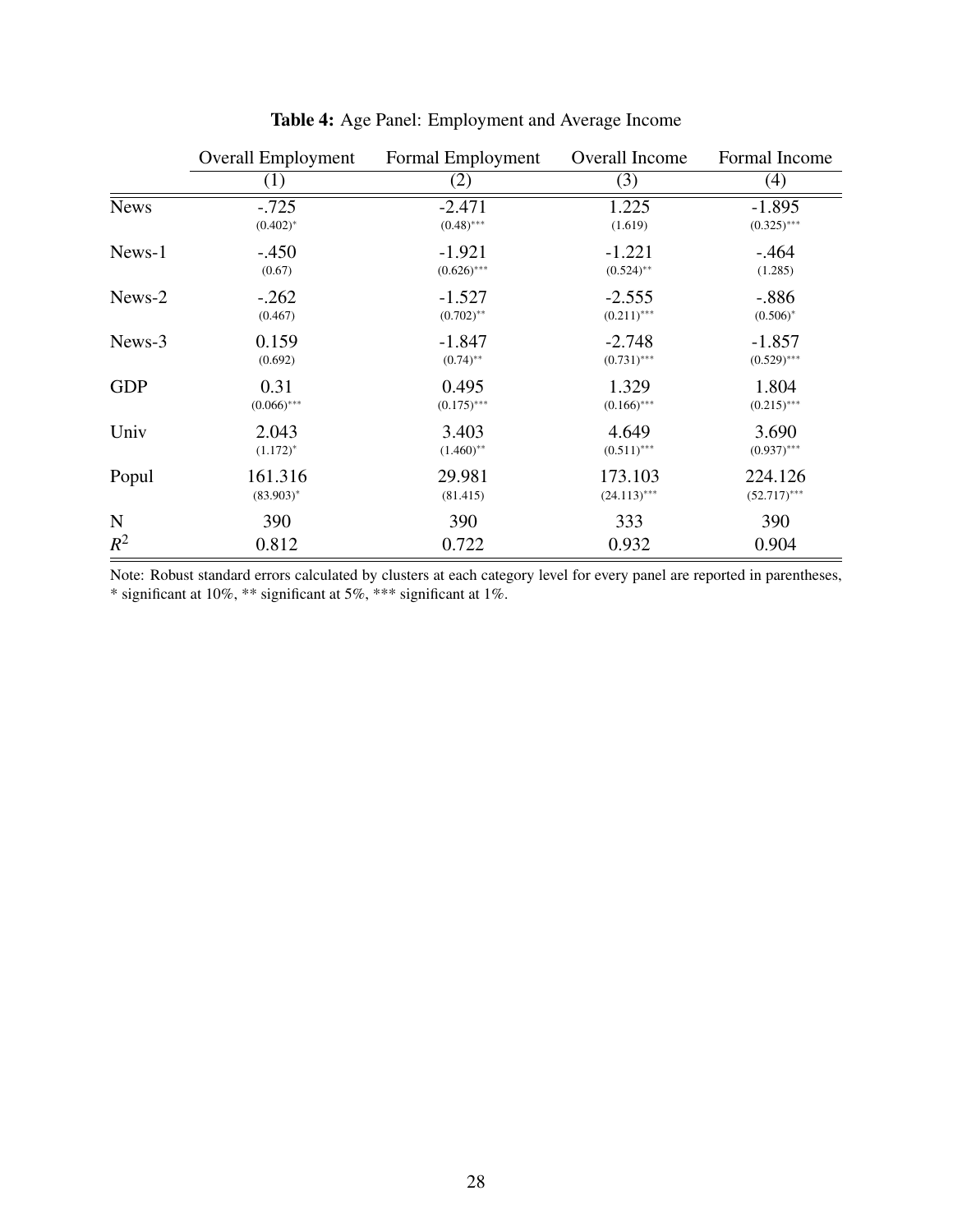**Table 4:** Age Panel: Employment and Average Income

| | Overall Employment | Formal Employment | Overall Income | Formal Income |
|---|---|---|---|---|
| | (1) | (2) | (3) | (4) |
| News | -.725 | -2.471 | 1.225 | -1.895 |
| | (0.402)* | (0.48)*** | (1.619) | (0.325)*** |
| News-1 | -.450 | -1.921 | -1.221 | -.464 |
| | (0.67) | (0.626)*** | (0.524)** | (1.285) |
| News-2 | -.262 | -1.527 | -2.555 | -.886 |
| | (0.467) | (0.702)** | (0.211)*** | (0.506)* |
| News-3 | 0.159 | -1.847 | -2.748 | -1.857 |
| | (0.692) | (0.74)** | (0.731)*** | (0.529)*** |
| GDP | 0.31 | 0.495 | 1.329 | 1.804 |
| | (0.066)*** | (0.175)*** | (0.166)*** | (0.215)*** |
| Univ | 2.043 | 3.403 | 4.649 | 3.690 |
| | (1.172)* | (1.460)** | (0.511)*** | (0.937)*** |
| Popul | 161.316 | 29.981 | 173.103 | 224.126 |
| | (83.903)* | (81.415) | (24.113)*** | (52.717)*** |
| N | 390 | 390 | 333 | 390 |
| $R^2$ | 0.812 | 0.722 | 0.932 | 0.904 |

Note: Robust standard errors calculated by clusters at each category level for every panel are reported in parentheses, * significant at 10%, ** significant at 5%, *** significant at 1%.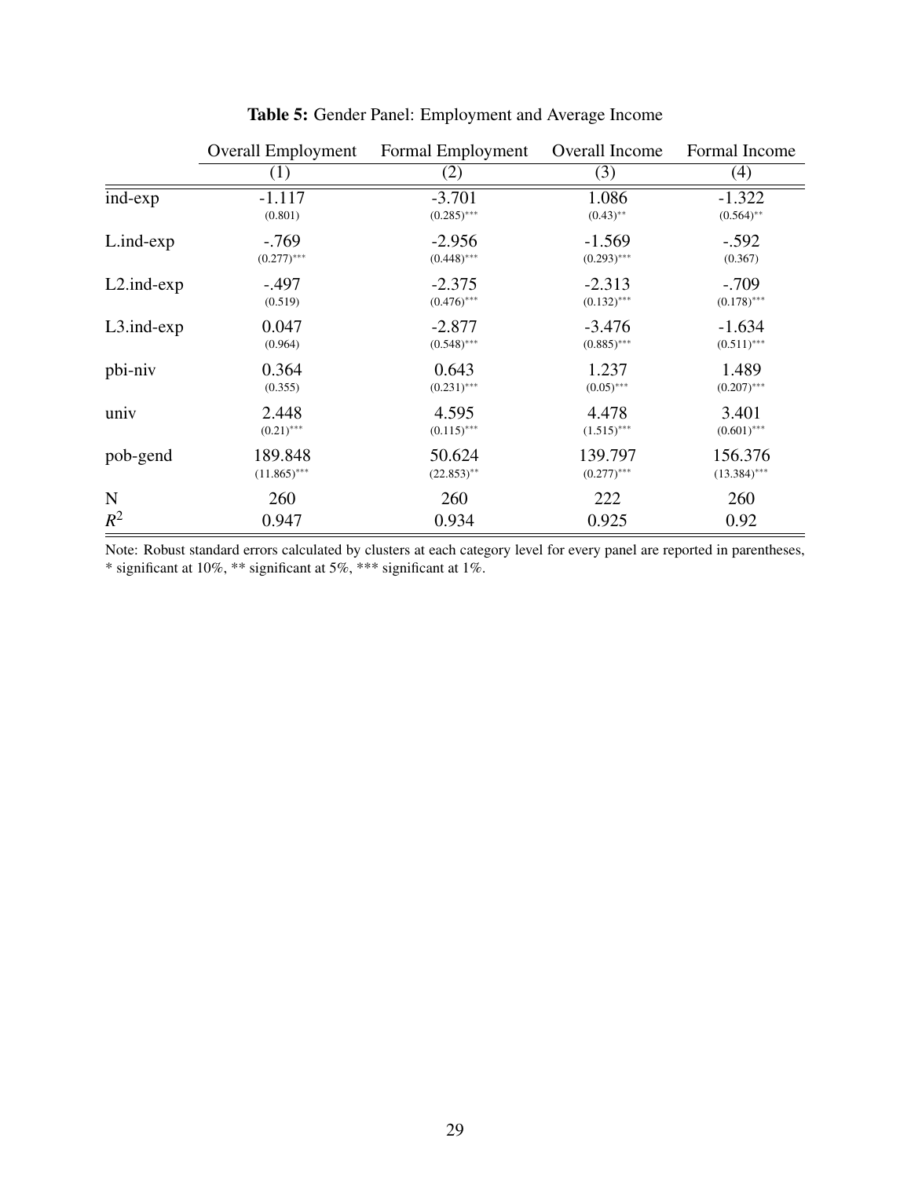**Table 5:** Gender Panel: Employment and Average Income

| | Overall Employment | Formal Employment | Overall Income | Formal Income |
|---|---|---|---|---|
| | (1) | (2) | (3) | (4) |
| ind-exp | -1.117 | -3.701 | 1.086 | -1.322 |
| | (0.801) | (0.285)*** | (0.43)** | (0.564)** |
| L.ind-exp | -.769 | -2.956 | -1.569 | -.592 |
| | (0.277)*** | (0.448)*** | (0.293)*** | (0.367) |
| L2.ind-exp | -.497 | -2.375 | -2.313 | -.709 |
| | (0.519) | (0.476)*** | (0.132)*** | (0.178)*** |
| L3.ind-exp | 0.047 | -2.877 | -3.476 | -1.634 |
| | (0.964) | (0.548)*** | (0.885)*** | (0.511)*** |
| pbi-niv | 0.364 | 0.643 | 1.237 | 1.489 |
| | (0.355) | (0.231)*** | (0.05)*** | (0.207)*** |
| univ | 2.448 | 4.595 | 4.478 | 3.401 |
| | (0.21)*** | (0.115)*** | (1.515)*** | (0.601)*** |
| pob-gend | 189.848 | 50.624 | 139.797 | 156.376 |
| | (11.865)*** | (22.853)** | (0.277)*** | (13.384)*** |
| N | 260 | 260 | 222 | 260 |
| $R^2$ | 0.947 | 0.934 | 0.925 | 0.92 |

Note: Robust standard errors calculated by clusters at each category level for every panel are reported in parentheses, * significant at 10%, ** significant at 5%, *** significant at 1%.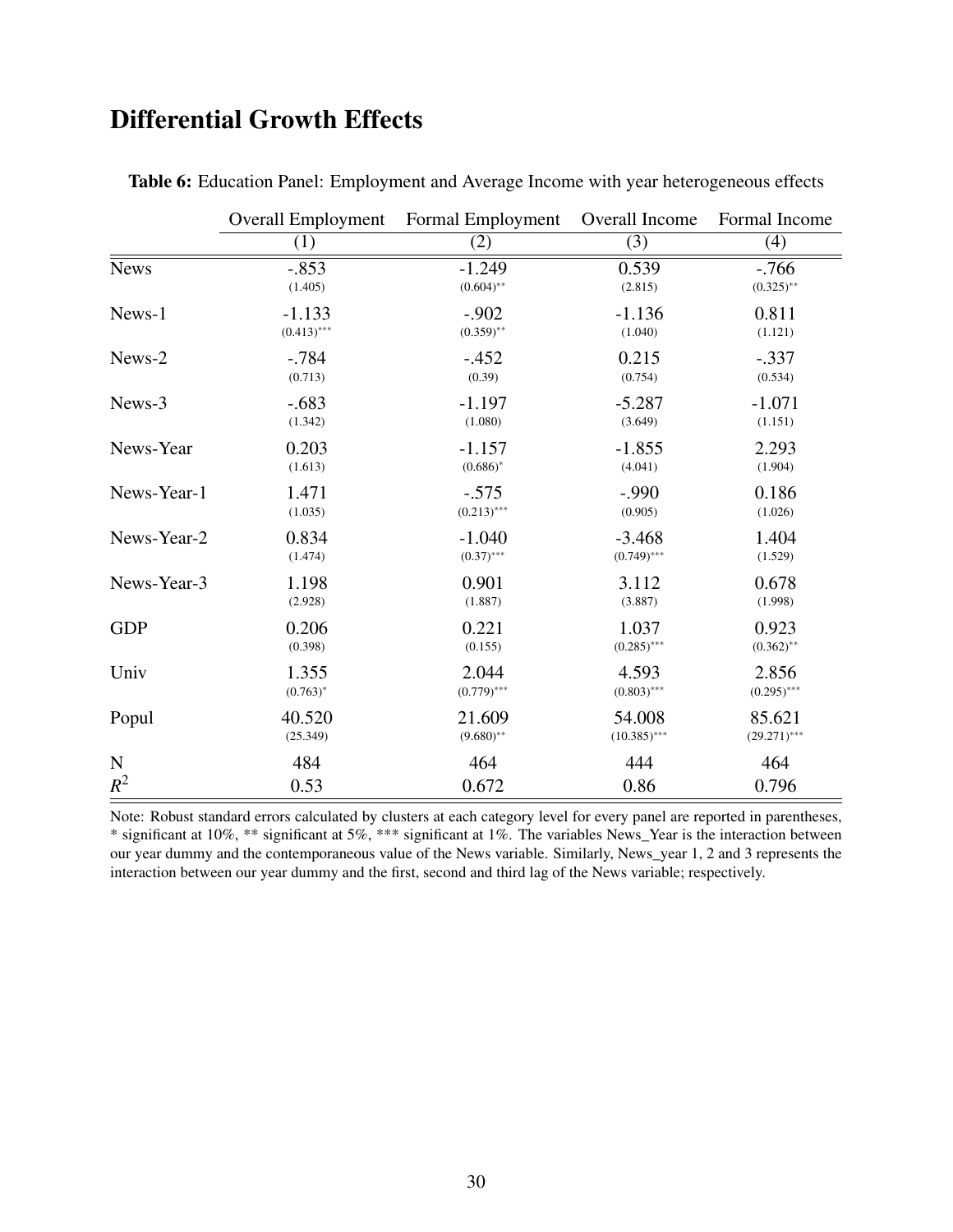# Differential Growth Effects

**Table 6:** Education Panel: Employment and Average Income with year heterogeneous effects

| | Overall Employment | Formal Employment | Overall Income | Formal Income |
|---|---|---|---|---|
| | (1) | (2) | (3) | (4) |
| News | -.853 | -1.249 | 0.539 | -.766 |
| | (1.405) | (0.604)** | (2.815) | (0.325)** |
| News-1 | -1.133 | -.902 | -1.136 | 0.811 |
| | (0.413)*** | (0.359)** | (1.040) | (1.121) |
| News-2 | -.784 | -.452 | 0.215 | -.337 |
| | (0.713) | (0.39) | (0.754) | (0.534) |
| News-3 | -.683 | -1.197 | -5.287 | -1.071 |
| | (1.342) | (1.080) | (3.649) | (1.151) |
| News-Year | 0.203 | -1.157 | -1.855 | 2.293 |
| | (1.613) | (0.686)* | (4.041) | (1.904) |
| News-Year-1 | 1.471 | -.575 | -.990 | 0.186 |
| | (1.035) | (0.213)*** | (0.905) | (1.026) |
| News-Year-2 | 0.834 | -1.040 | -3.468 | 1.404 |
| | (1.474) | (0.37)*** | (0.749)*** | (1.529) |
| News-Year-3 | 1.198 | 0.901 | 3.112 | 0.678 |
| | (2.928) | (1.887) | (3.887) | (1.998) |
| GDP | 0.206 | 0.221 | 1.037 | 0.923 |
| | (0.398) | (0.155) | (0.285)*** | (0.362)** |
| Univ | 1.355 | 2.044 | 4.593 | 2.856 |
| | (0.763)* | (0.779)*** | (0.803)*** | (0.295)*** |
| Popul | 40.520 | 21.609 | 54.008 | 85.621 |
| | (25.349) | (9.680)** | (10.385)*** | (29.271)*** |
| N | 484 | 464 | 444 | 464 |
| $R^2$ | 0.53 | 0.672 | 0.86 | 0.796 |

Note: Robust standard errors calculated by clusters at each category level for every panel are reported in parentheses, * significant at 10%, ** significant at 5%, *** significant at 1%. The variables News_Year is the interaction between our year dummy and the contemporaneous value of the News variable. Similarly, News_year 1, 2 and 3 represents the interaction between our year dummy and the first, second and third lag of the News variable; respectively.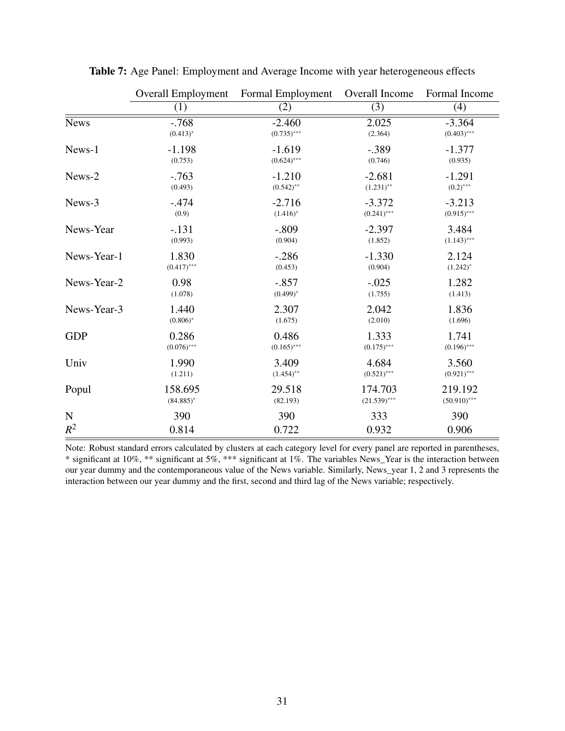**Table 7:** Age Panel: Employment and Average Income with year heterogeneous effects

| | Overall Employment | Formal Employment | Overall Income | Formal Income |
|---|---|---|---|---|
| | (1) | (2) | (3) | (4) |
| News | -.768<br>(0.413)* | -2.460<br>(0.735)*** | 2.025<br>(2.364) | -3.364<br>(0.403)*** |
| News-1 | -1.198<br>(0.753) | -1.619<br>(0.624)*** | -.389<br>(0.746) | -1.377<br>(0.935) |
| News-2 | -.763<br>(0.493) | -1.210<br>(0.542)** | -2.681<br>(1.231)** | -1.291<br>(0.2)*** |
| News-3 | -.474<br>(0.9) | -2.716<br>(1.416)* | -3.372<br>(0.241)*** | -3.213<br>(0.915)*** |
| News-Year | -.131<br>(0.993) | -.809<br>(0.904) | -2.397<br>(1.852) | 3.484<br>(1.143)*** |
| News-Year-1 | 1.830<br>(0.417)*** | -.286<br>(0.453) | -1.330<br>(0.904) | 2.124<br>(1.242)* |
| News-Year-2 | 0.98<br>(1.078) | -.857<br>(0.499)* | -.025<br>(1.755) | 1.282<br>(1.413) |
| News-Year-3 | 1.440<br>(0.806)* | 2.307<br>(1.675) | 2.042<br>(2.010) | 1.836<br>(1.696) |
| GDP | 0.286<br>(0.076)*** | 0.486<br>(0.165)*** | 1.333<br>(0.175)*** | 1.741<br>(0.196)*** |
| Univ | 1.990<br>(1.211) | 3.409<br>(1.454)** | 4.684<br>(0.521)*** | 3.560<br>(0.921)*** |
| Popul | 158.695<br>(84.885)* | 29.518<br>(82.193) | 174.703<br>(21.539)*** | 219.192<br>(50.910)*** |
| N | 390 | 390 | 333 | 390 |
| $R^2$ | 0.814 | 0.722 | 0.932 | 0.906 |

Note: Robust standard errors calculated by clusters at each category level for every panel are reported in parentheses, * significant at 10%, ** significant at 5%, *** significant at 1%. The variables News_Year is the interaction between our year dummy and the contemporaneous value of the News variable. Similarly, News_year 1, 2 and 3 represents the interaction between our year dummy and the first, second and third lag of the News variable; respectively.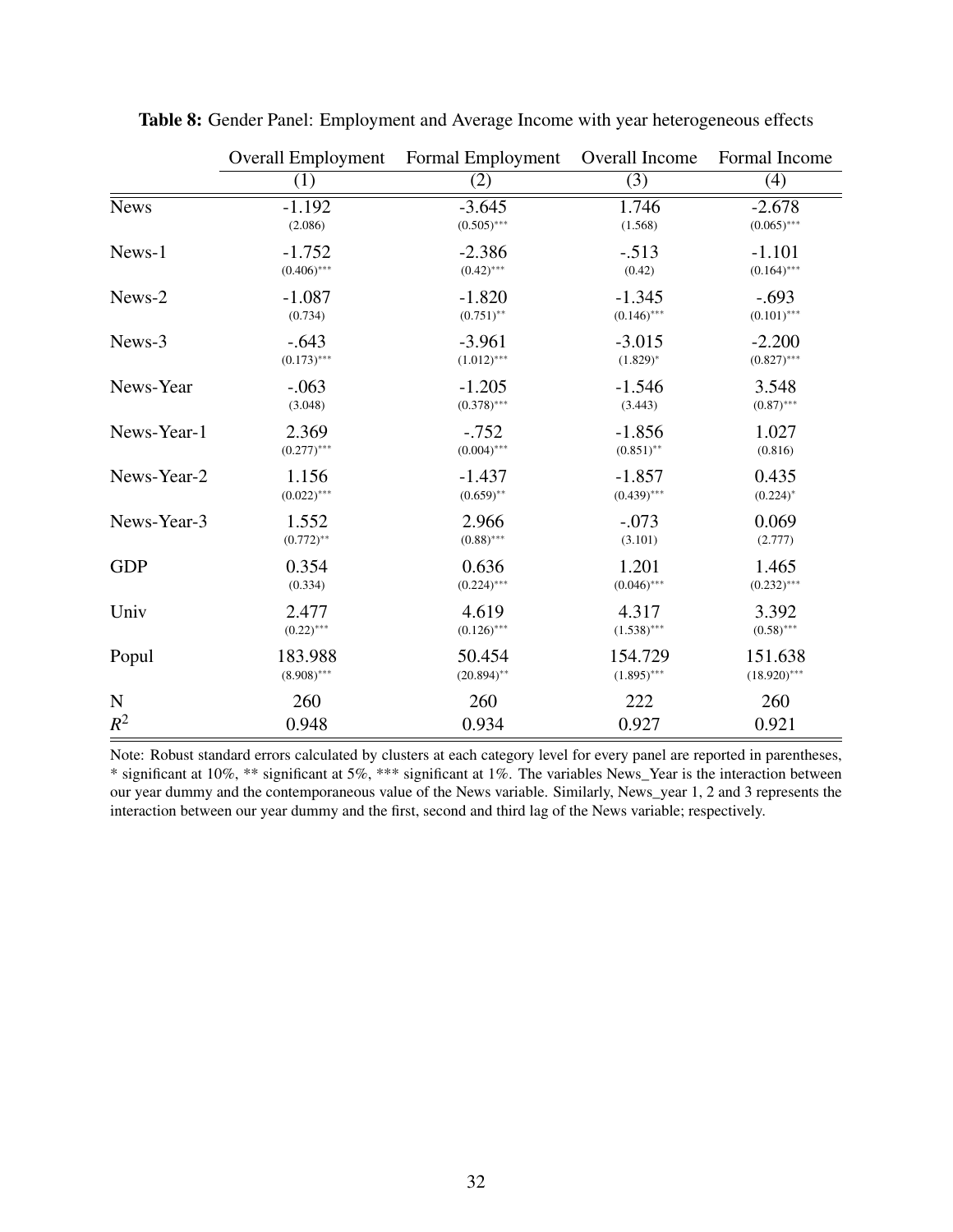**Table 8:** Gender Panel: Employment and Average Income with year heterogeneous effects

| | Overall Employment | Formal Employment | Overall Income | Formal Income |
|---|---|---|---|---|
| | (1) | (2) | (3) | (4) |
| News | -1.192 | -3.645 | 1.746 | -2.678 |
| | (2.086) | (0.505)*** | (1.568) | (0.065)*** |
| News-1 | -1.752 | -2.386 | -.513 | -1.101 |
| | (0.406)*** | (0.42)*** | (0.42) | (0.164)*** |
| News-2 | -1.087 | -1.820 | -1.345 | -.693 |
| | (0.734) | (0.751)** | (0.146)*** | (0.101)*** |
| News-3 | -.643 | -3.961 | -3.015 | -2.200 |
| | (0.173)*** | (1.012)*** | (1.829)* | (0.827)*** |
| News-Year | -.063 | -1.205 | -1.546 | 3.548 |
| | (3.048) | (0.378)*** | (3.443) | (0.87)*** |
| News-Year-1 | 2.369 | -.752 | -1.856 | 1.027 |
| | (0.277)*** | (0.004)*** | (0.851)** | (0.816) |
| News-Year-2 | 1.156 | -1.437 | -1.857 | 0.435 |
| | (0.022)*** | (0.659)** | (0.439)*** | (0.224)* |
| News-Year-3 | 1.552 | 2.966 | -.073 | 0.069 |
| | (0.772)** | (0.88)*** | (3.101) | (2.777) |
| GDP | 0.354 | 0.636 | 1.201 | 1.465 |
| | (0.334) | (0.224)*** | (0.046)*** | (0.232)*** |
| Univ | 2.477 | 4.619 | 4.317 | 3.392 |
| | (0.22)*** | (0.126)*** | (1.538)*** | (0.58)*** |
| Popul | 183.988 | 50.454 | 154.729 | 151.638 |
| | (8.908)*** | (20.894)** | (1.895)*** | (18.920)*** |
| N | 260 | 260 | 222 | 260 |
| $R^2$ | 0.948 | 0.934 | 0.927 | 0.921 |

Note: Robust standard errors calculated by clusters at each category level for every panel are reported in parentheses, * significant at 10%, ** significant at 5%, *** significant at 1%. The variables News_Year is the interaction between our year dummy and the contemporaneous value of the News variable. Similarly, News_year 1, 2 and 3 represents the interaction between our year dummy and the first, second and third lag of the News variable; respectively.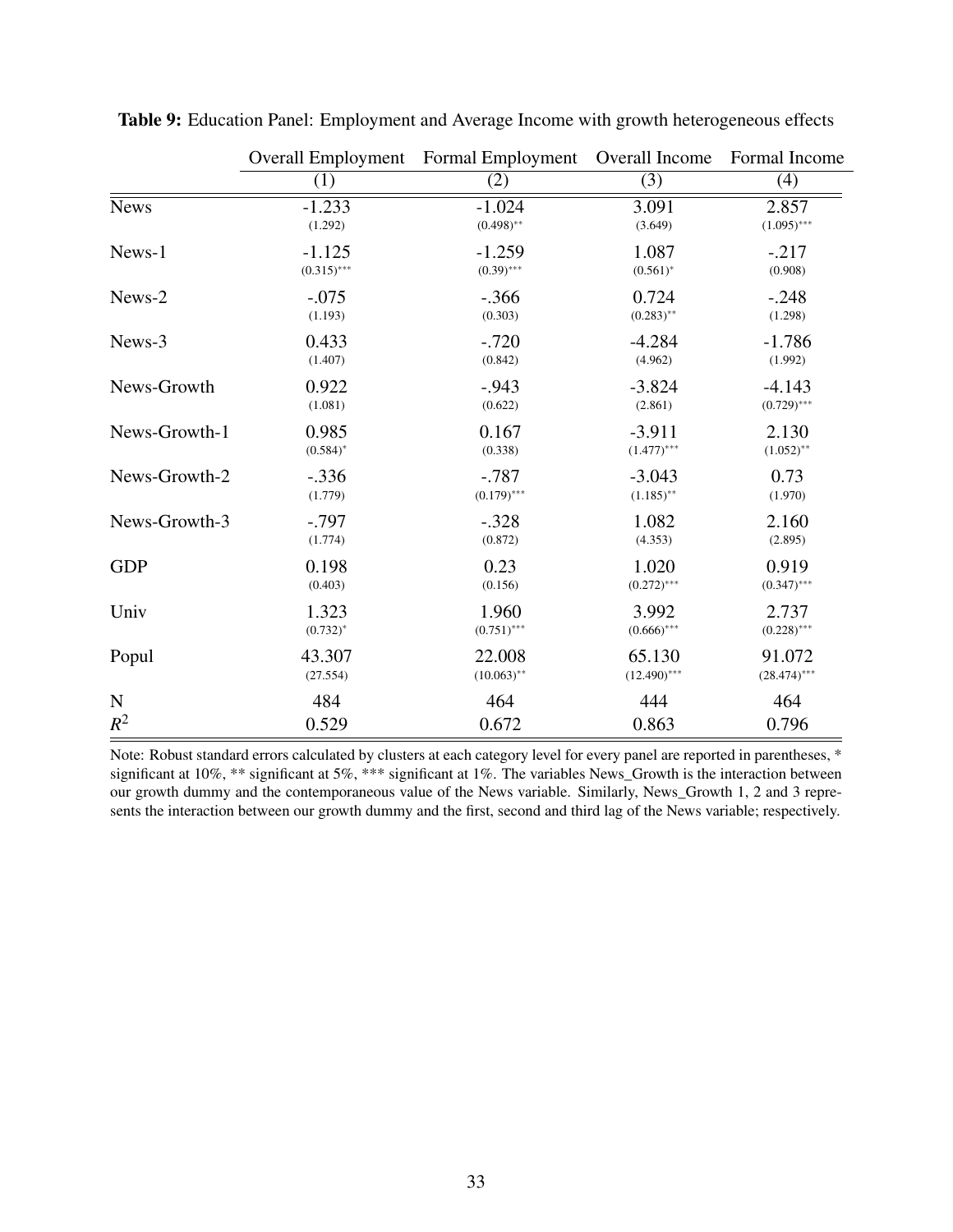**Table 9:** Education Panel: Employment and Average Income with growth heterogeneous effects

| | Overall Employment | Formal Employment | Overall Income | Formal Income |
|---|---|---|---|---|
| | (1) | (2) | (3) | (4) |
| News | -1.233 | -1.024 | 3.091 | 2.857 |
| | (1.292) | (0.498)** | (3.649) | (1.095)*** |
| News-1 | -1.125 | -1.259 | 1.087 | -.217 |
| | (0.315)*** | (0.39)*** | (0.561)* | (0.908) |
| News-2 | -.075 | -.366 | 0.724 | -.248 |
| | (1.193) | (0.303) | (0.283)** | (1.298) |
| News-3 | 0.433 | -.720 | -4.284 | -1.786 |
| | (1.407) | (0.842) | (4.962) | (1.992) |
| News-Growth | 0.922 | -.943 | -3.824 | -4.143 |
| | (1.081) | (0.622) | (2.861) | (0.729)*** |
| News-Growth-1 | 0.985 | 0.167 | -3.911 | 2.130 |
| | (0.584)* | (0.338) | (1.477)*** | (1.052)** |
| News-Growth-2 | -.336 | -.787 | -3.043 | 0.73 |
| | (1.779) | (0.179)*** | (1.185)** | (1.970) |
| News-Growth-3 | -.797 | -.328 | 1.082 | 2.160 |
| | (1.774) | (0.872) | (4.353) | (2.895) |
| GDP | 0.198 | 0.23 | 1.020 | 0.919 |
| | (0.403) | (0.156) | (0.272)*** | (0.347)*** |
| Univ | 1.323 | 1.960 | 3.992 | 2.737 |
| | (0.732)* | (0.751)*** | (0.666)*** | (0.228)*** |
| Popul | 43.307 | 22.008 | 65.130 | 91.072 |
| | (27.554) | (10.063)** | (12.490)*** | (28.474)*** |
| N | 484 | 464 | 444 | 464 |
| $R^2$ | 0.529 | 0.672 | 0.863 | 0.796 |

Note: Robust standard errors calculated by clusters at each category level for every panel are reported in parentheses, * significant at 10%, ** significant at 5%, *** significant at 1%. The variables News_Growth is the interaction between our growth dummy and the contemporaneous value of the News variable. Similarly, News_Growth 1, 2 and 3 represents the interaction between our growth dummy and the first, second and third lag of the News variable; respectively.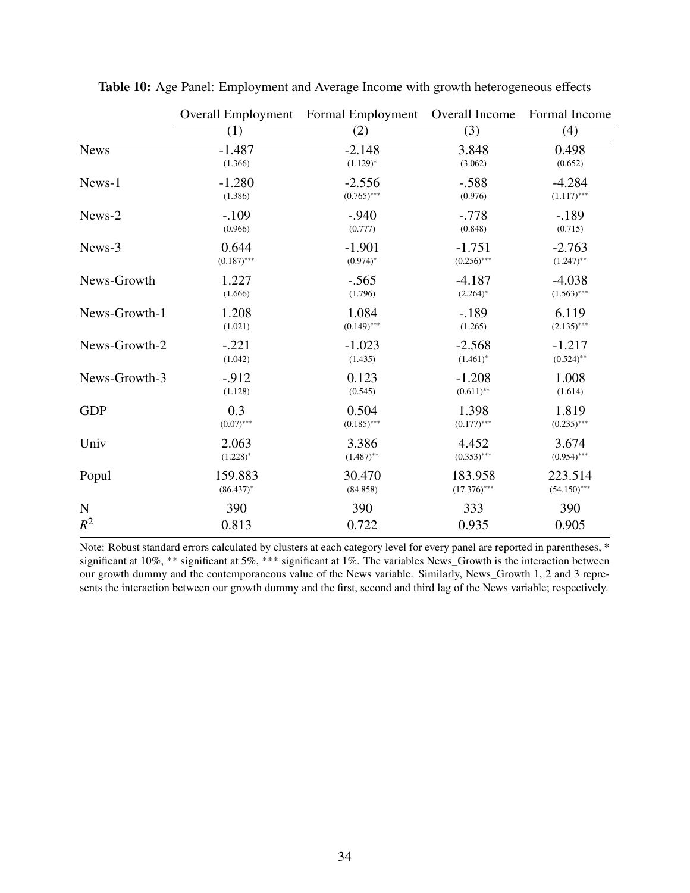**Table 10:** Age Panel: Employment and Average Income with growth heterogeneous effects

| | Overall Employment | Formal Employment | Overall Income | Formal Income |
|---|---|---|---|---|
| | (1) | (2) | (3) | (4) |
| News | -1.487 | -2.148 | 3.848 | 0.498 |
| | (1.366) | (1.129)* | (3.062) | (0.652) |
| News-1 | -1.280 | -2.556 | -.588 | -4.284 |
| | (1.386) | (0.765)*** | (0.976) | (1.117)*** |
| News-2 | -.109 | -.940 | -.778 | -.189 |
| | (0.966) | (0.777) | (0.848) | (0.715) |
| News-3 | 0.644 | -1.901 | -1.751 | -2.763 |
| | (0.187)*** | (0.974)* | (0.256)*** | (1.247)** |
| News-Growth | 1.227 | -.565 | -4.187 | -4.038 |
| | (1.666) | (1.796) | (2.264)* | (1.563)*** |
| News-Growth-1 | 1.208 | 1.084 | -.189 | 6.119 |
| | (1.021) | (0.149)*** | (1.265) | (2.135)*** |
| News-Growth-2 | -.221 | -1.023 | -2.568 | -1.217 |
| | (1.042) | (1.435) | (1.461)* | (0.524)** |
| News-Growth-3 | -.912 | 0.123 | -1.208 | 1.008 |
| | (1.128) | (0.545) | (0.611)** | (1.614) |
| GDP | 0.3 | 0.504 | 1.398 | 1.819 |
| | (0.07)*** | (0.185)*** | (0.177)*** | (0.235)*** |
| Univ | 2.063 | 3.386 | 4.452 | 3.674 |
| | (1.228)* | (1.487)** | (0.353)*** | (0.954)*** |
| Popul | 159.883 | 30.470 | 183.958 | 223.514 |
| | (86.437)* | (84.858) | (17.376)*** | (54.150)*** |
| N | 390 | 390 | 333 | 390 |
| $R^2$ | 0.813 | 0.722 | 0.935 | 0.905 |

Note: Robust standard errors calculated by clusters at each category level for every panel are reported in parentheses, * significant at 10%, ** significant at 5%, *** significant at 1%. The variables News_Growth is the interaction between our growth dummy and the contemporaneous value of the News variable. Similarly, News_Growth 1, 2 and 3 represents the interaction between our growth dummy and the first, second and third lag of the News variable; respectively.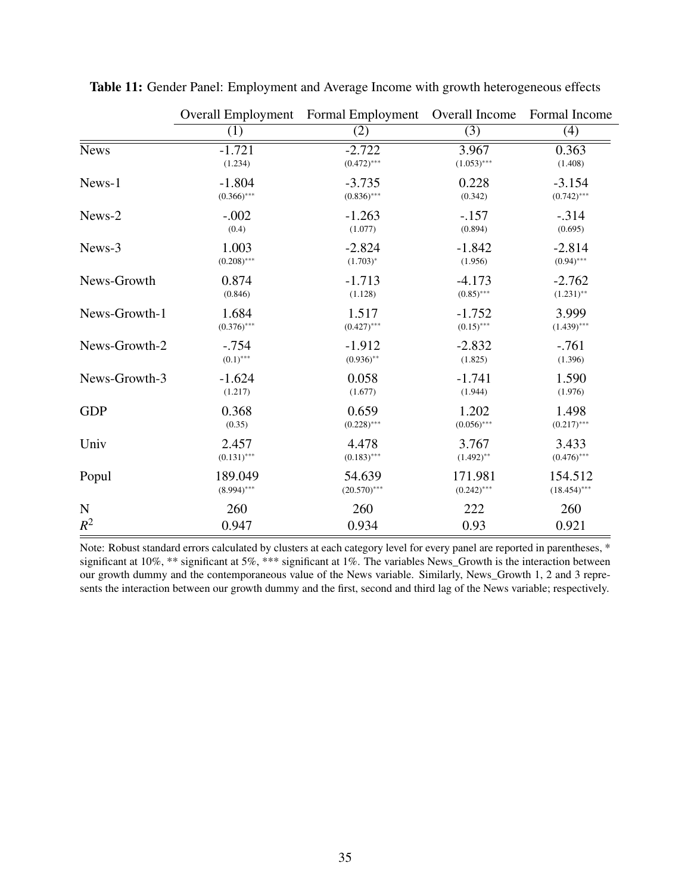**Table 11:** Gender Panel: Employment and Average Income with growth heterogeneous effects

| | Overall Employment | Formal Employment | Overall Income | Formal Income |
|---|---|---|---|---|
| | (1) | (2) | (3) | (4) |
| News | -1.721 | -2.722 | 3.967 | 0.363 |
| | (1.234) | (0.472)*** | (1.053)*** | (1.408) |
| News-1 | -1.804 | -3.735 | 0.228 | -3.154 |
| | (0.366)*** | (0.836)*** | (0.342) | (0.742)*** |
| News-2 | -.002 | -1.263 | -.157 | -.314 |
| | (0.4) | (1.077) | (0.894) | (0.695) |
| News-3 | 1.003 | -2.824 | -1.842 | -2.814 |
| | (0.208)*** | (1.703)* | (1.956) | (0.94)*** |
| News-Growth | 0.874 | -1.713 | -4.173 | -2.762 |
| | (0.846) | (1.128) | (0.85)*** | (1.231)** |
| News-Growth-1 | 1.684 | 1.517 | -1.752 | 3.999 |
| | (0.376)*** | (0.427)*** | (0.15)*** | (1.439)*** |
| News-Growth-2 | -.754 | -1.912 | -2.832 | -.761 |
| | (0.1)*** | (0.936)** | (1.825) | (1.396) |
| News-Growth-3 | -1.624 | 0.058 | -1.741 | 1.590 |
| | (1.217) | (1.677) | (1.944) | (1.976) |
| GDP | 0.368 | 0.659 | 1.202 | 1.498 |
| | (0.35) | (0.228)*** | (0.056)*** | (0.217)*** |
| Univ | 2.457 | 4.478 | 3.767 | 3.433 |
| | (0.131)*** | (0.183)*** | (1.492)** | (0.476)*** |
| Popul | 189.049 | 54.639 | 171.981 | 154.512 |
| | (8.994)*** | (20.570)*** | (0.242)*** | (18.454)*** |
| N | 260 | 260 | 222 | 260 |
| $R^2$ | 0.947 | 0.934 | 0.93 | 0.921 |

Note: Robust standard errors calculated by clusters at each category level for every panel are reported in parentheses, * significant at 10%, ** significant at 5%, *** significant at 1%. The variables News_Growth is the interaction between our growth dummy and the contemporaneous value of the News variable. Similarly, News_Growth 1, 2 and 3 represents the interaction between our growth dummy and the first, second and third lag of the News variable; respectively.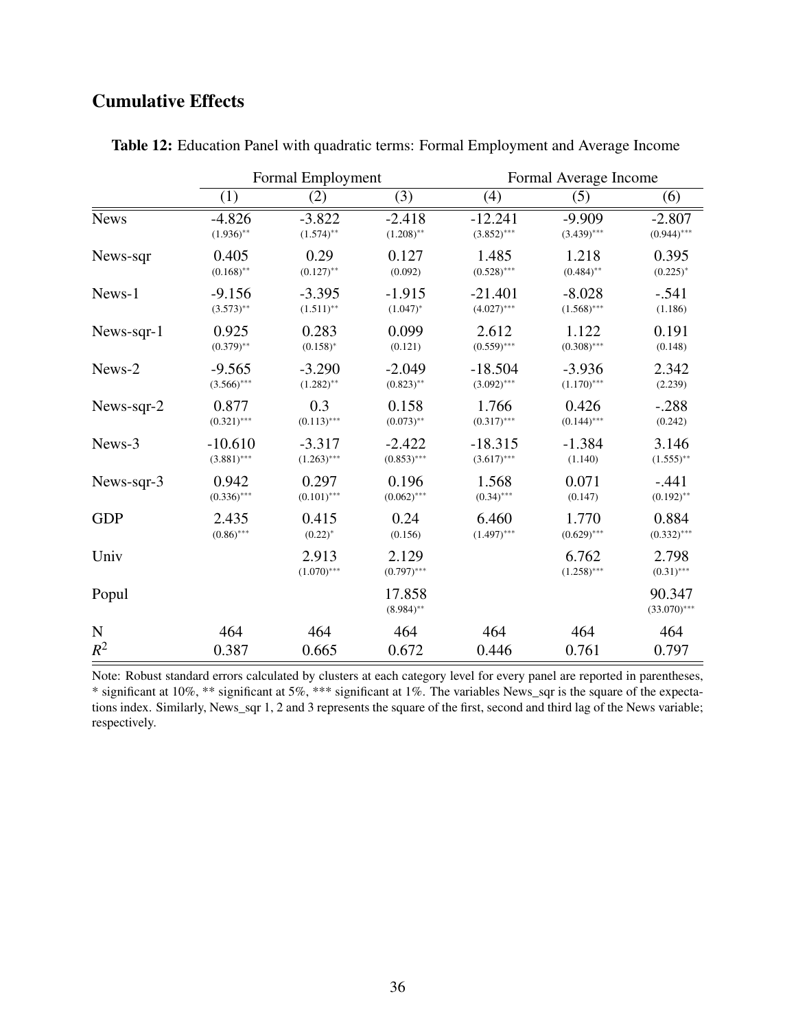## Cumulative Effects

**Table 12:** Education Panel with quadratic terms: Formal Employment and Average Income

| | Formal Employment | | | Formal Average Income | | |
|---|---|---|---|---|---|---|
| | (1) | (2) | (3) | (4) | (5) | (6) |
| News | -4.826 | -3.822 | -2.418 | -12.241 | -9.909 | -2.807 |
| | (1.936)** | (1.574)** | (1.208)** | (3.852)*** | (3.439)*** | (0.944)*** |
| News-sqr | 0.405 | 0.29 | 0.127 | 1.485 | 1.218 | 0.395 |
| | (0.168)** | (0.127)** | (0.092) | (0.528)*** | (0.484)** | (0.225)* |
| News-1 | -9.156 | -3.395 | -1.915 | -21.401 | -8.028 | -.541 |
| | (3.573)** | (1.511)** | (1.047)* | (4.027)*** | (1.568)*** | (1.186) |
| News-sqr-1 | 0.925 | 0.283 | 0.099 | 2.612 | 1.122 | 0.191 |
| | (0.379)** | (0.158)* | (0.121) | (0.559)*** | (0.308)*** | (0.148) |
| News-2 | -9.565 | -3.290 | -2.049 | -18.504 | -3.936 | 2.342 |
| | (3.566)*** | (1.282)** | (0.823)** | (3.092)*** | (1.170)*** | (2.239) |
| News-sqr-2 | 0.877 | 0.3 | 0.158 | 1.766 | 0.426 | -.288 |
| | (0.321)*** | (0.113)*** | (0.073)** | (0.317)*** | (0.144)*** | (0.242) |
| News-3 | -10.610 | -3.317 | -2.422 | -18.315 | -1.384 | 3.146 |
| | (3.881)*** | (1.263)*** | (0.853)*** | (3.617)*** | (1.140) | (1.555)** |
| News-sqr-3 | 0.942 | 0.297 | 0.196 | 1.568 | 0.071 | -.441 |
| | (0.336)*** | (0.101)*** | (0.062)*** | (0.34)*** | (0.147) | (0.192)** |
| GDP | 2.435 | 0.415 | 0.24 | 6.460 | 1.770 | 0.884 |
| | (0.86)*** | (0.22)* | (0.156) | (1.497)*** | (0.629)*** | (0.332)*** |
| Univ | | 2.913 | 2.129 | | 6.762 | 2.798 |
| | | (1.070)*** | (0.797)*** | | (1.258)*** | (0.31)*** |
| Popul | | | 17.858 | | | 90.347 |
| | | | (8.984)** | | | (33.070)*** |
| N | 464 | 464 | 464 | 464 | 464 | 464 |
| $R^2$ | 0.387 | 0.665 | 0.672 | 0.446 | 0.761 | 0.797 |

Note: Robust standard errors calculated by clusters at each category level for every panel are reported in parentheses, * significant at 10%, ** significant at 5%, *** significant at 1%. The variables News_sqr is the square of the expectations index. Similarly, News_sqr 1, 2 and 3 represents the square of the first, second and third lag of the News variable; respectively.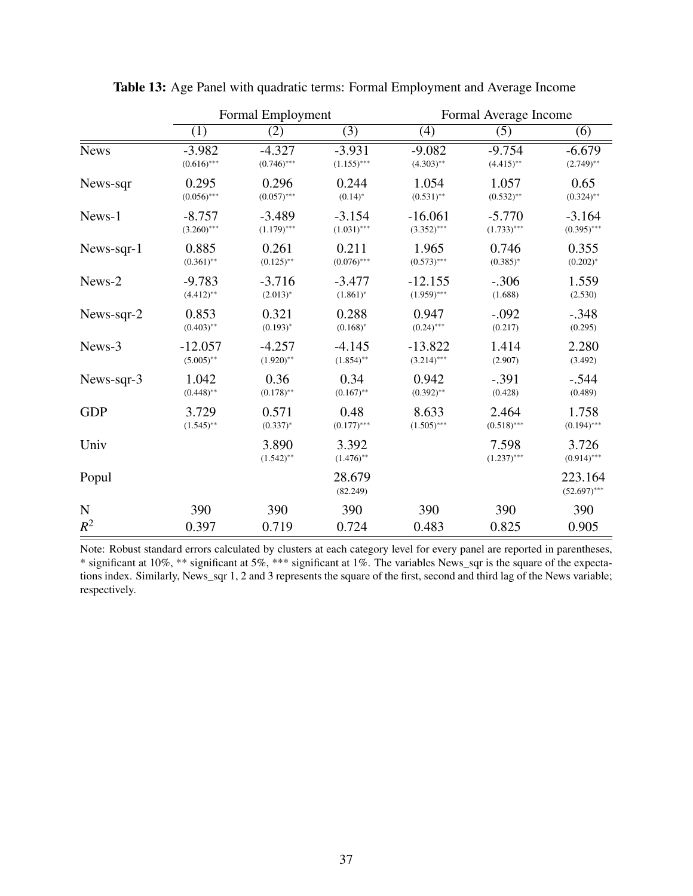**Table 13:** Age Panel with quadratic terms: Formal Employment and Average Income

| | Formal Employment | | | Formal Average Income | | |
|---|---|---|---|---|---|---|
| | (1) | (2) | (3) | (4) | (5) | (6) |
| News | -3.982 | -4.327 | -3.931 | -9.082 | -9.754 | -6.679 |
| | (0.616)*** | (0.746)*** | (1.155)*** | (4.303)** | (4.415)** | (2.749)** |
| News-sqr | 0.295 | 0.296 | 0.244 | 1.054 | 1.057 | 0.65 |
| | (0.056)*** | (0.057)*** | (0.14)* | (0.531)** | (0.532)** | (0.324)** |
| News-1 | -8.757 | -3.489 | -3.154 | -16.061 | -5.770 | -3.164 |
| | (3.260)*** | (1.179)*** | (1.031)*** | (3.352)*** | (1.733)*** | (0.395)*** |
| News-sqr-1 | 0.885 | 0.261 | 0.211 | 1.965 | 0.746 | 0.355 |
| | (0.361)** | (0.125)** | (0.076)*** | (0.573)*** | (0.385)* | (0.202)* |
| News-2 | -9.783 | -3.716 | -3.477 | -12.155 | -.306 | 1.559 |
| | (4.412)** | (2.013)* | (1.861)* | (1.959)*** | (1.688) | (2.530) |
| News-sqr-2 | 0.853 | 0.321 | 0.288 | 0.947 | -.092 | -.348 |
| | (0.403)** | (0.193)* | (0.168)* | (0.24)*** | (0.217) | (0.295) |
| News-3 | -12.057 | -4.257 | -4.145 | -13.822 | 1.414 | 2.280 |
| | (5.005)** | (1.920)** | (1.854)** | (3.214)*** | (2.907) | (3.492) |
| News-sqr-3 | 1.042 | 0.36 | 0.34 | 0.942 | -.391 | -.544 |
| | (0.448)** | (0.178)** | (0.167)** | (0.392)** | (0.428) | (0.489) |
| GDP | 3.729 | 0.571 | 0.48 | 8.633 | 2.464 | 1.758 |
| | (1.545)** | (0.337)* | (0.177)*** | (1.505)*** | (0.518)*** | (0.194)*** |
| Univ | | 3.890 | 3.392 | | 7.598 | 3.726 |
| | | (1.542)** | (1.476)** | | (1.237)*** | (0.914)*** |
| Popul | | | 28.679 | | | 223.164 |
| | | | (82.249) | | | (52.697)*** |
| N | 390 | 390 | 390 | 390 | 390 | 390 |
| $R^2$ | 0.397 | 0.719 | 0.724 | 0.483 | 0.825 | 0.905 |

Note: Robust standard errors calculated by clusters at each category level for every panel are reported in parentheses, * significant at 10%, ** significant at 5%, *** significant at 1%. The variables News_sqr is the square of the expectations index. Similarly, News_sqr 1, 2 and 3 represents the square of the first, second and third lag of the News variable; respectively.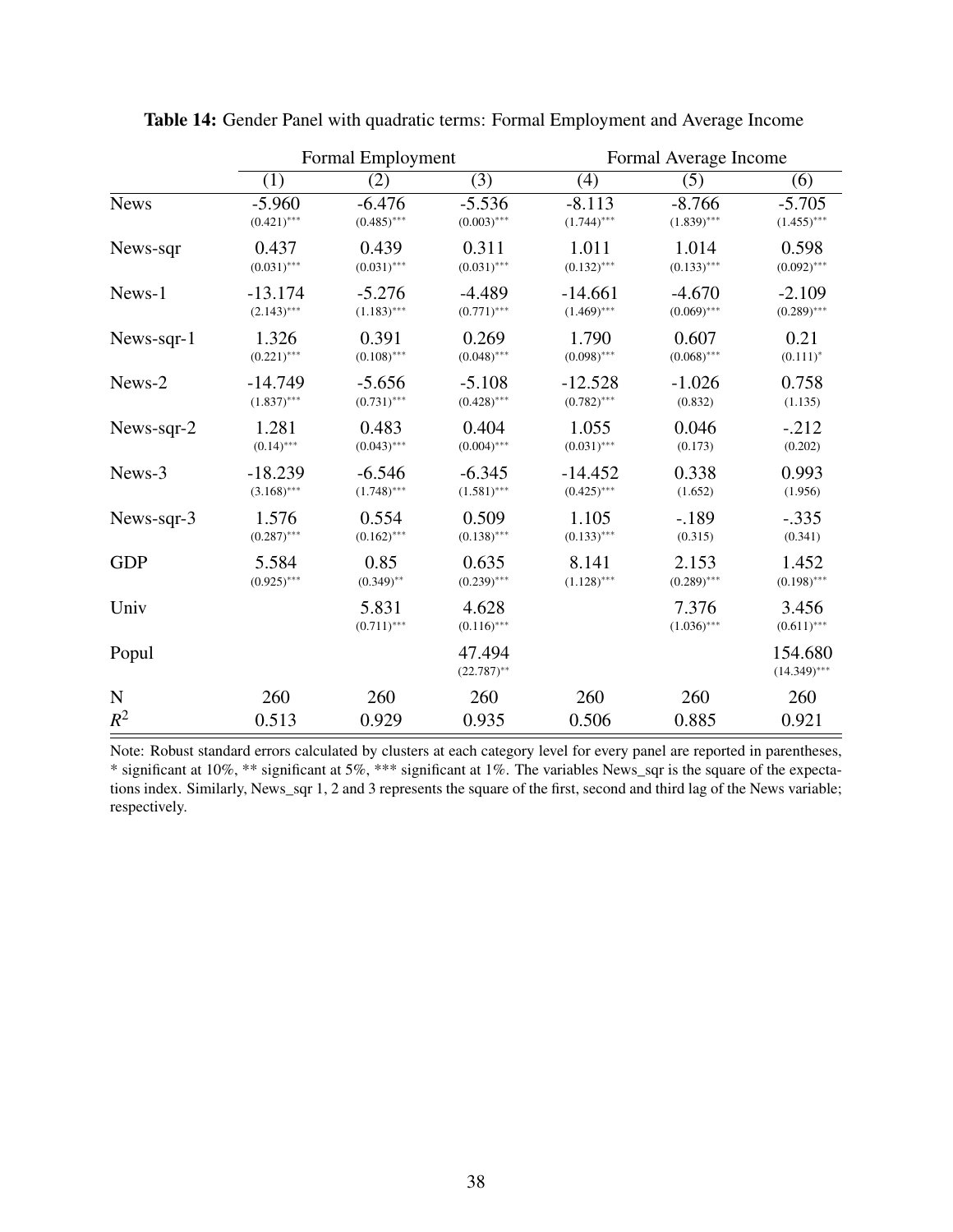**Table 14:** Gender Panel with quadratic terms: Formal Employment and Average Income

| | Formal Employment | | | Formal Average Income | | |
|---|---|---|---|---|---|---|
| | (1) | (2) | (3) | (4) | (5) | (6) |
| News | -5.960 | -6.476 | -5.536 | -8.113 | -8.766 | -5.705 |
| | (0.421)*** | (0.485)*** | (0.003)*** | (1.744)*** | (1.839)*** | (1.455)*** |
| News-sqr | 0.437 | 0.439 | 0.311 | 1.011 | 1.014 | 0.598 |
| | (0.031)*** | (0.031)*** | (0.031)*** | (0.132)*** | (0.133)*** | (0.092)*** |
| News-1 | -13.174 | -5.276 | -4.489 | -14.661 | -4.670 | -2.109 |
| | (2.143)*** | (1.183)*** | (0.771)*** | (1.469)*** | (0.069)*** | (0.289)*** |
| News-sqr-1 | 1.326 | 0.391 | 0.269 | 1.790 | 0.607 | 0.21 |
| | (0.221)*** | (0.108)*** | (0.048)*** | (0.098)*** | (0.068)*** | (0.111)* |
| News-2 | -14.749 | -5.656 | -5.108 | -12.528 | -1.026 | 0.758 |
| | (1.837)*** | (0.731)*** | (0.428)*** | (0.782)*** | (0.832) | (1.135) |
| News-sqr-2 | 1.281 | 0.483 | 0.404 | 1.055 | 0.046 | -.212 |
| | (0.14)*** | (0.043)*** | (0.004)*** | (0.031)*** | (0.173) | (0.202) |
| News-3 | -18.239 | -6.546 | -6.345 | -14.452 | 0.338 | 0.993 |
| | (3.168)*** | (1.748)*** | (1.581)*** | (0.425)*** | (1.652) | (1.956) |
| News-sqr-3 | 1.576 | 0.554 | 0.509 | 1.105 | -.189 | -.335 |
| | (0.287)*** | (0.162)*** | (0.138)*** | (0.133)*** | (0.315) | (0.341) |
| GDP | 5.584 | 0.85 | 0.635 | 8.141 | 2.153 | 1.452 |
| | (0.925)*** | (0.349)** | (0.239)*** | (1.128)*** | (0.289)*** | (0.198)*** |
| Univ | | 5.831 | 4.628 | | 7.376 | 3.456 |
| | | (0.711)*** | (0.116)*** | | (1.036)*** | (0.611)*** |
| Popul | | | 47.494 | | | 154.680 |
| | | | (22.787)** | | | (14.349)*** |
| N | 260 | 260 | 260 | 260 | 260 | 260 |
| $R^2$ | 0.513 | 0.929 | 0.935 | 0.506 | 0.885 | 0.921 |

Note: Robust standard errors calculated by clusters at each category level for every panel are reported in parentheses, * significant at 10%, ** significant at 5%, *** significant at 1%. The variables News_sqr is the square of the expectations index. Similarly, News_sqr 1, 2 and 3 represents the square of the first, second and third lag of the News variable; respectively.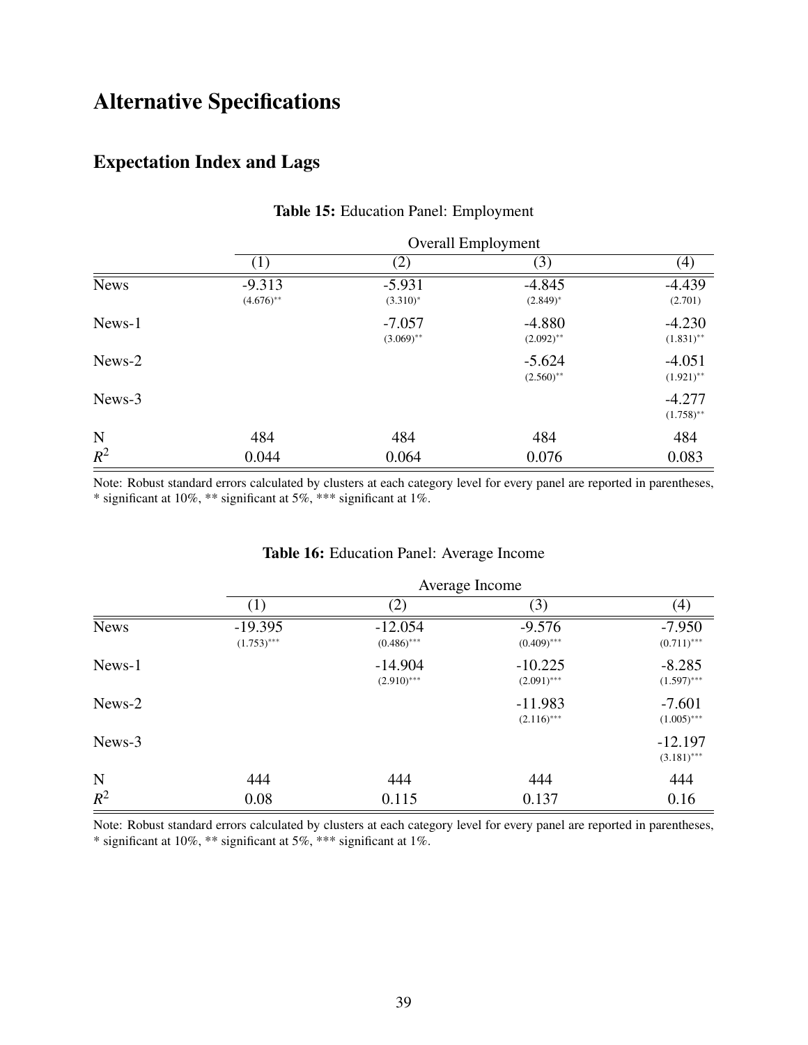# Alternative Specifications

## Expectation Index and Lags

**Table 15:** Education Panel: Employment

| | Overall Employment | | | |
|---|---|---|---|---|
| | (1) | (2) | (3) | (4) |
| News | -9.313<br>(4.676)** | -5.931<br>(3.310)* | -4.845<br>(2.849)* | -4.439<br>(2.701) |
| News-1 | | -7.057<br>(3.069)** | -4.880<br>(2.092)** | -4.230<br>(1.831)** |
| News-2 | | | -5.624<br>(2.560)** | -4.051<br>(1.921)** |
| News-3 | | | | -4.277<br>(1.758)** |
| N | 484 | 484 | 484 | 484 |
| $R^2$ | 0.044 | 0.064 | 0.076 | 0.083 |

Note: Robust standard errors calculated by clusters at each category level for every panel are reported in parentheses, * significant at 10%, ** significant at 5%, *** significant at 1%.

**Table 16:** Education Panel: Average Income

| | Average Income | | | |
|---|---|---|---|---|
| | (1) | (2) | (3) | (4) |
| News | -19.395<br>(1.753)*** | -12.054<br>(0.486)*** | -9.576<br>(0.409)*** | -7.950<br>(0.711)*** |
| News-1 | | -14.904<br>(2.910)*** | -10.225<br>(2.091)*** | -8.285<br>(1.597)*** |
| News-2 | | | -11.983<br>(2.116)*** | -7.601<br>(1.005)*** |
| News-3 | | | | -12.197<br>(3.181)*** |
| N | 444 | 444 | 444 | 444 |
| $R^2$ | 0.08 | 0.115 | 0.137 | 0.16 |

Note: Robust standard errors calculated by clusters at each category level for every panel are reported in parentheses, * significant at 10%, ** significant at 5%, *** significant at 1%.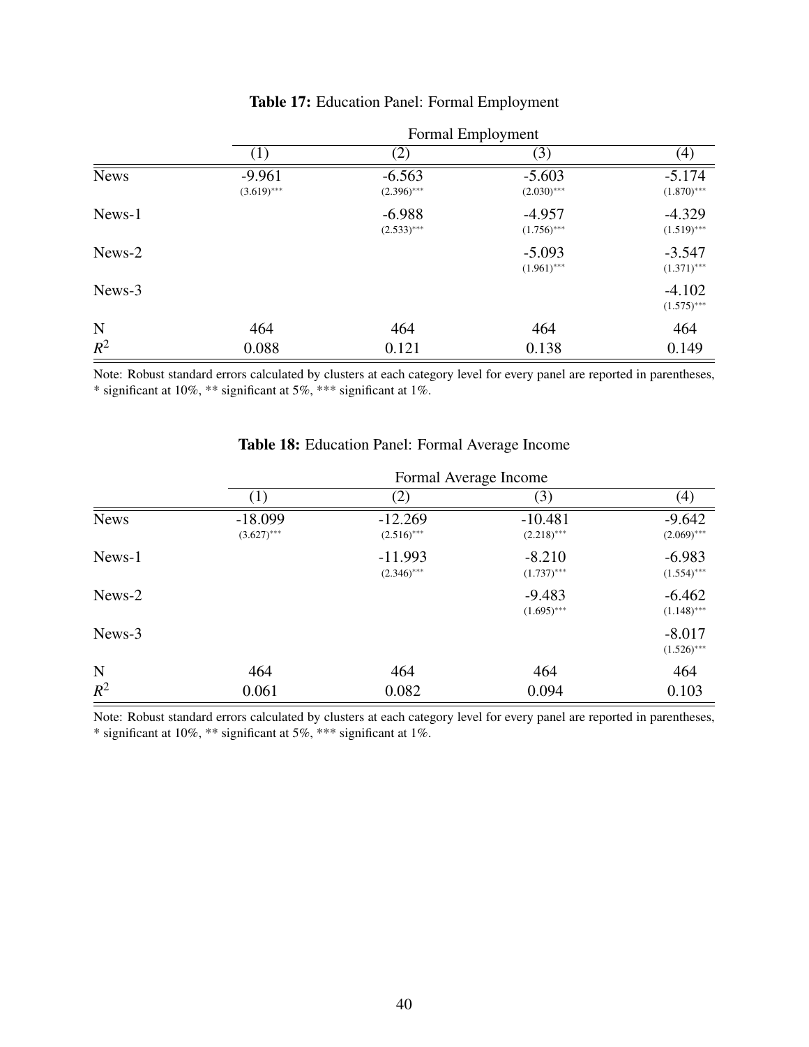**Table 17:** Education Panel: Formal Employment

| | Formal Employment | | | |
|---|---|---|---|---|
| | (1) | (2) | (3) | (4) |
| News | -9.961 | -6.563 | -5.603 | -5.174 |
| | (3.619)*** | (2.396)*** | (2.030)*** | (1.870)*** |
| News-1 | | -6.988 | -4.957 | -4.329 |
| | | (2.533)*** | (1.756)*** | (1.519)*** |
| News-2 | | | -5.093 | -3.547 |
| | | | (1.961)*** | (1.371)*** |
| News-3 | | | | -4.102 |
| | | | | (1.575)*** |
| N | 464 | 464 | 464 | 464 |
| $R^2$ | 0.088 | 0.121 | 0.138 | 0.149 |

Note: Robust standard errors calculated by clusters at each category level for every panel are reported in parentheses, * significant at 10%, ** significant at 5%, *** significant at 1%.

**Table 18:** Education Panel: Formal Average Income

| | Formal Average Income | | | |
|---|---|---|---|---|
| | (1) | (2) | (3) | (4) |
| News | -18.099 | -12.269 | -10.481 | -9.642 |
| | (3.627)*** | (2.516)*** | (2.218)*** | (2.069)*** |
| News-1 | | -11.993 | -8.210 | -6.983 |
| | | (2.346)*** | (1.737)*** | (1.554)*** |
| News-2 | | | -9.483 | -6.462 |
| | | | (1.695)*** | (1.148)*** |
| News-3 | | | | -8.017 |
| | | | | (1.526)*** |
| N | 464 | 464 | 464 | 464 |
| $R^2$ | 0.061 | 0.082 | 0.094 | 0.103 |

Note: Robust standard errors calculated by clusters at each category level for every panel are reported in parentheses, * significant at 10%, ** significant at 5%, *** significant at 1%.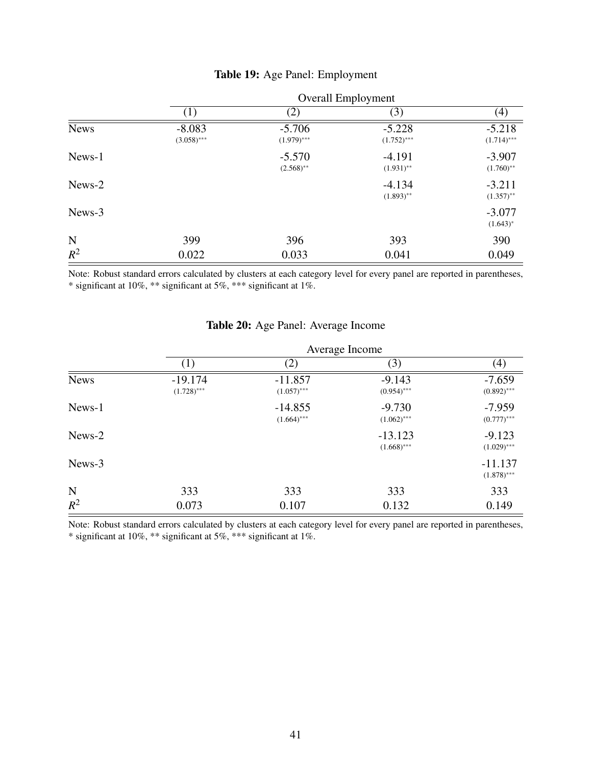**Table 19:** Age Panel: Employment

| | Overall Employment | | | |
|---|---|---|---|---|
| | (1) | (2) | (3) | (4) |
| News | -8.083 | -5.706 | -5.228 | -5.218 |
| | (3.058)*** | (1.979)*** | (1.752)*** | (1.714)*** |
| News-1 | | -5.570 | -4.191 | -3.907 |
| | | (2.568)** | (1.931)** | (1.760)** |
| News-2 | | | -4.134 | -3.211 |
| | | | (1.893)** | (1.357)** |
| News-3 | | | | -3.077 |
| | | | | (1.643)* |
| N | 399 | 396 | 393 | 390 |
| $R^2$ | 0.022 | 0.033 | 0.041 | 0.049 |

Note: Robust standard errors calculated by clusters at each category level for every panel are reported in parentheses, * significant at 10%, ** significant at 5%, *** significant at 1%.

**Table 20:** Age Panel: Average Income

| | Average Income | | | |
|---|---|---|---|---|
| | (1) | (2) | (3) | (4) |
| News | -19.174 | -11.857 | -9.143 | -7.659 |
| | (1.728)*** | (1.057)*** | (0.954)*** | (0.892)*** |
| News-1 | | -14.855 | -9.730 | -7.959 |
| | | (1.664)*** | (1.062)*** | (0.777)*** |
| News-2 | | | -13.123 | -9.123 |
| | | | (1.668)*** | (1.029)*** |
| News-3 | | | | -11.137 |
| | | | | (1.878)*** |
| N | 333 | 333 | 333 | 333 |
| $R^2$ | 0.073 | 0.107 | 0.132 | 0.149 |

Note: Robust standard errors calculated by clusters at each category level for every panel are reported in parentheses, * significant at 10%, ** significant at 5%, *** significant at 1%.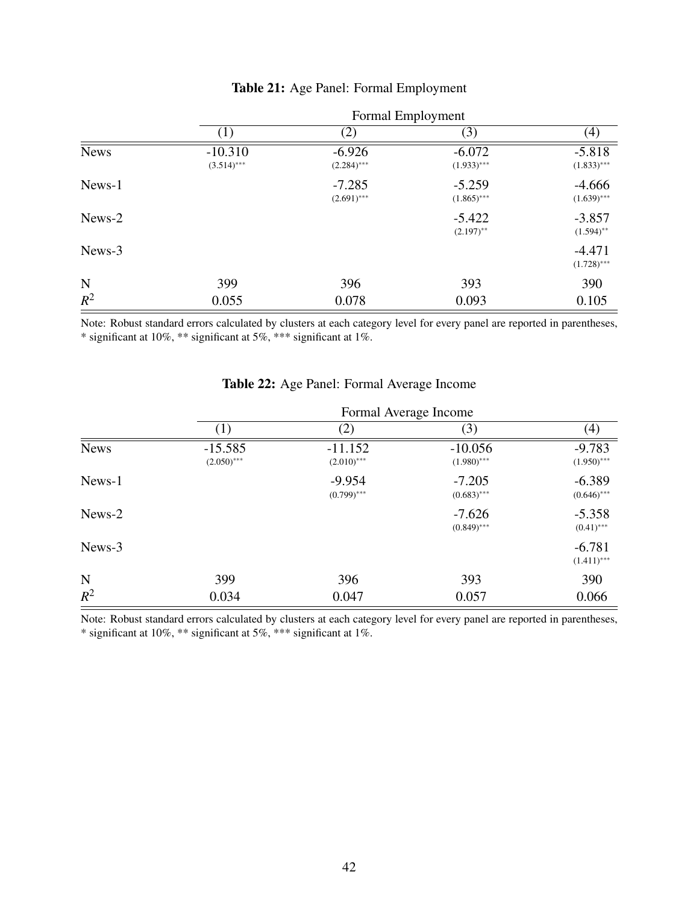**Table 21:** Age Panel: Formal Employment

| | Formal Employment | | | |
|---|---|---|---|---|
| | (1) | (2) | (3) | (4) |
| News | -10.310 | -6.926 | -6.072 | -5.818 |
| | (3.514)*** | (2.284)*** | (1.933)*** | (1.833)*** |
| News-1 | | -7.285 | -5.259 | -4.666 |
| | | (2.691)*** | (1.865)*** | (1.639)*** |
| News-2 | | | -5.422 | -3.857 |
| | | | (2.197)** | (1.594)** |
| News-3 | | | | -4.471 |
| | | | | (1.728)*** |
| N | 399 | 396 | 393 | 390 |
| $R^2$ | 0.055 | 0.078 | 0.093 | 0.105 |

Note: Robust standard errors calculated by clusters at each category level for every panel are reported in parentheses, * significant at 10%, ** significant at 5%, *** significant at 1%.

**Table 22:** Age Panel: Formal Average Income

| | Formal Average Income | | | |
|---|---|---|---|---|
| | (1) | (2) | (3) | (4) |
| News | -15.585 | -11.152 | -10.056 | -9.783 |
| | (2.050)*** | (2.010)*** | (1.980)*** | (1.950)*** |
| News-1 | | -9.954 | -7.205 | -6.389 |
| | | (0.799)*** | (0.683)*** | (0.646)*** |
| News-2 | | | -7.626 | -5.358 |
| | | | (0.849)*** | (0.41)*** |
| News-3 | | | | -6.781 |
| | | | | (1.411)*** |
| N | 399 | 396 | 393 | 390 |
| $R^2$ | 0.034 | 0.047 | 0.057 | 0.066 |

Note: Robust standard errors calculated by clusters at each category level for every panel are reported in parentheses, * significant at 10%, ** significant at 5%, *** significant at 1%.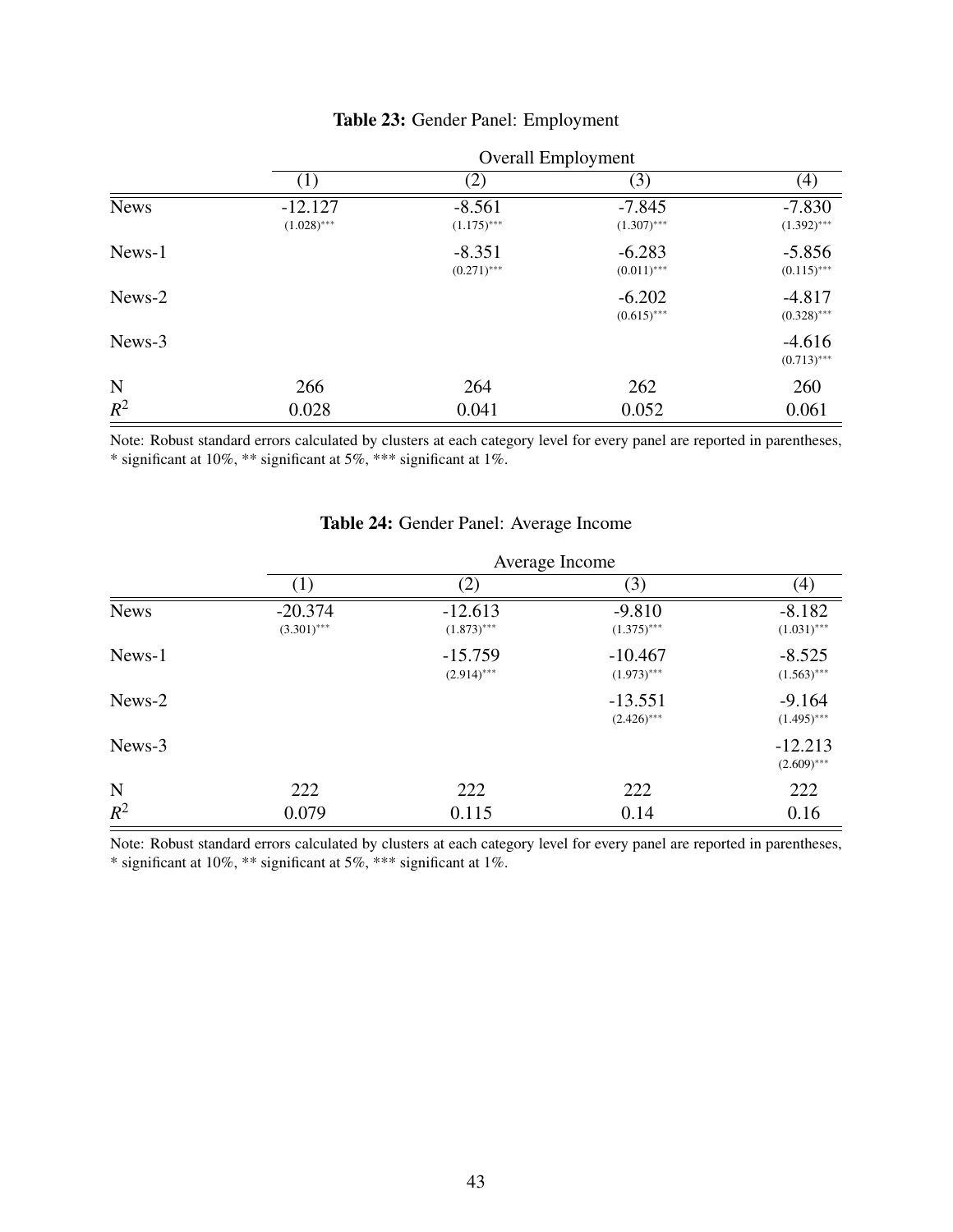**Table 23:** Gender Panel: Employment

| | Overall Employment | | | |
|---|---|---|---|---|
| | (1) | (2) | (3) | (4) |
| News | -12.127 | -8.561 | -7.845 | -7.830 |
| | (1.028)*** | (1.175)*** | (1.307)*** | (1.392)*** |
| News-1 | | -8.351 | -6.283 | -5.856 |
| | | (0.271)*** | (0.011)*** | (0.115)*** |
| News-2 | | | -6.202 | -4.817 |
| | | | (0.615)*** | (0.328)*** |
| News-3 | | | | -4.616 |
| | | | | (0.713)*** |
| N | 266 | 264 | 262 | 260 |
| $R^2$ | 0.028 | 0.041 | 0.052 | 0.061 |

Note: Robust standard errors calculated by clusters at each category level for every panel are reported in parentheses, * significant at 10%, ** significant at 5%, *** significant at 1%.

**Table 24:** Gender Panel: Average Income

| | Average Income | | | |
|---|---|---|---|---|
| | (1) | (2) | (3) | (4) |
| News | -20.374 | -12.613 | -9.810 | -8.182 |
| | (3.301)*** | (1.873)*** | (1.375)*** | (1.031)*** |
| News-1 | | -15.759 | -10.467 | -8.525 |
| | | (2.914)*** | (1.973)*** | (1.563)*** |
| News-2 | | | -13.551 | -9.164 |
| | | | (2.426)*** | (1.495)*** |
| News-3 | | | | -12.213 |
| | | | | (2.609)*** |
| N | 222 | 222 | 222 | 222 |
| $R^2$ | 0.079 | 0.115 | 0.14 | 0.16 |

Note: Robust standard errors calculated by clusters at each category level for every panel are reported in parentheses, * significant at 10%, ** significant at 5%, *** significant at 1%.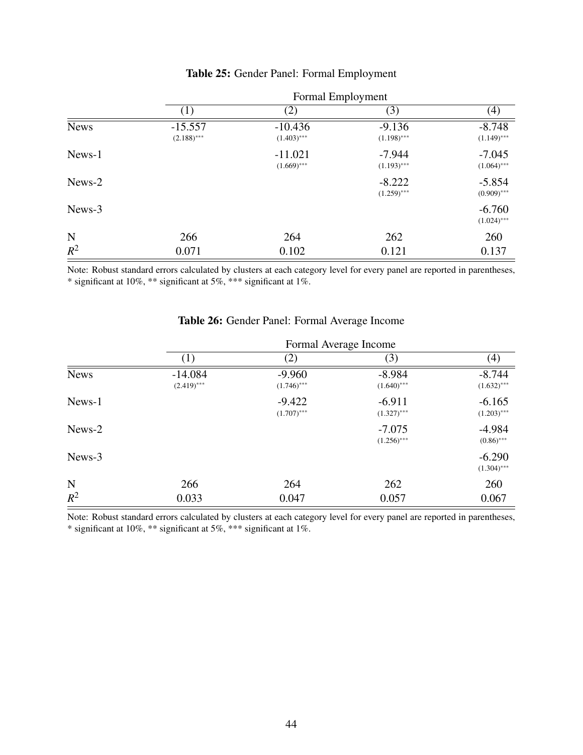**Table 25:** Gender Panel: Formal Employment

| | Formal Employment | | | |
|---|---|---|---|---|
| | (1) | (2) | (3) | (4) |
| News | -15.557 | -10.436 | -9.136 | -8.748 |
| | (2.188)*** | (1.403)*** | (1.198)*** | (1.149)*** |
| News-1 | | -11.021 | -7.944 | -7.045 |
| | | (1.669)*** | (1.193)*** | (1.064)*** |
| News-2 | | | -8.222 | -5.854 |
| | | | (1.259)*** | (0.909)*** |
| News-3 | | | | -6.760 |
| | | | | (1.024)*** |
| N | 266 | 264 | 262 | 260 |
| $R^2$ | 0.071 | 0.102 | 0.121 | 0.137 |

Note: Robust standard errors calculated by clusters at each category level for every panel are reported in parentheses, * significant at 10%, ** significant at 5%, *** significant at 1%.

**Table 26:** Gender Panel: Formal Average Income

| | Formal Average Income | | | |
|---|---|---|---|---|
| | (1) | (2) | (3) | (4) |
| News | -14.084 | -9.960 | -8.984 | -8.744 |
| | (2.419)*** | (1.746)*** | (1.640)*** | (1.632)*** |
| News-1 | | -9.422 | -6.911 | -6.165 |
| | | (1.707)*** | (1.327)*** | (1.203)*** |
| News-2 | | | -7.075 | -4.984 |
| | | | (1.256)*** | (0.86)*** |
| News-3 | | | | -6.290 |
| | | | | (1.304)*** |
| N | 266 | 264 | 262 | 260 |
| $R^2$ | 0.033 | 0.047 | 0.057 | 0.067 |

Note: Robust standard errors calculated by clusters at each category level for every panel are reported in parentheses, * significant at 10%, ** significant at 5%, *** significant at 1%.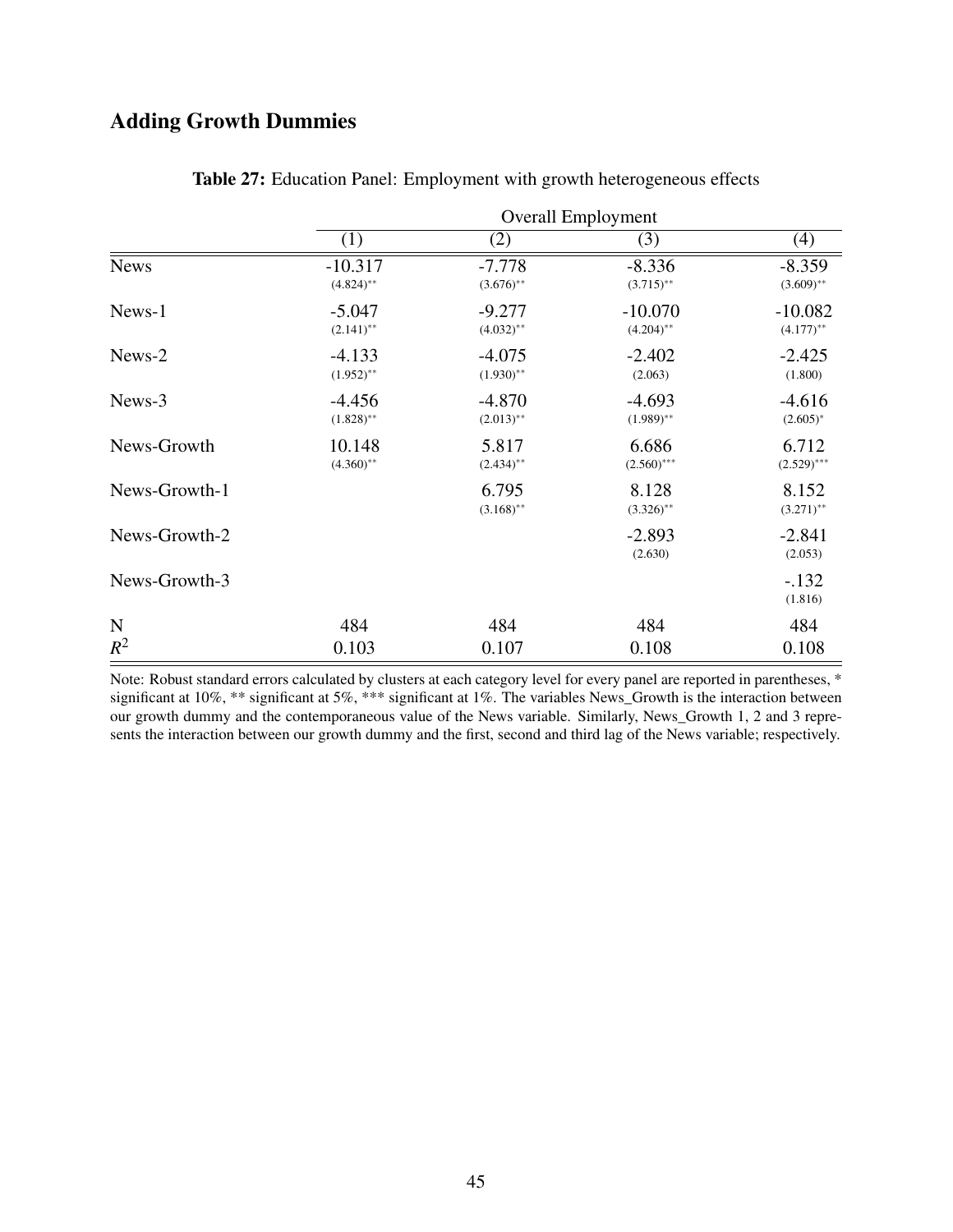## Adding Growth Dummies

**Table 27:** Education Panel: Employment with growth heterogeneous effects

| | Overall Employment | | | |
|---|---|---|---|---|
| | (1) | (2) | (3) | (4) |
| News | -10.317 | -7.778 | -8.336 | -8.359 |
| | (4.824)** | (3.676)** | (3.715)** | (3.609)** |
| News-1 | -5.047 | -9.277 | -10.070 | -10.082 |
| | (2.141)** | (4.032)** | (4.204)** | (4.177)** |
| News-2 | -4.133 | -4.075 | -2.402 | -2.425 |
| | (1.952)** | (1.930)** | (2.063) | (1.800) |
| News-3 | -4.456 | -4.870 | -4.693 | -4.616 |
| | (1.828)** | (2.013)** | (1.989)** | (2.605)* |
| News-Growth | 10.148 | 5.817 | 6.686 | 6.712 |
| | (4.360)** | (2.434)** | (2.560)*** | (2.529)*** |
| News-Growth-1 | | 6.795 | 8.128 | 8.152 |
| | | (3.168)** | (3.326)** | (3.271)** |
| News-Growth-2 | | | -2.893 | -2.841 |
| | | | (2.630) | (2.053) |
| News-Growth-3 | | | | -.132 |
| | | | | (1.816) |
| N | 484 | 484 | 484 | 484 |
| $R^2$ | 0.103 | 0.107 | 0.108 | 0.108 |

Note: Robust standard errors calculated by clusters at each category level for every panel are reported in parentheses, * significant at 10%, ** significant at 5%, *** significant at 1%. The variables News_Growth is the interaction between our growth dummy and the contemporaneous value of the News variable. Similarly, News_Growth 1, 2 and 3 represents the interaction between our growth dummy and the first, second and third lag of the News variable; respectively.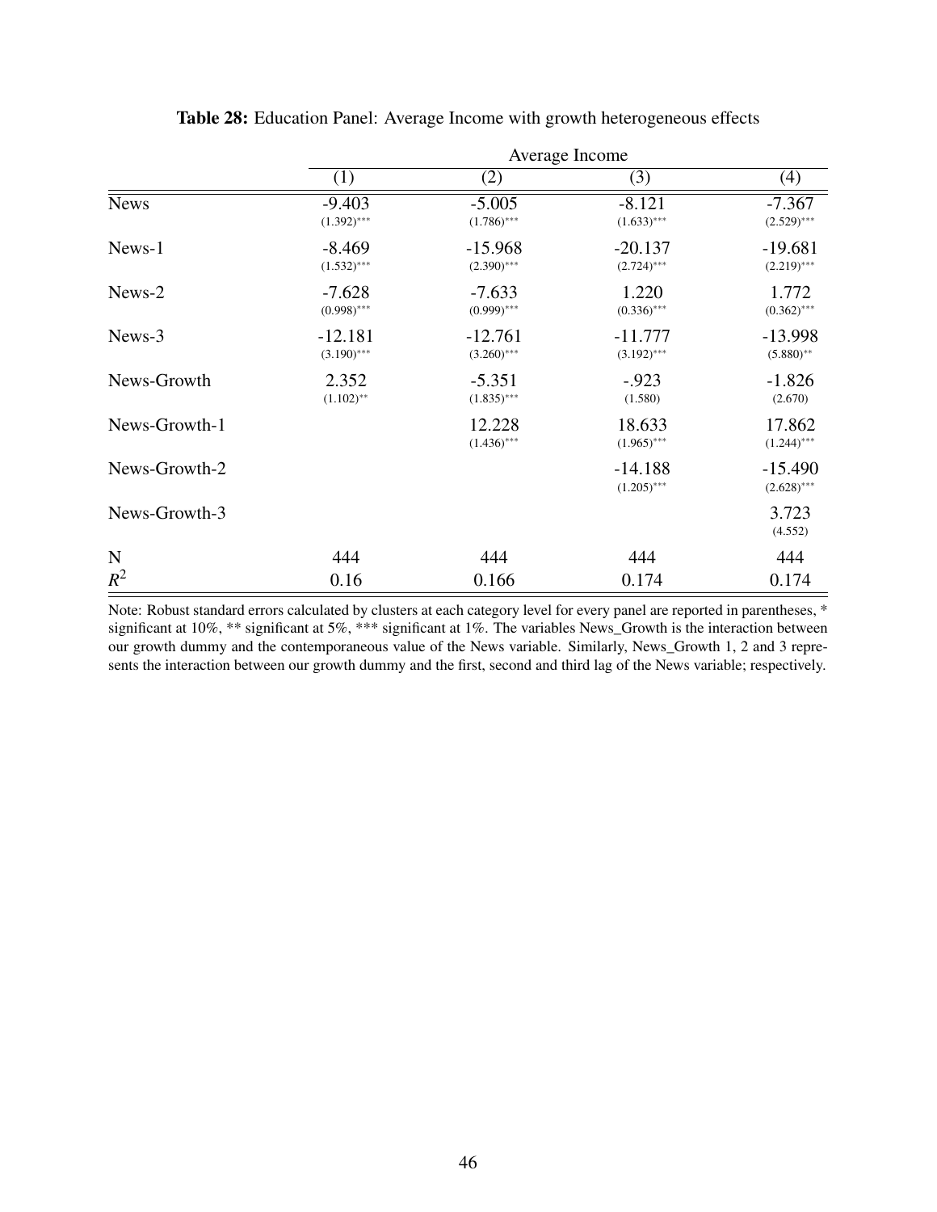**Table 28:** Education Panel: Average Income with growth heterogeneous effects

| | Average Income | | | |
|---|---|---|---|---|
| | (1) | (2) | (3) | (4) |
| News | -9.403 (1.392)*** | -5.005 (1.786)*** | -8.121 (1.633)*** | -7.367 (2.529)*** |
| News-1 | -8.469 (1.532)*** | -15.968 (2.390)*** | -20.137 (2.724)*** | -19.681 (2.219)*** |
| News-2 | -7.628 (0.998)*** | -7.633 (0.999)*** | 1.220 (0.336)*** | 1.772 (0.362)*** |
| News-3 | -12.181 (3.190)*** | -12.761 (3.260)*** | -11.777 (3.192)*** | -13.998 (5.880)** |
| News-Growth | 2.352 (1.102)** | -5.351 (1.835)*** | -.923 (1.580) | -1.826 (2.670) |
| News-Growth-1 | | 12.228 (1.436)*** | 18.633 (1.965)*** | 17.862 (1.244)*** |
| News-Growth-2 | | | -14.188 (1.205)*** | -15.490 (2.628)*** |
| News-Growth-3 | | | | 3.723 (4.552) |
| N | 444 | 444 | 444 | 444 |
| $R^2$ | 0.16 | 0.166 | 0.174 | 0.174 |

Note: Robust standard errors calculated by clusters at each category level for every panel are reported in parentheses, * significant at 10%, ** significant at 5%, *** significant at 1%. The variables News_Growth is the interaction between our growth dummy and the contemporaneous value of the News variable. Similarly, News_Growth 1, 2 and 3 represents the interaction between our growth dummy and the first, second and third lag of the News variable; respectively.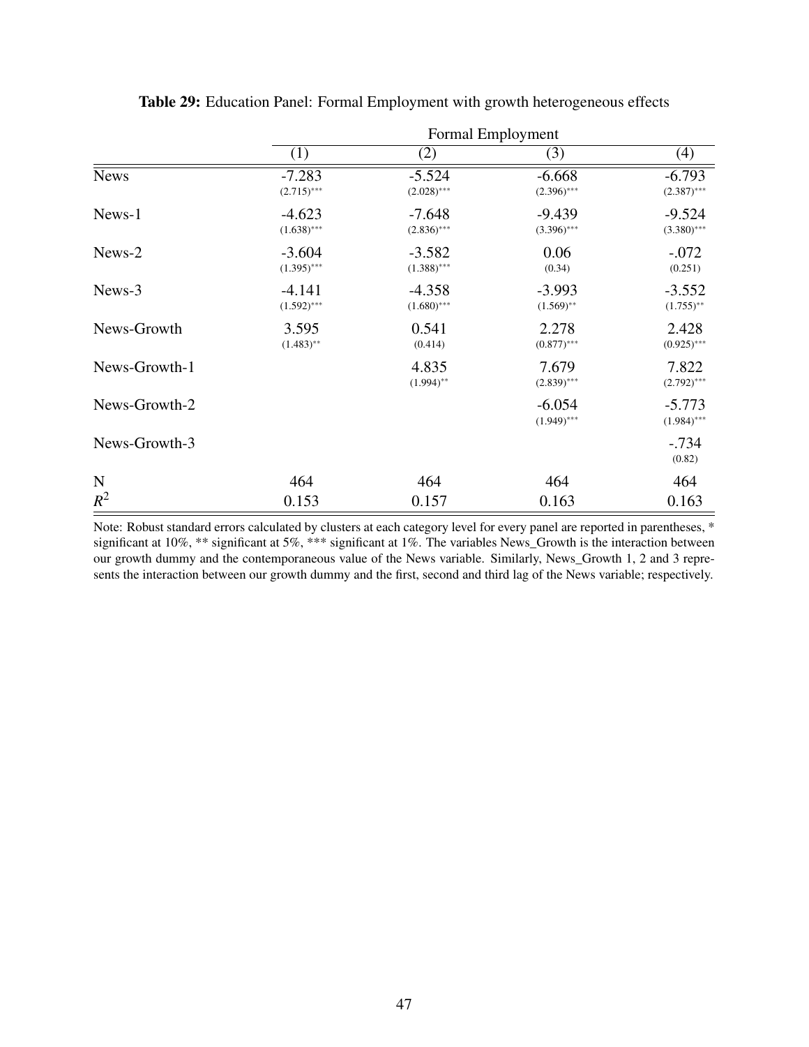**Table 29:** Education Panel: Formal Employment with growth heterogeneous effects

| | Formal Employment | | | |
|---|---|---|---|---|
| | (1) | (2) | (3) | (4) |
| News | -7.283 | -5.524 | -6.668 | -6.793 |
| | (2.715)*** | (2.028)*** | (2.396)*** | (2.387)*** |
| News-1 | -4.623 | -7.648 | -9.439 | -9.524 |
| | (1.638)*** | (2.836)*** | (3.396)*** | (3.380)*** |
| News-2 | -3.604 | -3.582 | 0.06 | -.072 |
| | (1.395)*** | (1.388)*** | (0.34) | (0.251) |
| News-3 | -4.141 | -4.358 | -3.993 | -3.552 |
| | (1.592)*** | (1.680)*** | (1.569)** | (1.755)** |
| News-Growth | 3.595 | 0.541 | 2.278 | 2.428 |
| | (1.483)** | (0.414) | (0.877)*** | (0.925)*** |
| News-Growth-1 | | 4.835 | 7.679 | 7.822 |
| | | (1.994)** | (2.839)*** | (2.792)*** |
| News-Growth-2 | | | -6.054 | -5.773 |
| | | | (1.949)*** | (1.984)*** |
| News-Growth-3 | | | | -.734 |
| | | | | (0.82) |
| N | 464 | 464 | 464 | 464 |
| $R^2$ | 0.153 | 0.157 | 0.163 | 0.163 |

Note: Robust standard errors calculated by clusters at each category level for every panel are reported in parentheses, * significant at 10%, ** significant at 5%, *** significant at 1%. The variables News_Growth is the interaction between our growth dummy and the contemporaneous value of the News variable. Similarly, News_Growth 1, 2 and 3 represents the interaction between our growth dummy and the first, second and third lag of the News variable; respectively.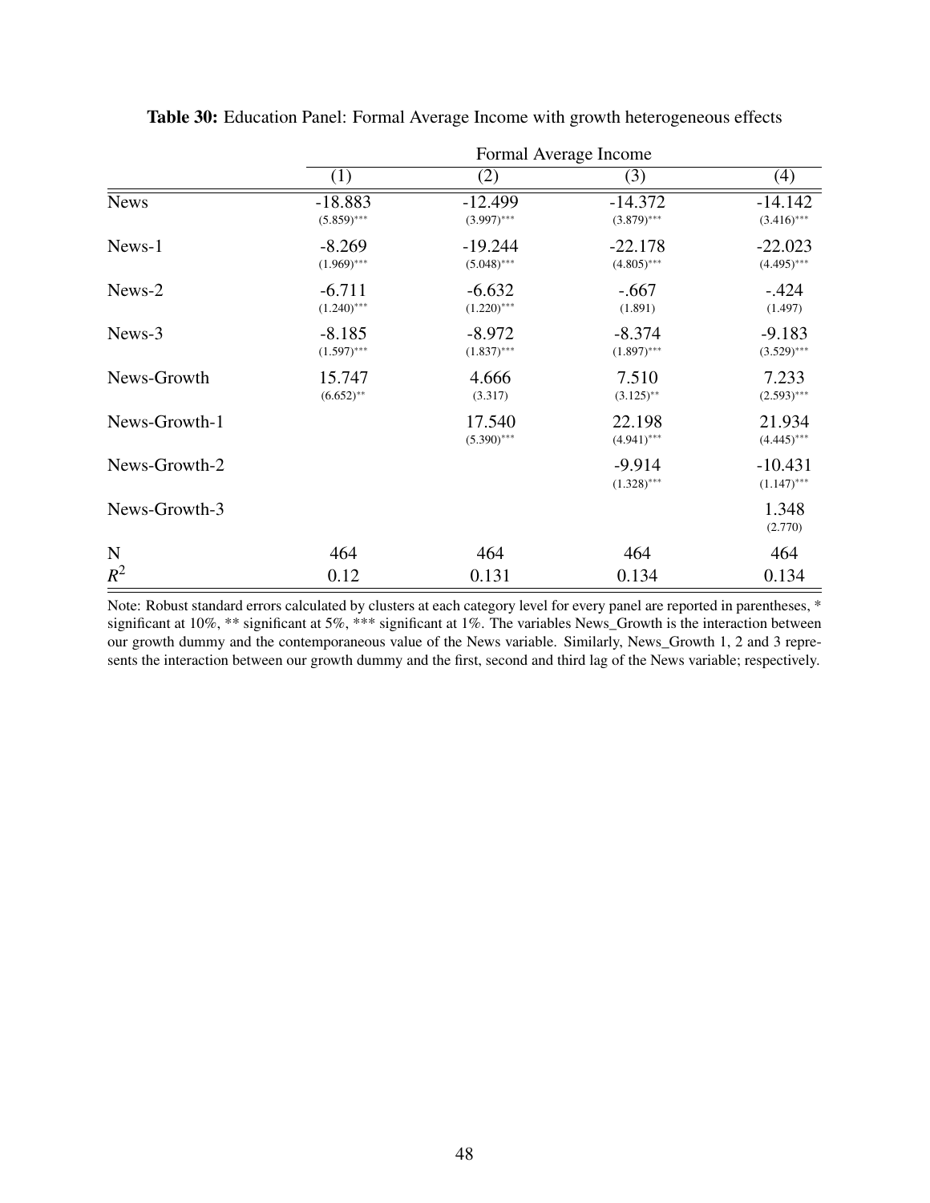**Table 30:** Education Panel: Formal Average Income with growth heterogeneous effects

| | Formal Average Income | | | |
|---|---|---|---|---|
| | (1) | (2) | (3) | (4) |
| News | -18.883 | -12.499 | -14.372 | -14.142 |
| | (5.859)*** | (3.997)*** | (3.879)*** | (3.416)*** |
| News-1 | -8.269 | -19.244 | -22.178 | -22.023 |
| | (1.969)*** | (5.048)*** | (4.805)*** | (4.495)*** |
| News-2 | -6.711 | -6.632 | -.667 | -.424 |
| | (1.240)*** | (1.220)*** | (1.891) | (1.497) |
| News-3 | -8.185 | -8.972 | -8.374 | -9.183 |
| | (1.597)*** | (1.837)*** | (1.897)*** | (3.529)*** |
| News-Growth | 15.747 | 4.666 | 7.510 | 7.233 |
| | (6.652)** | (3.317) | (3.125)** | (2.593)*** |
| News-Growth-1 | | 17.540 | 22.198 | 21.934 |
| | | (5.390)*** | (4.941)*** | (4.445)*** |
| News-Growth-2 | | | -9.914 | -10.431 |
| | | | (1.328)*** | (1.147)*** |
| News-Growth-3 | | | | 1.348 |
| | | | | (2.770) |
| N | 464 | 464 | 464 | 464 |
| $R^2$ | 0.12 | 0.131 | 0.134 | 0.134 |

Note: Robust standard errors calculated by clusters at each category level for every panel are reported in parentheses, * significant at 10%, ** significant at 5%, *** significant at 1%. The variables News_Growth is the interaction between our growth dummy and the contemporaneous value of the News variable. Similarly, News_Growth 1, 2 and 3 represents the interaction between our growth dummy and the first, second and third lag of the News variable; respectively.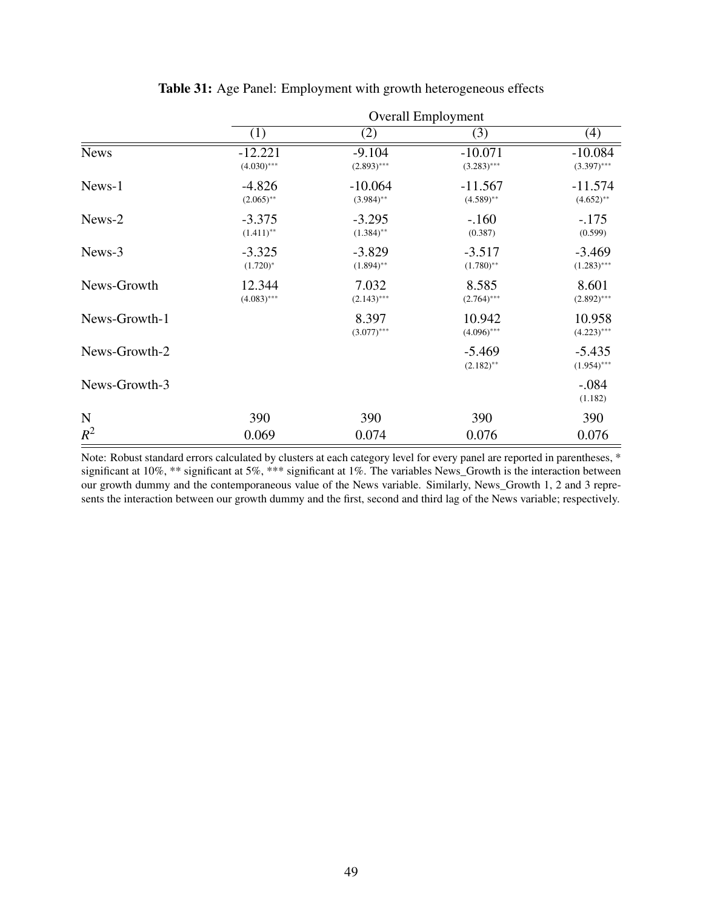**Table 31:** Age Panel: Employment with growth heterogeneous effects

| | Overall Employment | | | |
|---|---|---|---|---|
| | (1) | (2) | (3) | (4) |
| News | -12.221 | -9.104 | -10.071 | -10.084 |
| | (4.030)*** | (2.893)*** | (3.283)*** | (3.397)*** |
| News-1 | -4.826 | -10.064 | -11.567 | -11.574 |
| | (2.065)** | (3.984)** | (4.589)** | (4.652)** |
| News-2 | -3.375 | -3.295 | -.160 | -.175 |
| | (1.411)** | (1.384)** | (0.387) | (0.599) |
| News-3 | -3.325 | -3.829 | -3.517 | -3.469 |
| | (1.720)* | (1.894)** | (1.780)** | (1.283)*** |
| News-Growth | 12.344 | 7.032 | 8.585 | 8.601 |
| | (4.083)*** | (2.143)*** | (2.764)*** | (2.892)*** |
| News-Growth-1 | | 8.397 | 10.942 | 10.958 |
| | | (3.077)*** | (4.096)*** | (4.223)*** |
| News-Growth-2 | | | -5.469 | -5.435 |
| | | | (2.182)** | (1.954)*** |
| News-Growth-3 | | | | -.084 |
| | | | | (1.182) |
| N | 390 | 390 | 390 | 390 |
| $R^2$ | 0.069 | 0.074 | 0.076 | 0.076 |

Note: Robust standard errors calculated by clusters at each category level for every panel are reported in parentheses, * significant at 10%, ** significant at 5%, *** significant at 1%. The variables News_Growth is the interaction between our growth dummy and the contemporaneous value of the News variable. Similarly, News_Growth 1, 2 and 3 represents the interaction between our growth dummy and the first, second and third lag of the News variable; respectively.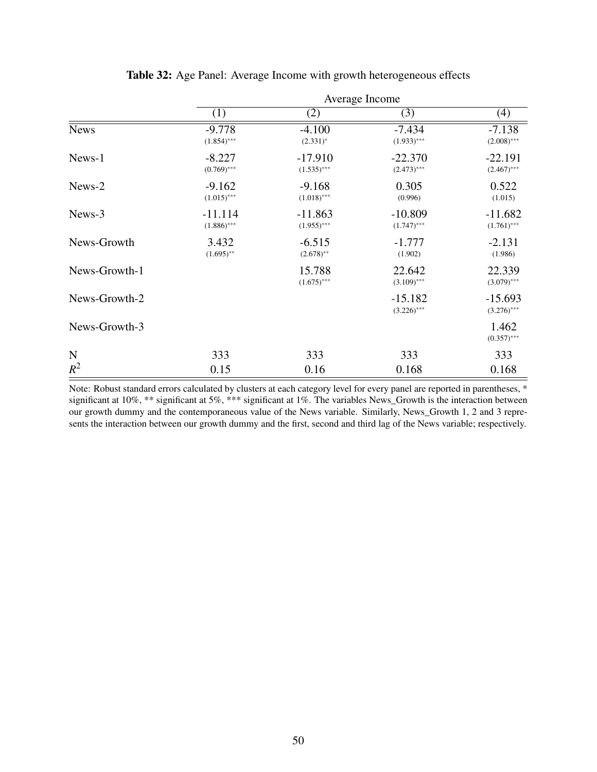**Table 32:** Age Panel: Average Income with growth heterogeneous effects

| | Average Income | | | |
|---|---|---|---|---|
| | (1) | (2) | (3) | (4) |
| News | -9.778 | -4.100 | -7.434 | -7.138 |
| | (1.854)*** | (2.331)* | (1.933)*** | (2.008)*** |
| News-1 | -8.227 | -17.910 | -22.370 | -22.191 |
| | (0.769)*** | (1.535)*** | (2.473)*** | (2.467)*** |
| News-2 | -9.162 | -9.168 | 0.305 | 0.522 |
| | (1.015)*** | (1.018)*** | (0.996) | (1.015) |
| News-3 | -11.114 | -11.863 | -10.809 | -11.682 |
| | (1.886)*** | (1.955)*** | (1.747)*** | (1.761)*** |
| News-Growth | 3.432 | -6.515 | -1.777 | -2.131 |
| | (1.695)** | (2.678)** | (1.902) | (1.986) |
| News-Growth-1 | | 15.788 | 22.642 | 22.339 |
| | | (1.675)*** | (3.109)*** | (3.079)*** |
| News-Growth-2 | | | -15.182 | -15.693 |
| | | | (3.226)*** | (3.276)*** |
| News-Growth-3 | | | | 1.462 |
| | | | | (0.357)*** |
| N | 333 | 333 | 333 | 333 |
| $R^2$ | 0.15 | 0.16 | 0.168 | 0.168 |

Note: Robust standard errors calculated by clusters at each category level for every panel are reported in parentheses, * significant at 10%, ** significant at 5%, *** significant at 1%. The variables News_Growth is the interaction between our growth dummy and the contemporaneous value of the News variable. Similarly, News_Growth 1, 2 and 3 represents the interaction between our growth dummy and the first, second and third lag of the News variable; respectively.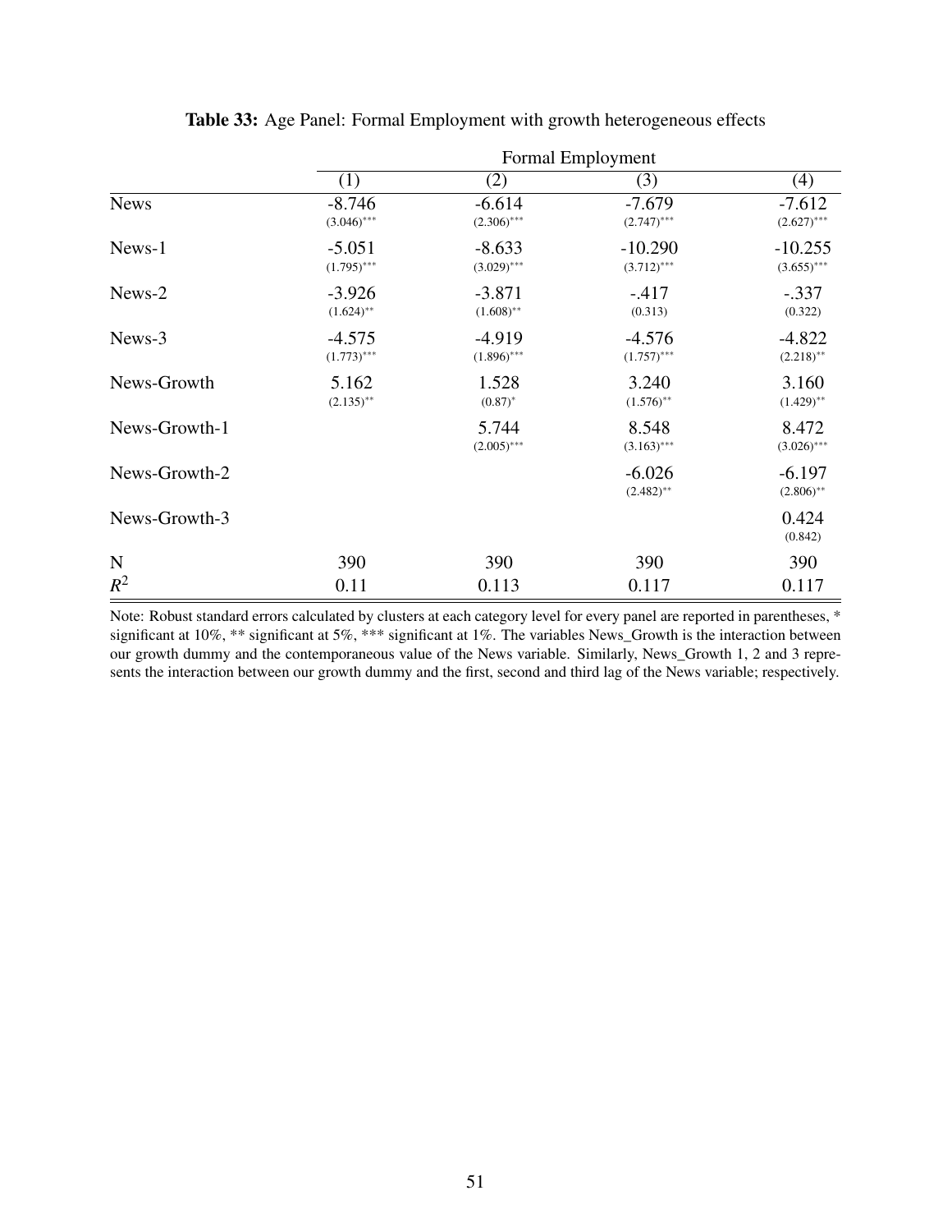**Table 33:** Age Panel: Formal Employment with growth heterogeneous effects

| | Formal Employment | | | |
|---|---|---|---|---|
| | (1) | (2) | (3) | (4) |
| News | -8.746 | -6.614 | -7.679 | -7.612 |
| | (3.046)*** | (2.306)*** | (2.747)*** | (2.627)*** |
| News-1 | -5.051 | -8.633 | -10.290 | -10.255 |
| | (1.795)*** | (3.029)*** | (3.712)*** | (3.655)*** |
| News-2 | -3.926 | -3.871 | -.417 | -.337 |
| | (1.624)** | (1.608)** | (0.313) | (0.322) |
| News-3 | -4.575 | -4.919 | -4.576 | -4.822 |
| | (1.773)*** | (1.896)*** | (1.757)*** | (2.218)** |
| News-Growth | 5.162 | 1.528 | 3.240 | 3.160 |
| | (2.135)** | (0.87)* | (1.576)** | (1.429)** |
| News-Growth-1 | | 5.744 | 8.548 | 8.472 |
| | | (2.005)*** | (3.163)*** | (3.026)*** |
| News-Growth-2 | | | -6.026 | -6.197 |
| | | | (2.482)** | (2.806)** |
| News-Growth-3 | | | | 0.424 |
| | | | | (0.842) |
| N | 390 | 390 | 390 | 390 |
| $R^2$ | 0.11 | 0.113 | 0.117 | 0.117 |

Note: Robust standard errors calculated by clusters at each category level for every panel are reported in parentheses, * significant at 10%, ** significant at 5%, *** significant at 1%. The variables News_Growth is the interaction between our growth dummy and the contemporaneous value of the News variable. Similarly, News_Growth 1, 2 and 3 represents the interaction between our growth dummy and the first, second and third lag of the News variable; respectively.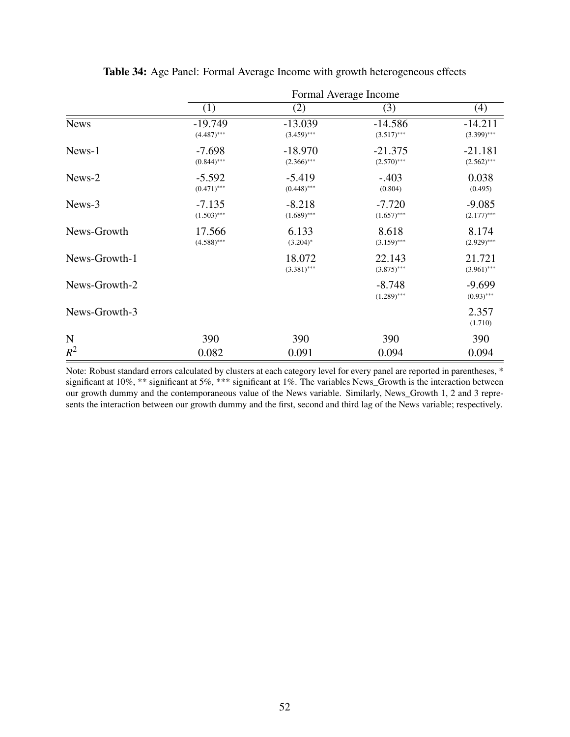**Table 34:** Age Panel: Formal Average Income with growth heterogeneous effects

| | Formal Average Income | | | |
|---|---|---|---|---|
| | (1) | (2) | (3) | (4) |
| News | -19.749 | -13.039 | -14.586 | -14.211 |
| | (4.487)*** | (3.459)*** | (3.517)*** | (3.399)*** |
| News-1 | -7.698 | -18.970 | -21.375 | -21.181 |
| | (0.844)*** | (2.366)*** | (2.570)*** | (2.562)*** |
| News-2 | -5.592 | -5.419 | -.403 | 0.038 |
| | (0.471)*** | (0.448)*** | (0.804) | (0.495) |
| News-3 | -7.135 | -8.218 | -7.720 | -9.085 |
| | (1.503)*** | (1.689)*** | (1.657)*** | (2.177)*** |
| News-Growth | 17.566 | 6.133 | 8.618 | 8.174 |
| | (4.588)*** | (3.204)* | (3.159)*** | (2.929)*** |
| News-Growth-1 | | 18.072 | 22.143 | 21.721 |
| | | (3.381)*** | (3.875)*** | (3.961)*** |
| News-Growth-2 | | | -8.748 | -9.699 |
| | | | (1.289)*** | (0.93)*** |
| News-Growth-3 | | | | 2.357 |
| | | | | (1.710) |
| N | 390 | 390 | 390 | 390 |
| $R^2$ | 0.082 | 0.091 | 0.094 | 0.094 |

Note: Robust standard errors calculated by clusters at each category level for every panel are reported in parentheses, * significant at 10%, ** significant at 5%, *** significant at 1%. The variables News_Growth is the interaction between our growth dummy and the contemporaneous value of the News variable. Similarly, News_Growth 1, 2 and 3 represents the interaction between our growth dummy and the first, second and third lag of the News variable; respectively.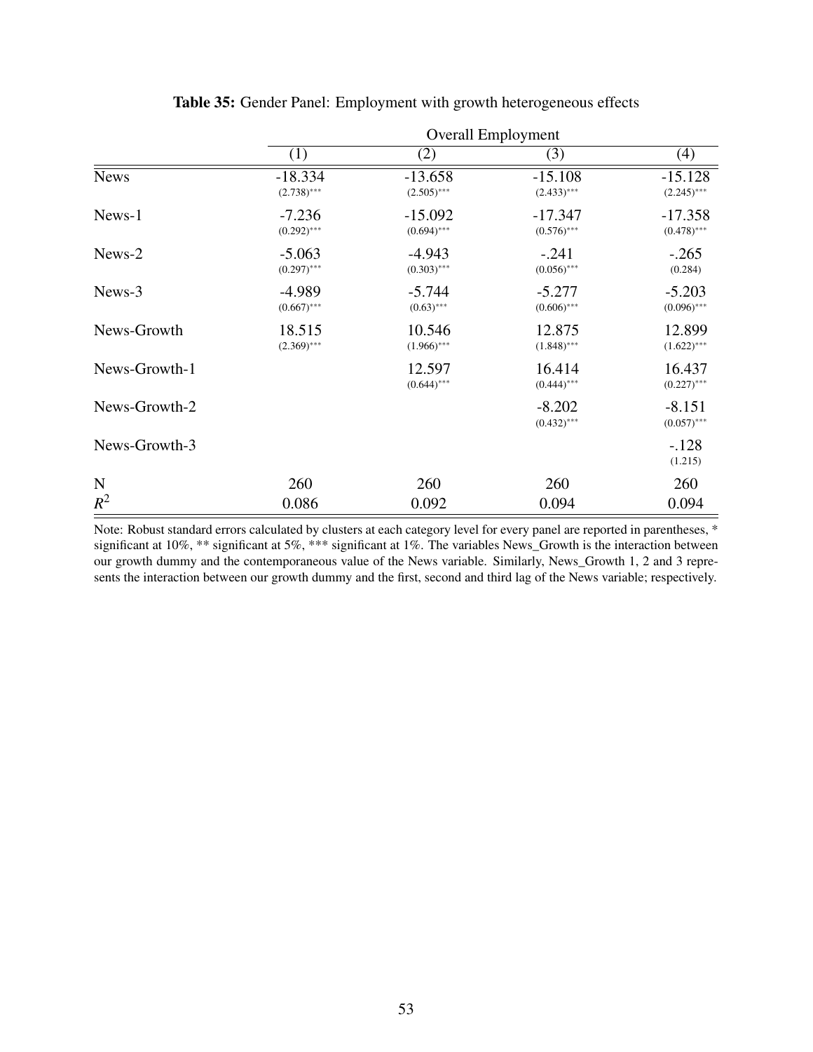**Table 35:** Gender Panel: Employment with growth heterogeneous effects

| | Overall Employment | | | |
|---|---|---|---|---|
| | (1) | (2) | (3) | (4) |
| News | -18.334 | -13.658 | -15.108 | -15.128 |
| | (2.738)*** | (2.505)*** | (2.433)*** | (2.245)*** |
| News-1 | -7.236 | -15.092 | -17.347 | -17.358 |
| | (0.292)*** | (0.694)*** | (0.576)*** | (0.478)*** |
| News-2 | -5.063 | -4.943 | -.241 | -.265 |
| | (0.297)*** | (0.303)*** | (0.056)*** | (0.284) |
| News-3 | -4.989 | -5.744 | -5.277 | -5.203 |
| | (0.667)*** | (0.63)*** | (0.606)*** | (0.096)*** |
| News-Growth | 18.515 | 10.546 | 12.875 | 12.899 |
| | (2.369)*** | (1.966)*** | (1.848)*** | (1.622)*** |
| News-Growth-1 | | 12.597 | 16.414 | 16.437 |
| | | (0.644)*** | (0.444)*** | (0.227)*** |
| News-Growth-2 | | | -8.202 | -8.151 |
| | | | (0.432)*** | (0.057)*** |
| News-Growth-3 | | | | -.128 |
| | | | | (1.215) |
| N | 260 | 260 | 260 | 260 |
| $R^2$ | 0.086 | 0.092 | 0.094 | 0.094 |

Note: Robust standard errors calculated by clusters at each category level for every panel are reported in parentheses, * significant at 10%, ** significant at 5%, *** significant at 1%. The variables News_Growth is the interaction between our growth dummy and the contemporaneous value of the News variable. Similarly, News_Growth 1, 2 and 3 represents the interaction between our growth dummy and the first, second and third lag of the News variable; respectively.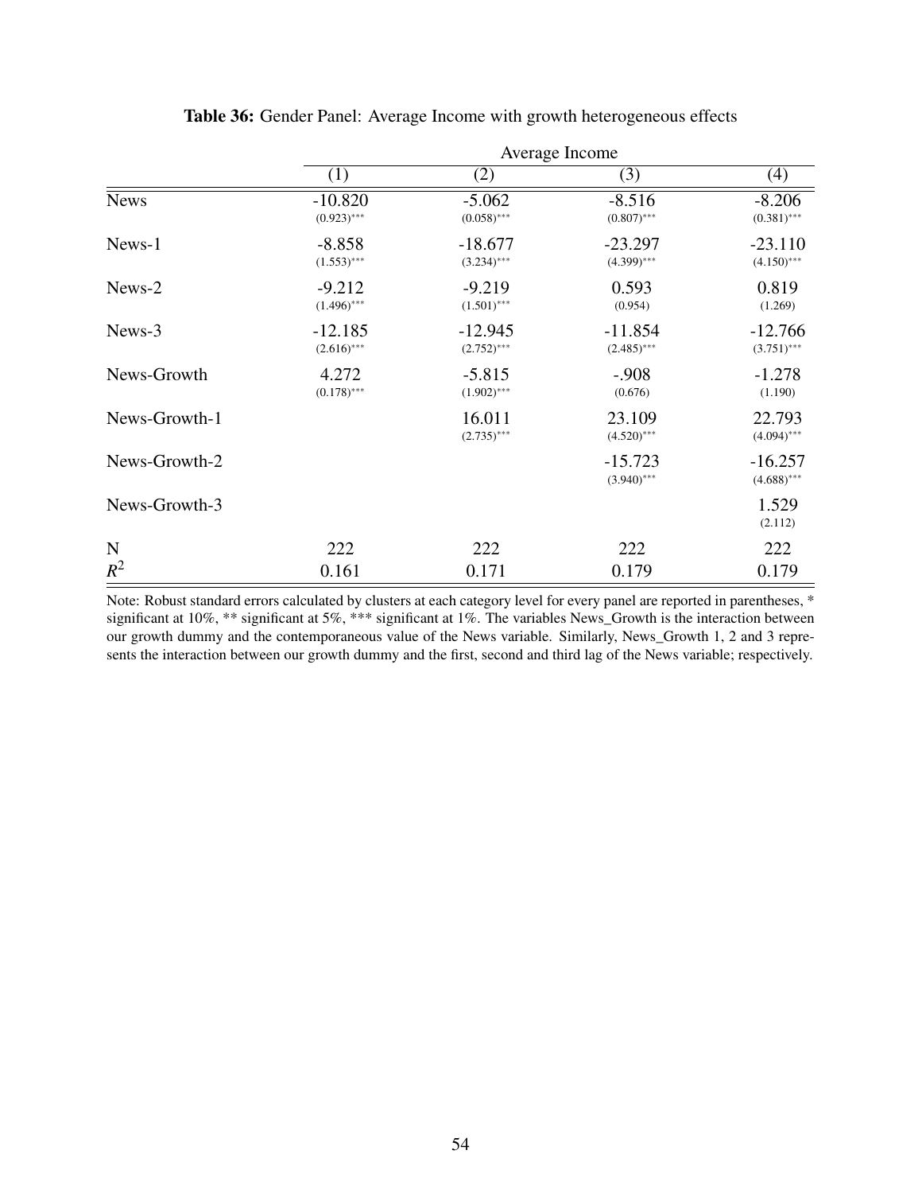**Table 36:** Gender Panel: Average Income with growth heterogeneous effects

| | Average Income | | | |
|---|---|---|---|---|
| | (1) | (2) | (3) | (4) |
| News | -10.820 | -5.062 | -8.516 | -8.206 |
| | (0.923)*** | (0.058)*** | (0.807)*** | (0.381)*** |
| News-1 | -8.858 | -18.677 | -23.297 | -23.110 |
| | (1.553)*** | (3.234)*** | (4.399)*** | (4.150)*** |
| News-2 | -9.212 | -9.219 | 0.593 | 0.819 |
| | (1.496)*** | (1.501)*** | (0.954) | (1.269) |
| News-3 | -12.185 | -12.945 | -11.854 | -12.766 |
| | (2.616)*** | (2.752)*** | (2.485)*** | (3.751)*** |
| News-Growth | 4.272 | -5.815 | -.908 | -1.278 |
| | (0.178)*** | (1.902)*** | (0.676) | (1.190) |
| News-Growth-1 | | 16.011 | 23.109 | 22.793 |
| | | (2.735)*** | (4.520)*** | (4.094)*** |
| News-Growth-2 | | | -15.723 | -16.257 |
| | | | (3.940)*** | (4.688)*** |
| News-Growth-3 | | | | 1.529 |
| | | | | (2.112) |
| N | 222 | 222 | 222 | 222 |
| $R^2$ | 0.161 | 0.171 | 0.179 | 0.179 |

Note: Robust standard errors calculated by clusters at each category level for every panel are reported in parentheses, * significant at 10%, ** significant at 5%, *** significant at 1%. The variables News_Growth is the interaction between our growth dummy and the contemporaneous value of the News variable. Similarly, News_Growth 1, 2 and 3 represents the interaction between our growth dummy and the first, second and third lag of the News variable; respectively.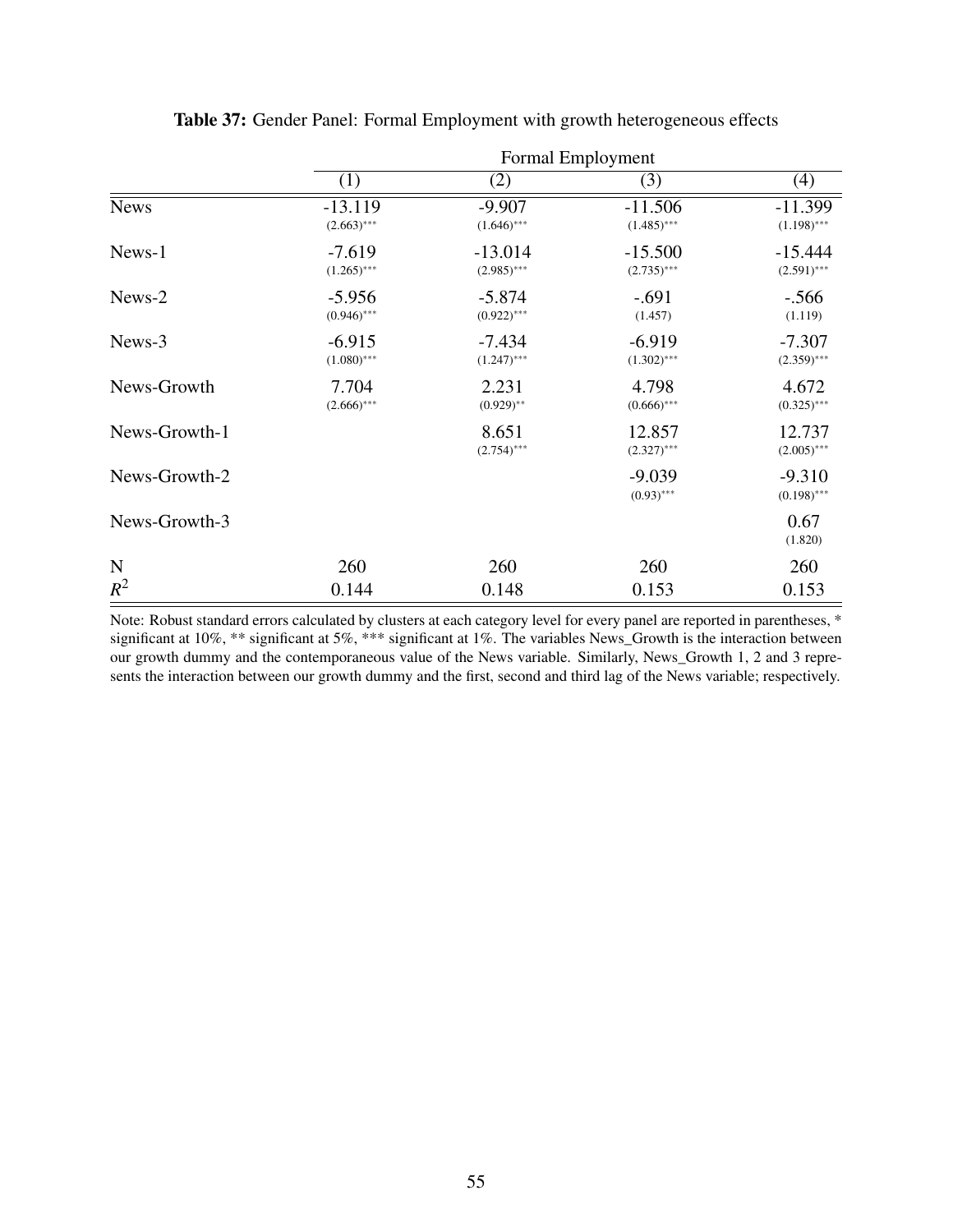**Table 37:** Gender Panel: Formal Employment with growth heterogeneous effects

| | Formal Employment | | | |
|---|---|---|---|---|
| | (1) | (2) | (3) | (4) |
| News | -13.119 | -9.907 | -11.506 | -11.399 |
| | (2.663)*** | (1.646)*** | (1.485)*** | (1.198)*** |
| News-1 | -7.619 | -13.014 | -15.500 | -15.444 |
| | (1.265)*** | (2.985)*** | (2.735)*** | (2.591)*** |
| News-2 | -5.956 | -5.874 | -.691 | -.566 |
| | (0.946)*** | (0.922)*** | (1.457) | (1.119) |
| News-3 | -6.915 | -7.434 | -6.919 | -7.307 |
| | (1.080)*** | (1.247)*** | (1.302)*** | (2.359)*** |
| News-Growth | 7.704 | 2.231 | 4.798 | 4.672 |
| | (2.666)*** | (0.929)** | (0.666)*** | (0.325)*** |
| News-Growth-1 | | 8.651 | 12.857 | 12.737 |
| | | (2.754)*** | (2.327)*** | (2.005)*** |
| News-Growth-2 | | | -9.039 | -9.310 |
| | | | (0.93)*** | (0.198)*** |
| News-Growth-3 | | | | 0.67 |
| | | | | (1.820) |
| N | 260 | 260 | 260 | 260 |
| $R^2$ | 0.144 | 0.148 | 0.153 | 0.153 |

Note: Robust standard errors calculated by clusters at each category level for every panel are reported in parentheses, * significant at 10%, ** significant at 5%, *** significant at 1%. The variables News_Growth is the interaction between our growth dummy and the contemporaneous value of the News variable. Similarly, News_Growth 1, 2 and 3 represents the interaction between our growth dummy and the first, second and third lag of the News variable; respectively.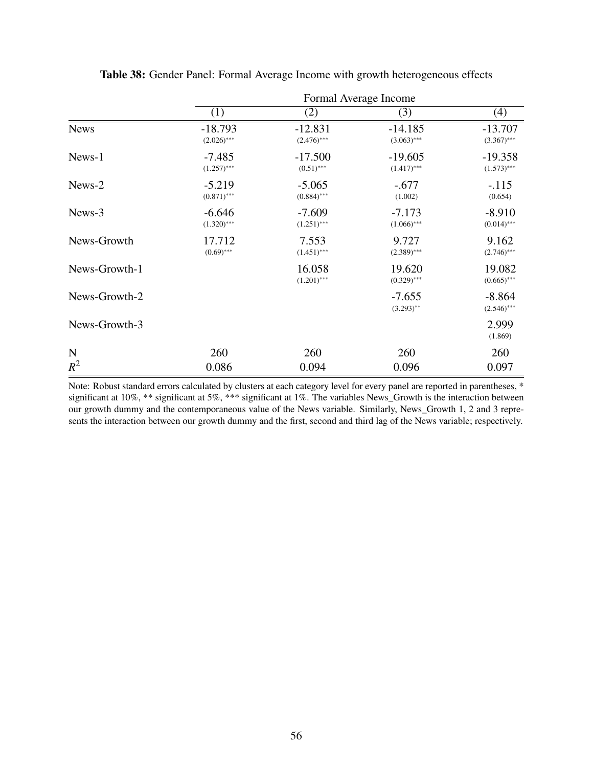**Table 38:** Gender Panel: Formal Average Income with growth heterogeneous effects

| | Formal Average Income | | | |
|---|---|---|---|---|
| | (1) | (2) | (3) | (4) |
| News | -18.793 | -12.831 | -14.185 | -13.707 |
| | (2.026)*** | (2.476)*** | (3.063)*** | (3.367)*** |
| News-1 | -7.485 | -17.500 | -19.605 | -19.358 |
| | (1.257)*** | (0.51)*** | (1.417)*** | (1.573)*** |
| News-2 | -5.219 | -5.065 | -.677 | -.115 |
| | (0.871)*** | (0.884)*** | (1.002) | (0.654) |
| News-3 | -6.646 | -7.609 | -7.173 | -8.910 |
| | (1.320)*** | (1.251)*** | (1.066)*** | (0.014)*** |
| News-Growth | 17.712 | 7.553 | 9.727 | 9.162 |
| | (0.69)*** | (1.451)*** | (2.389)*** | (2.746)*** |
| News-Growth-1 | | 16.058 | 19.620 | 19.082 |
| | | (1.201)*** | (0.329)*** | (0.665)*** |
| News-Growth-2 | | | -7.655 | -8.864 |
| | | | (3.293)** | (2.546)*** |
| News-Growth-3 | | | | 2.999 |
| | | | | (1.869) |
| N | 260 | 260 | 260 | 260 |
| $R^2$ | 0.086 | 0.094 | 0.096 | 0.097 |

Note: Robust standard errors calculated by clusters at each category level for every panel are reported in parentheses, * significant at 10%, ** significant at 5%, *** significant at 1%. The variables News_Growth is the interaction between our growth dummy and the contemporaneous value of the News variable. Similarly, News_Growth 1, 2 and 3 represents the interaction between our growth dummy and the first, second and third lag of the News variable; respectively.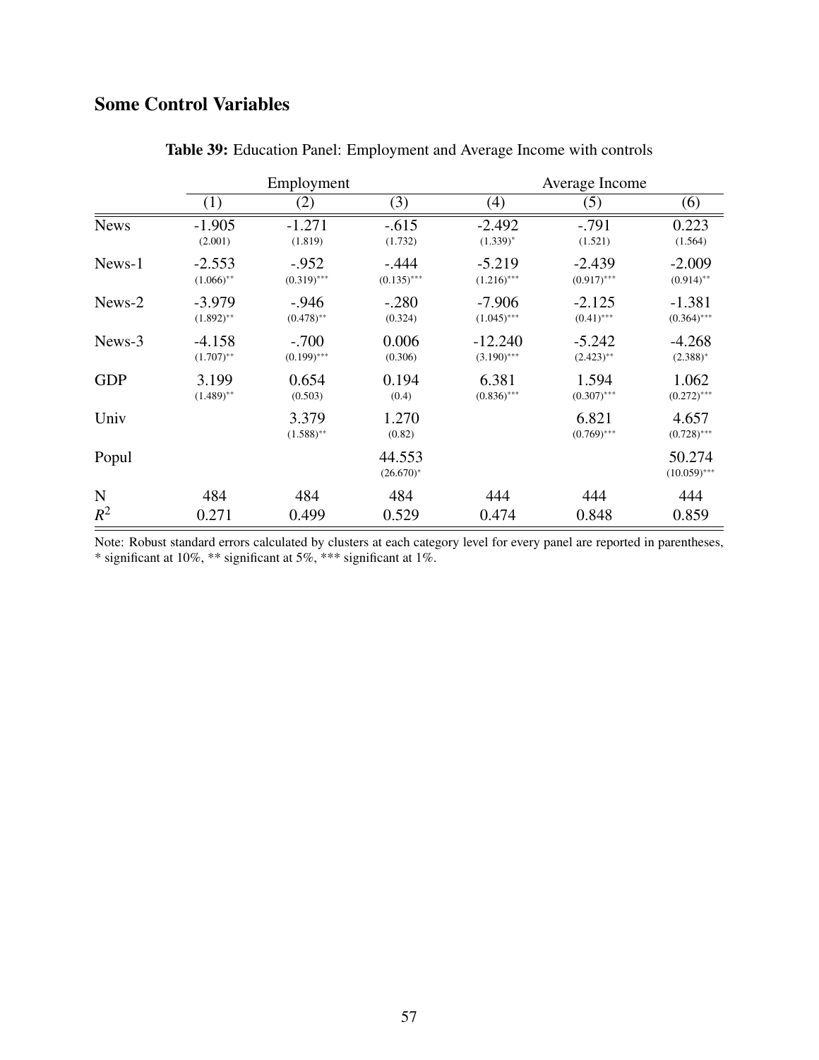## Some Control Variables

**Table 39:** Education Panel: Employment and Average Income with controls

| | Employment | | | Average Income | | |
|---|---|---|---|---|---|---|
| | (1) | (2) | (3) | (4) | (5) | (6) |
| News | -1.905 (2.001) | -1.271 (1.819) | -.615 (1.732) | -2.492 (1.339)* | -.791 (1.521) | 0.223 (1.564) |
| News-1 | -2.553 (1.066)** | -.952 (0.319)*** | -.444 (0.135)*** | -5.219 (1.216)*** | -2.439 (0.917)*** | -2.009 (0.914)** |
| News-2 | -3.979 (1.892)** | -.946 (0.478)** | -.280 (0.324) | -7.906 (1.045)*** | -2.125 (0.41)*** | -1.381 (0.364)*** |
| News-3 | -4.158 (1.707)** | -.700 (0.199)*** | 0.006 (0.306) | -12.240 (3.190)*** | -5.242 (2.423)** | -4.268 (2.388)* |
| GDP | 3.199 (1.489)** | 0.654 (0.503) | 0.194 (0.4) | 6.381 (0.836)*** | 1.594 (0.307)*** | 1.062 (0.272)*** |
| Univ | | 3.379 (1.588)** | 1.270 (0.82) | | 6.821 (0.769)*** | 4.657 (0.728)*** |
| Popul | | | 44.553 (26.670)* | | | 50.274 (10.059)*** |
| N | 484 | 484 | 484 | 444 | 444 | 444 |
| $R^2$ | 0.271 | 0.499 | 0.529 | 0.474 | 0.848 | 0.859 |

Note: Robust standard errors calculated by clusters at each category level for every panel are reported in parentheses, * significant at 10%, ** significant at 5%, *** significant at 1%.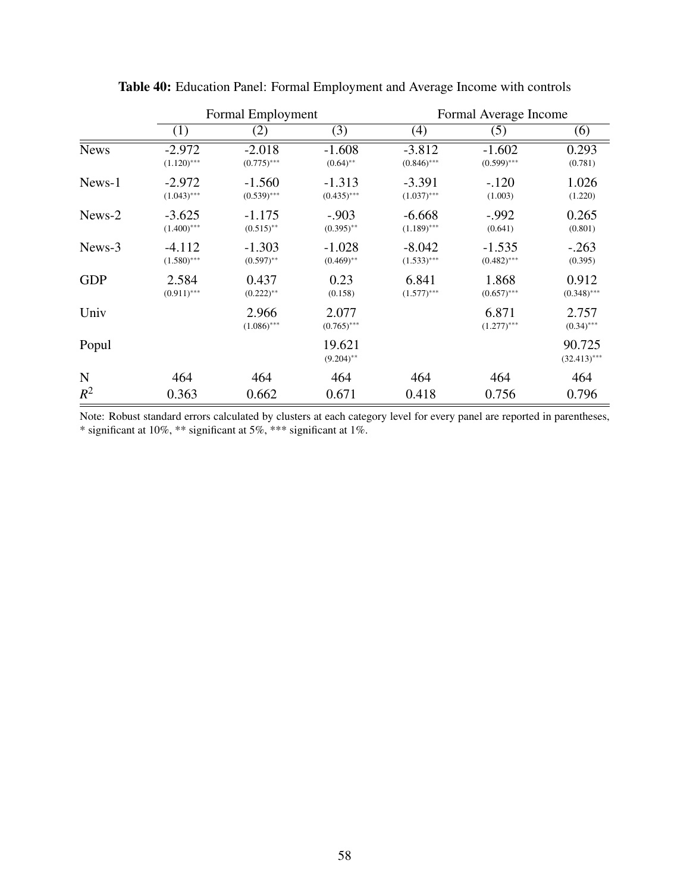**Table 40:** Education Panel: Formal Employment and Average Income with controls

| | Formal Employment | | | Formal Average Income | | |
|---|---|---|---|---|---|---|
| | (1) | (2) | (3) | (4) | (5) | (6) |
| News | -2.972 | -2.018 | -1.608 | -3.812 | -1.602 | 0.293 |
| | (1.120)*** | (0.775)*** | (0.64)** | (0.846)*** | (0.599)*** | (0.781) |
| News-1 | -2.972 | -1.560 | -1.313 | -3.391 | -.120 | 1.026 |
| | (1.043)*** | (0.539)*** | (0.435)*** | (1.037)*** | (1.003) | (1.220) |
| News-2 | -3.625 | -1.175 | -.903 | -6.668 | -.992 | 0.265 |
| | (1.400)*** | (0.515)** | (0.395)** | (1.189)*** | (0.641) | (0.801) |
| News-3 | -4.112 | -1.303 | -1.028 | -8.042 | -1.535 | -.263 |
| | (1.580)*** | (0.597)** | (0.469)** | (1.533)*** | (0.482)*** | (0.395) |
| GDP | 2.584 | 0.437 | 0.23 | 6.841 | 1.868 | 0.912 |
| | (0.911)*** | (0.222)** | (0.158) | (1.577)*** | (0.657)*** | (0.348)*** |
| Univ | | 2.966 | 2.077 | | 6.871 | 2.757 |
| | | (1.086)*** | (0.765)*** | | (1.277)*** | (0.34)*** |
| Popul | | | 19.621 | | | 90.725 |
| | | | (9.204)** | | | (32.413)*** |
| N | 464 | 464 | 464 | 464 | 464 | 464 |
| $R^2$ | 0.363 | 0.662 | 0.671 | 0.418 | 0.756 | 0.796 |

Note: Robust standard errors calculated by clusters at each category level for every panel are reported in parentheses, * significant at 10%, ** significant at 5%, *** significant at 1%.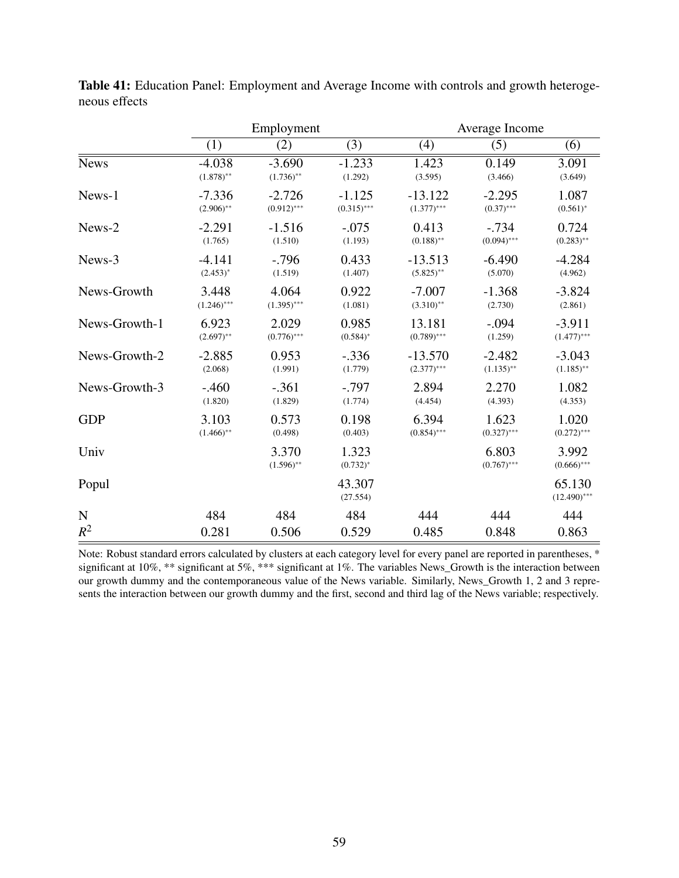**Table 41:** Education Panel: Employment and Average Income with controls and growth heterogeneous effects

| | Employment | | | Average Income | | |
|---|---|---|---|---|---|---|
| | (1) | (2) | (3) | (4) | (5) | (6) |
| News | -4.038 | -3.690 | -1.233 | 1.423 | 0.149 | 3.091 |
| | (1.878)** | (1.736)** | (1.292) | (3.595) | (3.466) | (3.649) |
| News-1 | -7.336 | -2.726 | -1.125 | -13.122 | -2.295 | 1.087 |
| | (2.906)** | (0.912)*** | (0.315)*** | (1.377)*** | (0.37)*** | (0.561)* |
| News-2 | -2.291 | -1.516 | -.075 | 0.413 | -.734 | 0.724 |
| | (1.765) | (1.510) | (1.193) | (0.188)** | (0.094)*** | (0.283)** |
| News-3 | -4.141 | -.796 | 0.433 | -13.513 | -6.490 | -4.284 |
| | (2.453)* | (1.519) | (1.407) | (5.825)** | (5.070) | (4.962) |
| News-Growth | 3.448 | 4.064 | 0.922 | -7.007 | -1.368 | -3.824 |
| | (1.246)*** | (1.395)*** | (1.081) | (3.310)** | (2.730) | (2.861) |
| News-Growth-1 | 6.923 | 2.029 | 0.985 | 13.181 | -.094 | -3.911 |
| | (2.697)** | (0.776)*** | (0.584)* | (0.789)*** | (1.259) | (1.477)*** |
| News-Growth-2 | -2.885 | 0.953 | -.336 | -13.570 | -2.482 | -3.043 |
| | (2.068) | (1.991) | (1.779) | (2.377)*** | (1.135)** | (1.185)** |
| News-Growth-3 | -.460 | -.361 | -.797 | 2.894 | 2.270 | 1.082 |
| | (1.820) | (1.829) | (1.774) | (4.454) | (4.393) | (4.353) |
| GDP | 3.103 | 0.573 | 0.198 | 6.394 | 1.623 | 1.020 |
| | (1.466)** | (0.498) | (0.403) | (0.854)*** | (0.327)*** | (0.272)*** |
| Univ | | 3.370 | 1.323 | | 6.803 | 3.992 |
| | | (1.596)** | (0.732)* | | (0.767)*** | (0.666)*** |
| Popul | | | 43.307 | | | 65.130 |
| | | | (27.554) | | | (12.490)*** |
| N | 484 | 484 | 484 | 444 | 444 | 444 |
| $R^2$ | 0.281 | 0.506 | 0.529 | 0.485 | 0.848 | 0.863 |

Note: Robust standard errors calculated by clusters at each category level for every panel are reported in parentheses, * significant at 10%, ** significant at 5%, *** significant at 1%. The variables News_Growth is the interaction between our growth dummy and the contemporaneous value of the News variable. Similarly, News_Growth 1, 2 and 3 represents the interaction between our growth dummy and the first, second and third lag of the News variable; respectively.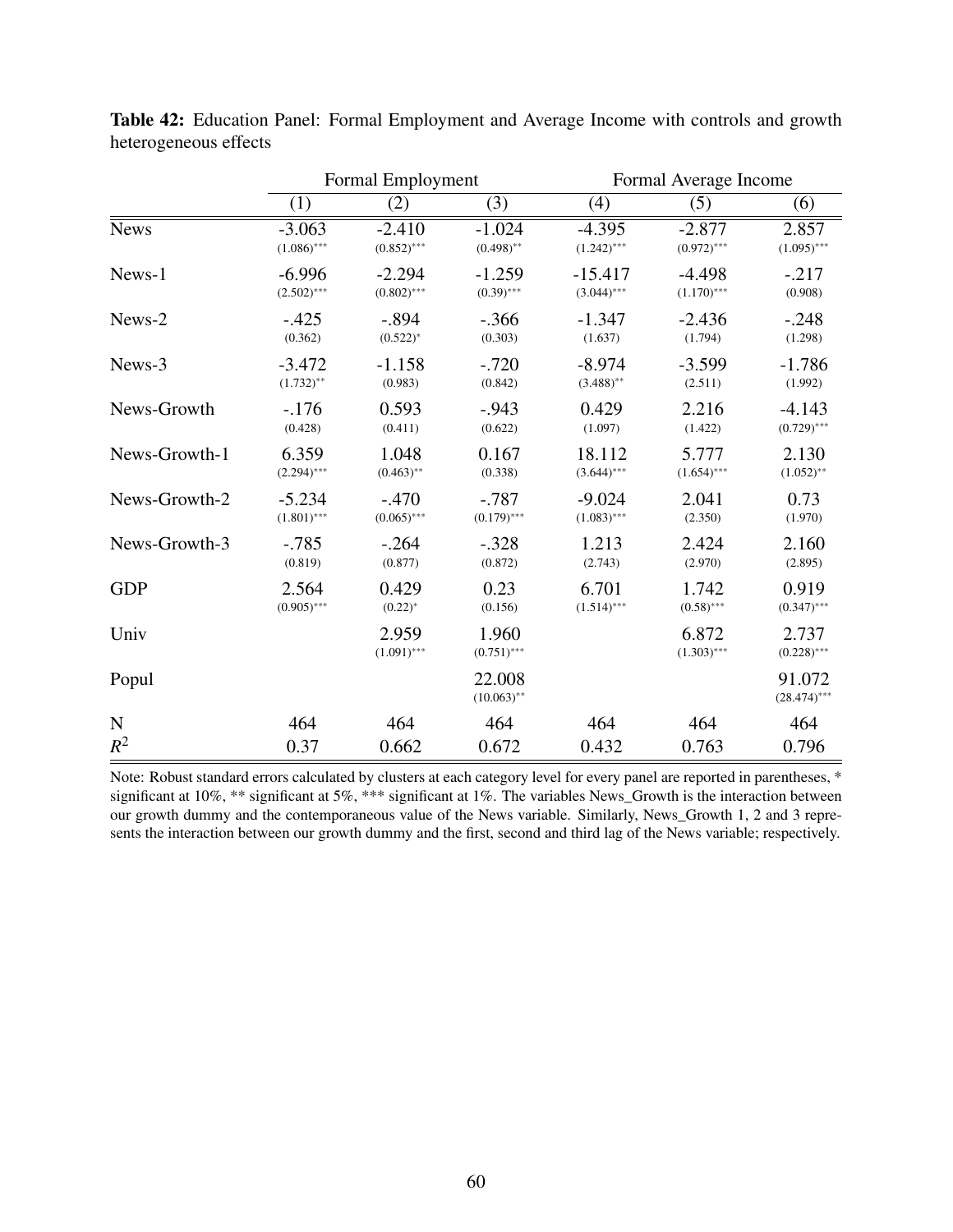**Table 42:** Education Panel: Formal Employment and Average Income with controls and growth heterogeneous effects

| | Formal Employment | | | Formal Average Income | | |
|---|---|---|---|---|---|---|
| | (1) | (2) | (3) | (4) | (5) | (6) |
| News | -3.063 | -2.410 | -1.024 | -4.395 | -2.877 | 2.857 |
| | (1.086)*** | (0.852)*** | (0.498)** | (1.242)*** | (0.972)*** | (1.095)*** |
| News-1 | -6.996 | -2.294 | -1.259 | -15.417 | -4.498 | -.217 |
| | (2.502)*** | (0.802)*** | (0.39)*** | (3.044)*** | (1.170)*** | (0.908) |
| News-2 | -.425 | -.894 | -.366 | -1.347 | -2.436 | -.248 |
| | (0.362) | (0.522)* | (0.303) | (1.637) | (1.794) | (1.298) |
| News-3 | -3.472 | -1.158 | -.720 | -8.974 | -3.599 | -1.786 |
| | (1.732)** | (0.983) | (0.842) | (3.488)** | (2.511) | (1.992) |
| News-Growth | -.176 | 0.593 | -.943 | 0.429 | 2.216 | -4.143 |
| | (0.428) | (0.411) | (0.622) | (1.097) | (1.422) | (0.729)*** |
| News-Growth-1 | 6.359 | 1.048 | 0.167 | 18.112 | 5.777 | 2.130 |
| | (2.294)*** | (0.463)** | (0.338) | (3.644)*** | (1.654)*** | (1.052)** |
| News-Growth-2 | -5.234 | -.470 | -.787 | -9.024 | 2.041 | 0.73 |
| | (1.801)*** | (0.065)*** | (0.179)*** | (1.083)*** | (2.350) | (1.970) |
| News-Growth-3 | -.785 | -.264 | -.328 | 1.213 | 2.424 | 2.160 |
| | (0.819) | (0.877) | (0.872) | (2.743) | (2.970) | (2.895) |
| GDP | 2.564 | 0.429 | 0.23 | 6.701 | 1.742 | 0.919 |
| | (0.905)*** | (0.22)* | (0.156) | (1.514)*** | (0.58)*** | (0.347)*** |
| Univ | | 2.959 | 1.960 | | 6.872 | 2.737 |
| | | (1.091)*** | (0.751)*** | | (1.303)*** | (0.228)*** |
| Popul | | | 22.008 | | | 91.072 |
| | | | (10.063)** | | | (28.474)*** |
| N | 464 | 464 | 464 | 464 | 464 | 464 |
| $R^2$ | 0.37 | 0.662 | 0.672 | 0.432 | 0.763 | 0.796 |

Note: Robust standard errors calculated by clusters at each category level for every panel are reported in parentheses, * significant at 10%, ** significant at 5%, *** significant at 1%. The variables News_Growth is the interaction between our growth dummy and the contemporaneous value of the News variable. Similarly, News_Growth 1, 2 and 3 represents the interaction between our growth dummy and the first, second and third lag of the News variable; respectively.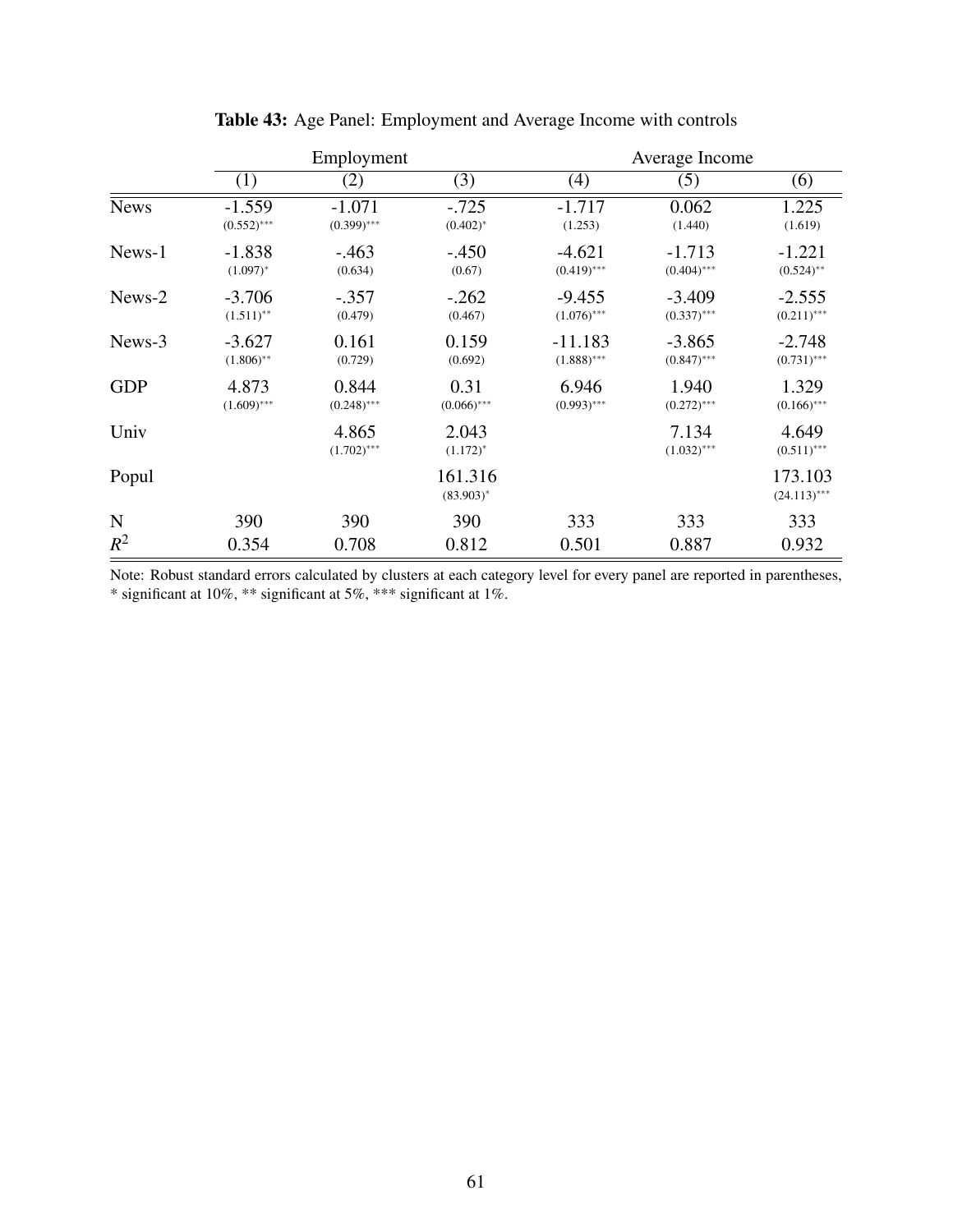**Table 43:** Age Panel: Employment and Average Income with controls

| | Employment | | | Average Income | | |
|---|---|---|---|---|---|---|
| | (1) | (2) | (3) | (4) | (5) | (6) |
| News | -1.559 | -1.071 | -.725 | -1.717 | 0.062 | 1.225 |
| | (0.552)*** | (0.399)*** | (0.402)* | (1.253) | (1.440) | (1.619) |
| News-1 | -1.838 | -.463 | -.450 | -4.621 | -1.713 | -1.221 |
| | (1.097)* | (0.634) | (0.67) | (0.419)*** | (0.404)*** | (0.524)** |
| News-2 | -3.706 | -.357 | -.262 | -9.455 | -3.409 | -2.555 |
| | (1.511)** | (0.479) | (0.467) | (1.076)*** | (0.337)*** | (0.211)*** |
| News-3 | -3.627 | 0.161 | 0.159 | -11.183 | -3.865 | -2.748 |
| | (1.806)** | (0.729) | (0.692) | (1.888)*** | (0.847)*** | (0.731)*** |
| GDP | 4.873 | 0.844 | 0.31 | 6.946 | 1.940 | 1.329 |
| | (1.609)*** | (0.248)*** | (0.066)*** | (0.993)*** | (0.272)*** | (0.166)*** |
| Univ | | 4.865 | 2.043 | | 7.134 | 4.649 |
| | | (1.702)*** | (1.172)* | | (1.032)*** | (0.511)*** |
| Popul | | | 161.316 | | | 173.103 |
| | | | (83.903)* | | | (24.113)*** |
| N | 390 | 390 | 390 | 333 | 333 | 333 |
| $R^2$ | 0.354 | 0.708 | 0.812 | 0.501 | 0.887 | 0.932 |

Note: Robust standard errors calculated by clusters at each category level for every panel are reported in parentheses, * significant at 10%, ** significant at 5%, *** significant at 1%.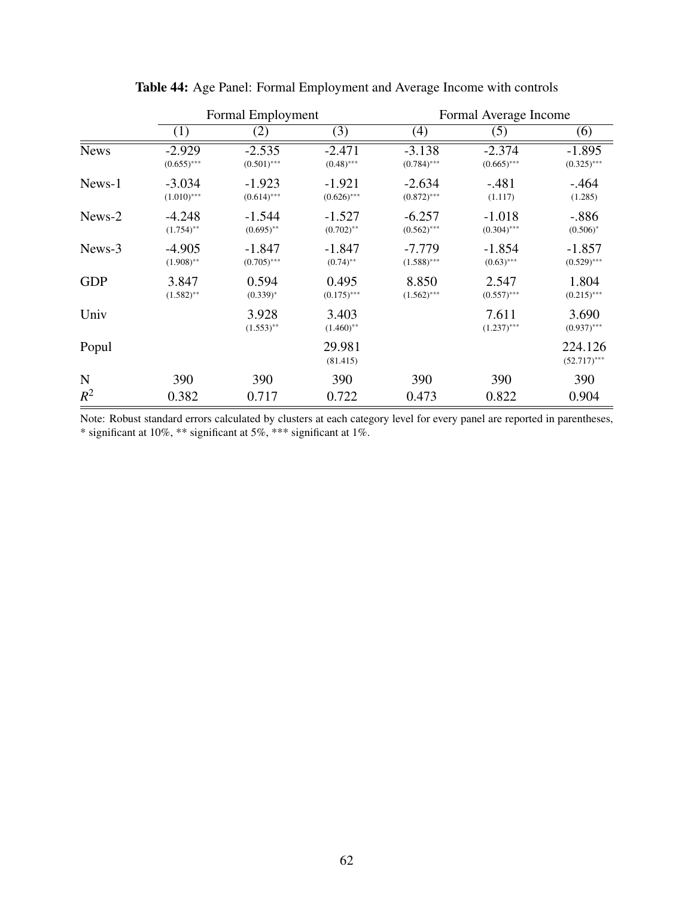**Table 44:** Age Panel: Formal Employment and Average Income with controls

| | Formal Employment | | | Formal Average Income | | |
|---|---|---|---|---|---|---|
| | (1) | (2) | (3) | (4) | (5) | (6) |
| News | -2.929 | -2.535 | -2.471 | -3.138 | -2.374 | -1.895 |
| | (0.655)*** | (0.501)*** | (0.48)*** | (0.784)*** | (0.665)*** | (0.325)*** |
| News-1 | -3.034 | -1.923 | -1.921 | -2.634 | -.481 | -.464 |
| | (1.010)*** | (0.614)*** | (0.626)*** | (0.872)*** | (1.117) | (1.285) |
| News-2 | -4.248 | -1.544 | -1.527 | -6.257 | -1.018 | -.886 |
| | (1.754)** | (0.695)** | (0.702)** | (0.562)*** | (0.304)*** | (0.506)* |
| News-3 | -4.905 | -1.847 | -1.847 | -7.779 | -1.854 | -1.857 |
| | (1.908)** | (0.705)*** | (0.74)** | (1.588)*** | (0.63)*** | (0.529)*** |
| GDP | 3.847 | 0.594 | 0.495 | 8.850 | 2.547 | 1.804 |
| | (1.582)** | (0.339)* | (0.175)*** | (1.562)*** | (0.557)*** | (0.215)*** |
| Univ | | 3.928 | 3.403 | | 7.611 | 3.690 |
| | | (1.553)** | (1.460)** | | (1.237)*** | (0.937)*** |
| Popul | | | 29.981 | | | 224.126 |
| | | | (81.415) | | | (52.717)*** |
| N | 390 | 390 | 390 | 390 | 390 | 390 |
| $R^2$ | 0.382 | 0.717 | 0.722 | 0.473 | 0.822 | 0.904 |

Note: Robust standard errors calculated by clusters at each category level for every panel are reported in parentheses, * significant at 10%, ** significant at 5%, *** significant at 1%.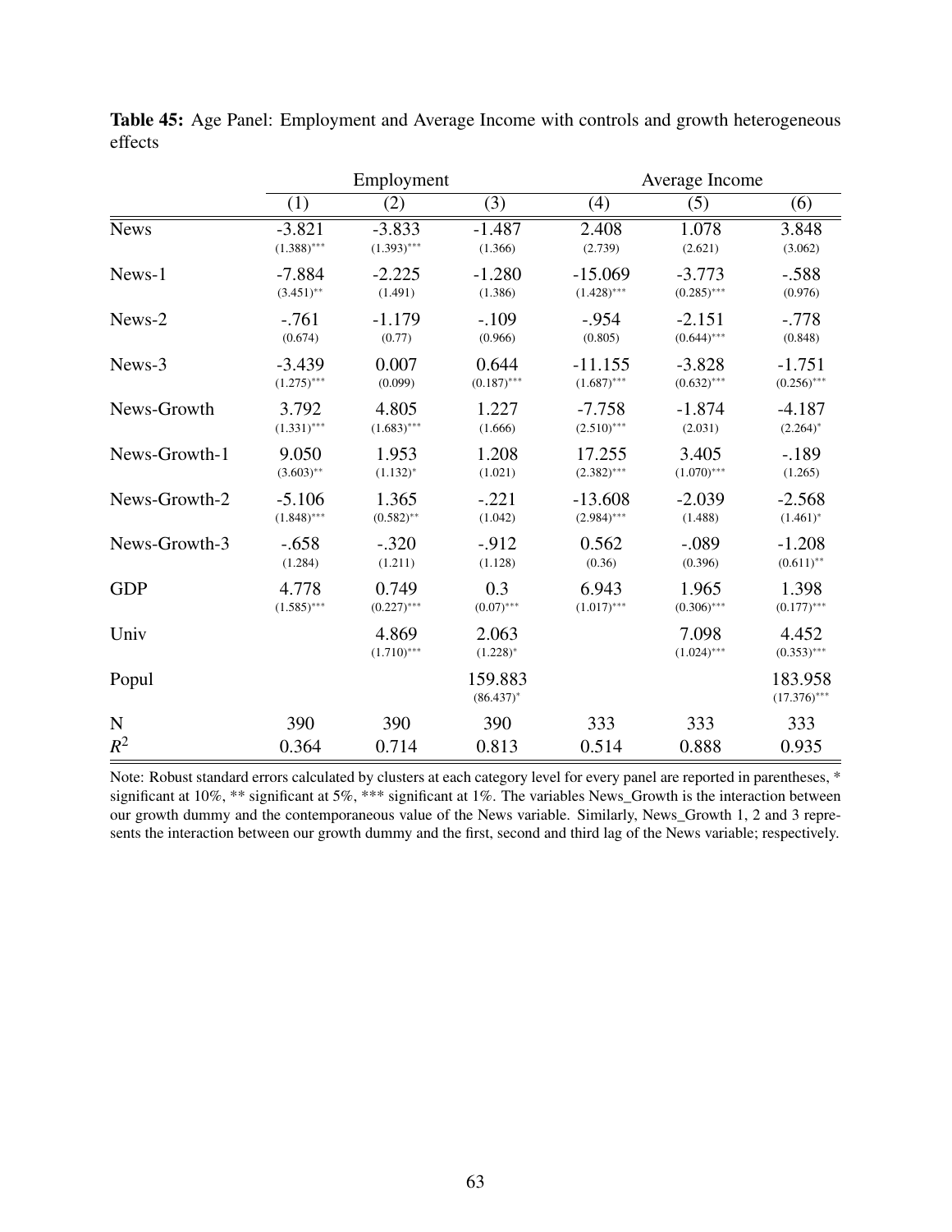**Table 45:** Age Panel: Employment and Average Income with controls and growth heterogeneous effects

| | Employment | | | Average Income | | |
|---|---|---|---|---|---|---|
| | (1) | (2) | (3) | (4) | (5) | (6) |
| News | -3.821 | -3.833 | -1.487 | 2.408 | 1.078 | 3.848 |
| | (1.388)*** | (1.393)*** | (1.366) | (2.739) | (2.621) | (3.062) |
| News-1 | -7.884 | -2.225 | -1.280 | -15.069 | -3.773 | -.588 |
| | (3.451)** | (1.491) | (1.386) | (1.428)*** | (0.285)*** | (0.976) |
| News-2 | -.761 | -1.179 | -.109 | -.954 | -2.151 | -.778 |
| | (0.674) | (0.77) | (0.966) | (0.805) | (0.644)*** | (0.848) |
| News-3 | -3.439 | 0.007 | 0.644 | -11.155 | -3.828 | -1.751 |
| | (1.275)*** | (0.099) | (0.187)*** | (1.687)*** | (0.632)*** | (0.256)*** |
| News-Growth | 3.792 | 4.805 | 1.227 | -7.758 | -1.874 | -4.187 |
| | (1.331)*** | (1.683)*** | (1.666) | (2.510)*** | (2.031) | (2.264)* |
| News-Growth-1 | 9.050 | 1.953 | 1.208 | 17.255 | 3.405 | -.189 |
| | (3.603)** | (1.132)* | (1.021) | (2.382)*** | (1.070)*** | (1.265) |
| News-Growth-2 | -5.106 | 1.365 | -.221 | -13.608 | -2.039 | -2.568 |
| | (1.848)*** | (0.582)** | (1.042) | (2.984)*** | (1.488) | (1.461)* |
| News-Growth-3 | -.658 | -.320 | -.912 | 0.562 | -.089 | -1.208 |
| | (1.284) | (1.211) | (1.128) | (0.36) | (0.396) | (0.611)** |
| GDP | 4.778 | 0.749 | 0.3 | 6.943 | 1.965 | 1.398 |
| | (1.585)*** | (0.227)*** | (0.07)*** | (1.017)*** | (0.306)*** | (0.177)*** |
| Univ | | 4.869 | 2.063 | | 7.098 | 4.452 |
| | | (1.710)*** | (1.228)* | | (1.024)*** | (0.353)*** |
| Popul | | | 159.883 | | | 183.958 |
| | | | (86.437)* | | | (17.376)*** |
| N | 390 | 390 | 390 | 333 | 333 | 333 |
| $R^2$ | 0.364 | 0.714 | 0.813 | 0.514 | 0.888 | 0.935 |

Note: Robust standard errors calculated by clusters at each category level for every panel are reported in parentheses, * significant at 10%, ** significant at 5%, *** significant at 1%. The variables News_Growth is the interaction between our growth dummy and the contemporaneous value of the News variable. Similarly, News_Growth 1, 2 and 3 represents the interaction between our growth dummy and the first, second and third lag of the News variable; respectively.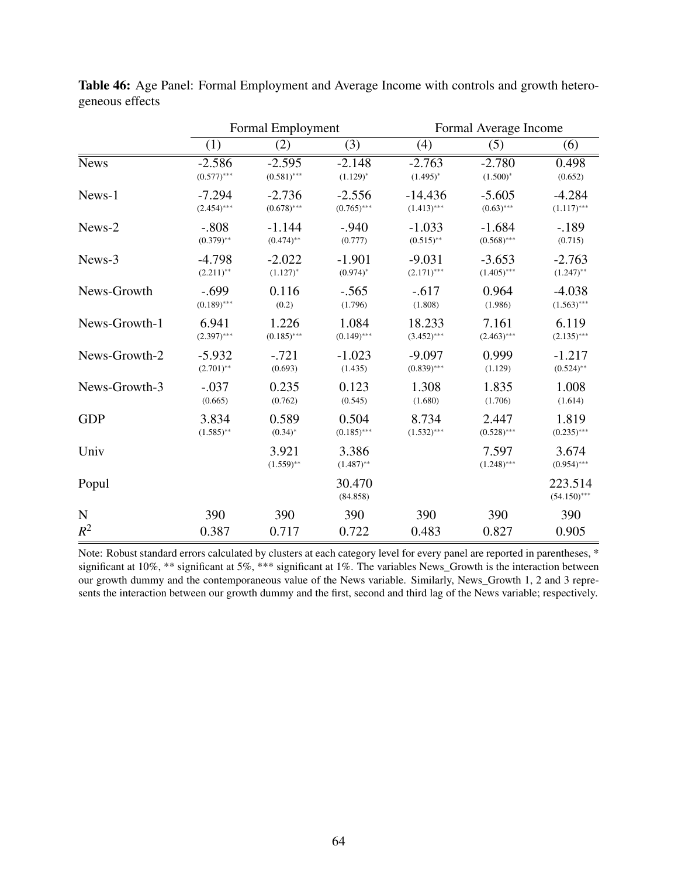**Table 46:** Age Panel: Formal Employment and Average Income with controls and growth heterogeneous effects

| | Formal Employment | | | Formal Average Income | | |
|---|---|---|---|---|---|---|
| | (1) | (2) | (3) | (4) | (5) | (6) |
| News | -2.586 | -2.595 | -2.148 | -2.763 | -2.780 | 0.498 |
| | (0.577)*** | (0.581)*** | (1.129)* | (1.495)* | (1.500)* | (0.652) |
| News-1 | -7.294 | -2.736 | -2.556 | -14.436 | -5.605 | -4.284 |
| | (2.454)*** | (0.678)*** | (0.765)*** | (1.413)*** | (0.63)*** | (1.117)*** |
| News-2 | -.808 | -1.144 | -.940 | -1.033 | -1.684 | -.189 |
| | (0.379)** | (0.474)** | (0.777) | (0.515)** | (0.568)*** | (0.715) |
| News-3 | -4.798 | -2.022 | -1.901 | -9.031 | -3.653 | -2.763 |
| | (2.211)** | (1.127)* | (0.974)* | (2.171)*** | (1.405)*** | (1.247)** |
| News-Growth | -.699 | 0.116 | -.565 | -.617 | 0.964 | -4.038 |
| | (0.189)*** | (0.2) | (1.796) | (1.808) | (1.986) | (1.563)*** |
| News-Growth-1 | 6.941 | 1.226 | 1.084 | 18.233 | 7.161 | 6.119 |
| | (2.397)*** | (0.185)*** | (0.149)*** | (3.452)*** | (2.463)*** | (2.135)*** |
| News-Growth-2 | -5.932 | -.721 | -1.023 | -9.097 | 0.999 | -1.217 |
| | (2.701)** | (0.693) | (1.435) | (0.839)*** | (1.129) | (0.524)** |
| News-Growth-3 | -.037 | 0.235 | 0.123 | 1.308 | 1.835 | 1.008 |
| | (0.665) | (0.762) | (0.545) | (1.680) | (1.706) | (1.614) |
| GDP | 3.834 | 0.589 | 0.504 | 8.734 | 2.447 | 1.819 |
| | (1.585)** | (0.34)* | (0.185)*** | (1.532)*** | (0.528)*** | (0.235)*** |
| Univ | | 3.921 | 3.386 | | 7.597 | 3.674 |
| | | (1.559)** | (1.487)** | | (1.248)*** | (0.954)*** |
| Popul | | | 30.470 | | | 223.514 |
| | | | (84.858) | | | (54.150)*** |
| N | 390 | 390 | 390 | 390 | 390 | 390 |
| $R^2$ | 0.387 | 0.717 | 0.722 | 0.483 | 0.827 | 0.905 |

Note: Robust standard errors calculated by clusters at each category level for every panel are reported in parentheses, * significant at 10%, ** significant at 5%, *** significant at 1%. The variables News_Growth is the interaction between our growth dummy and the contemporaneous value of the News variable. Similarly, News_Growth 1, 2 and 3 represents the interaction between our growth dummy and the first, second and third lag of the News variable; respectively.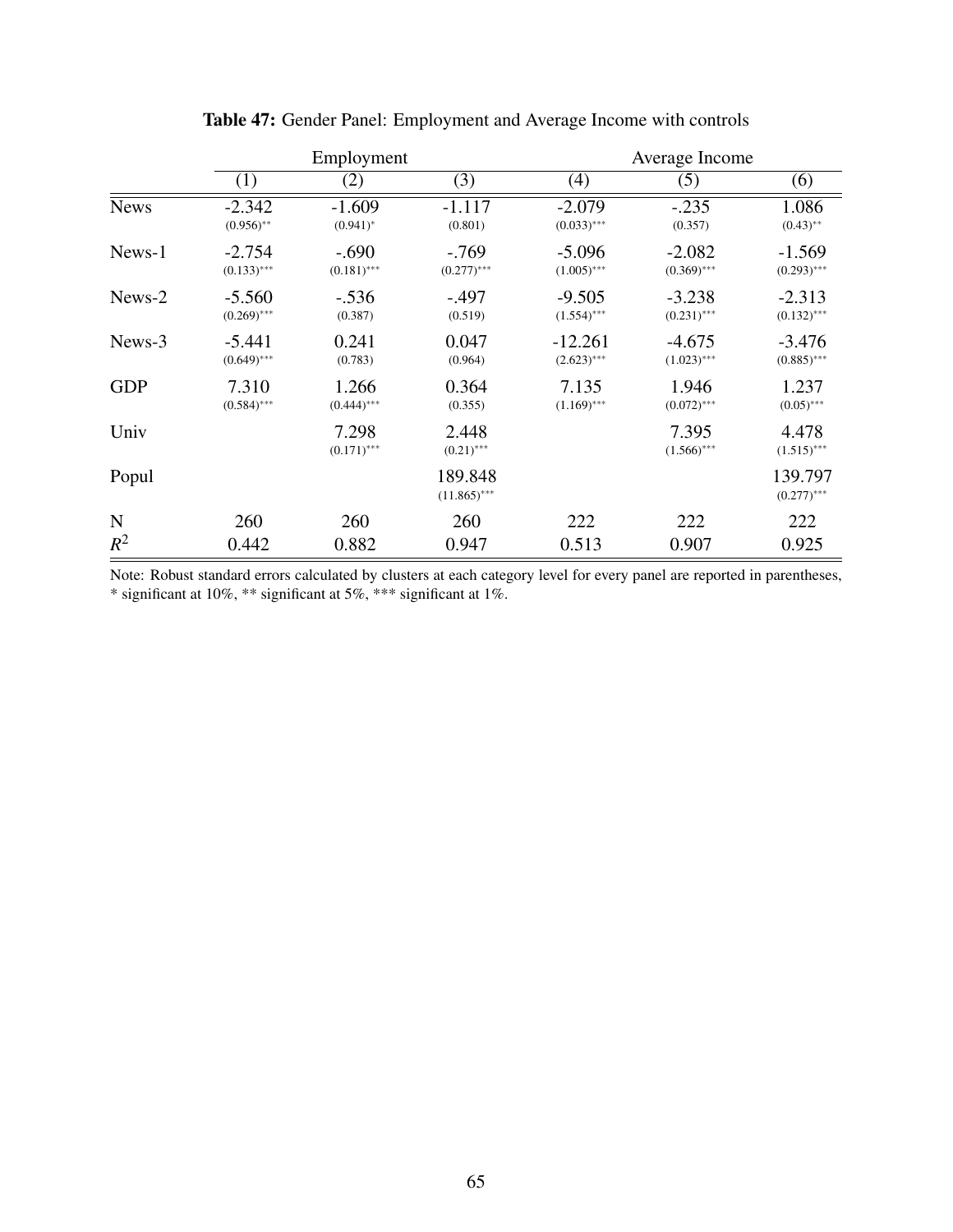**Table 47:** Gender Panel: Employment and Average Income with controls

| | Employment | | | Average Income | | |
|---|---|---|---|---|---|---|
| | (1) | (2) | (3) | (4) | (5) | (6) |
| News | -2.342<br>(0.956)** | -1.609<br>(0.941)* | -1.117<br>(0.801) | -2.079<br>(0.033)*** | -.235<br>(0.357) | 1.086<br>(0.43)** |
| News-1 | -2.754<br>(0.133)*** | -.690<br>(0.181)*** | -.769<br>(0.277)*** | -5.096<br>(1.005)*** | -2.082<br>(0.369)*** | -1.569<br>(0.293)*** |
| News-2 | -5.560<br>(0.269)*** | -.536<br>(0.387) | -.497<br>(0.519) | -9.505<br>(1.554)*** | -3.238<br>(0.231)*** | -2.313<br>(0.132)*** |
| News-3 | -5.441<br>(0.649)*** | 0.241<br>(0.783) | 0.047<br>(0.964) | -12.261<br>(2.623)*** | -4.675<br>(1.023)*** | -3.476<br>(0.885)*** |
| GDP | 7.310<br>(0.584)*** | 1.266<br>(0.444)*** | 0.364<br>(0.355) | 7.135<br>(1.169)*** | 1.946<br>(0.072)*** | 1.237<br>(0.05)*** |
| Univ | | 7.298<br>(0.171)*** | 2.448<br>(0.21)*** | | 7.395<br>(1.566)*** | 4.478<br>(1.515)*** |
| Popul | | | 189.848<br>(11.865)*** | | | 139.797<br>(0.277)*** |
| N | 260 | 260 | 260 | 222 | 222 | 222 |
| $R^2$ | 0.442 | 0.882 | 0.947 | 0.513 | 0.907 | 0.925 |

Note: Robust standard errors calculated by clusters at each category level for every panel are reported in parentheses, * significant at 10%, ** significant at 5%, *** significant at 1%.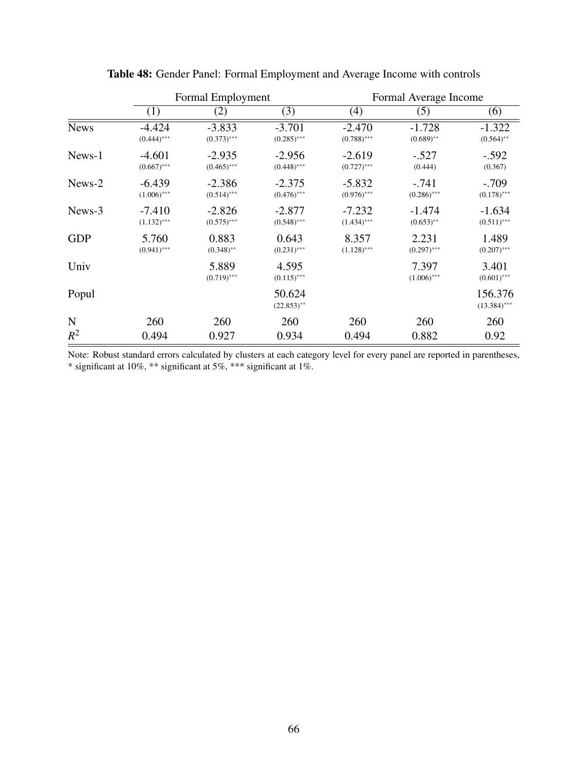**Table 48:** Gender Panel: Formal Employment and Average Income with controls

| | Formal Employment | | | Formal Average Income | | |
|---|---|---|---|---|---|---|
| | (1) | (2) | (3) | (4) | (5) | (6) |
| News | -4.424 | -3.833 | -3.701 | -2.470 | -1.728 | -1.322 |
| | (0.444)*** | (0.373)*** | (0.285)*** | (0.788)*** | (0.689)** | (0.564)** |
| News-1 | -4.601 | -2.935 | -2.956 | -2.619 | -.527 | -.592 |
| | (0.667)*** | (0.465)*** | (0.448)*** | (0.727)*** | (0.444) | (0.367) |
| News-2 | -6.439 | -2.386 | -2.375 | -5.832 | -.741 | -.709 |
| | (1.006)*** | (0.514)*** | (0.476)*** | (0.976)*** | (0.286)*** | (0.178)*** |
| News-3 | -7.410 | -2.826 | -2.877 | -7.232 | -1.474 | -1.634 |
| | (1.132)*** | (0.575)*** | (0.548)*** | (1.434)*** | (0.653)** | (0.511)*** |
| GDP | 5.760 | 0.883 | 0.643 | 8.357 | 2.231 | 1.489 |
| | (0.941)*** | (0.348)** | (0.231)*** | (1.128)*** | (0.297)*** | (0.207)*** |
| Univ | | 5.889 | 4.595 | | 7.397 | 3.401 |
| | | (0.719)*** | (0.115)*** | | (1.006)*** | (0.601)*** |
| Popul | | | 50.624 | | | 156.376 |
| | | | (22.853)** | | | (13.384)*** |
| N | 260 | 260 | 260 | 260 | 260 | 260 |
| $R^2$ | 0.494 | 0.927 | 0.934 | 0.494 | 0.882 | 0.92 |

Note: Robust standard errors calculated by clusters at each category level for every panel are reported in parentheses, * significant at 10%, ** significant at 5%, *** significant at 1%.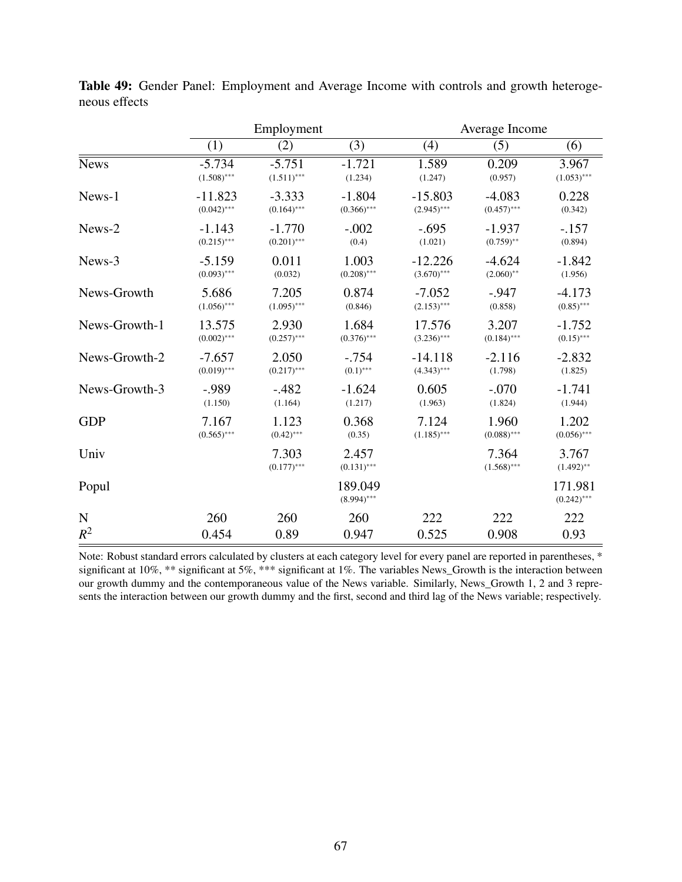**Table 49:** Gender Panel: Employment and Average Income with controls and growth heterogeneous effects

| | Employment | | | Average Income | | |
|---|---|---|---|---|---|---|
| | (1) | (2) | (3) | (4) | (5) | (6) |
| News | -5.734 (1.508)*** | -5.751 (1.511)*** | -1.721 (1.234) | 1.589 (1.247) | 0.209 (0.957) | 3.967 (1.053)*** |
| News-1 | -11.823 (0.042)*** | -3.333 (0.164)*** | -1.804 (0.366)*** | -15.803 (2.945)*** | -4.083 (0.457)*** | 0.228 (0.342) |
| News-2 | -1.143 (0.215)*** | -1.770 (0.201)*** | -.002 (0.4) | -.695 (1.021) | -1.937 (0.759)** | -.157 (0.894) |
| News-3 | -5.159 (0.093)*** | 0.011 (0.032) | 1.003 (0.208)*** | -12.226 (3.670)*** | -4.624 (2.060)** | -1.842 (1.956) |
| News-Growth | 5.686 (1.056)*** | 7.205 (1.095)*** | 0.874 (0.846) | -7.052 (2.153)*** | -.947 (0.858) | -4.173 (0.85)*** |
| News-Growth-1 | 13.575 (0.002)*** | 2.930 (0.257)*** | 1.684 (0.376)*** | 17.576 (3.236)*** | 3.207 (0.184)*** | -1.752 (0.15)*** |
| News-Growth-2 | -7.657 (0.019)*** | 2.050 (0.217)*** | -.754 (0.1)*** | -14.118 (4.343)*** | -2.116 (1.798) | -2.832 (1.825) |
| News-Growth-3 | -.989 (1.150) | -.482 (1.164) | -1.624 (1.217) | 0.605 (1.963) | -.070 (1.824) | -1.741 (1.944) |
| GDP | 7.167 (0.565)*** | 1.123 (0.42)*** | 0.368 (0.35) | 7.124 (1.185)*** | 1.960 (0.088)*** | 1.202 (0.056)*** |
| Univ | | 7.303 (0.177)*** | 2.457 (0.131)*** | | 7.364 (1.568)*** | 3.767 (1.492)** |
| Popul | | | 189.049 (8.994)*** | | | 171.981 (0.242)*** |
| N | 260 | 260 | 260 | 222 | 222 | 222 |
| $R^2$ | 0.454 | 0.89 | 0.947 | 0.525 | 0.908 | 0.93 |

Note: Robust standard errors calculated by clusters at each category level for every panel are reported in parentheses, * significant at 10%, ** significant at 5%, *** significant at 1%. The variables News_Growth is the interaction between our growth dummy and the contemporaneous value of the News variable. Similarly, News_Growth 1, 2 and 3 represents the interaction between our growth dummy and the first, second and third lag of the News variable; respectively.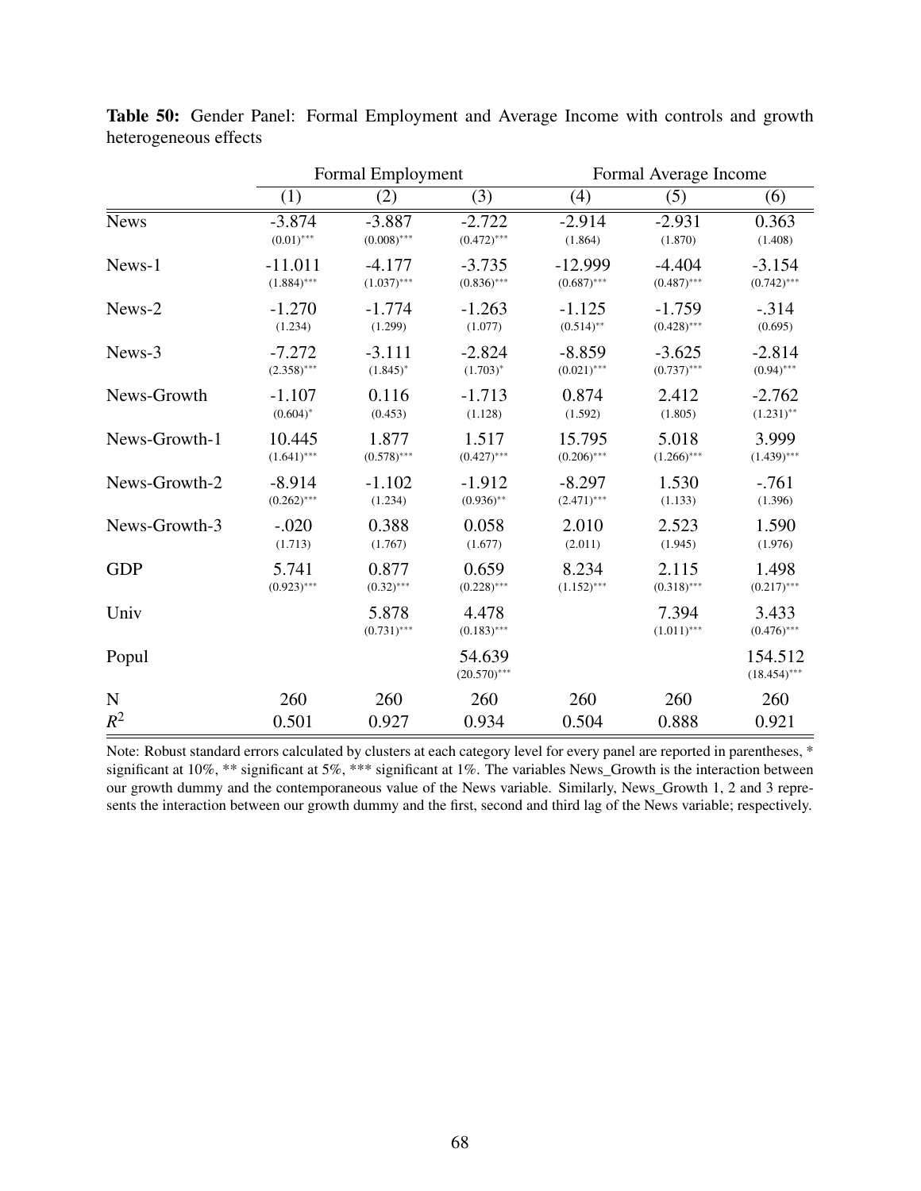**Table 50:** Gender Panel: Formal Employment and Average Income with controls and growth heterogeneous effects

| | Formal Employment | | | Formal Average Income | | |
|---|---|---|---|---|---|---|
| | (1) | (2) | (3) | (4) | (5) | (6) |
| News | -3.874<br>(0.01)*** | -3.887<br>(0.008)*** | -2.722<br>(0.472)*** | -2.914<br>(1.864) | -2.931<br>(1.870) | 0.363<br>(1.408) |
| News-1 | -11.011<br>(1.884)*** | -4.177<br>(1.037)*** | -3.735<br>(0.836)*** | -12.999<br>(0.687)*** | -4.404<br>(0.487)*** | -3.154<br>(0.742)*** |
| News-2 | -1.270<br>(1.234) | -1.774<br>(1.299) | -1.263<br>(1.077) | -1.125<br>(0.514)** | -1.759<br>(0.428)*** | -.314<br>(0.695) |
| News-3 | -7.272<br>(2.358)*** | -3.111<br>(1.845)* | -2.824<br>(1.703)* | -8.859<br>(0.021)*** | -3.625<br>(0.737)*** | -2.814<br>(0.94)*** |
| News-Growth | -1.107<br>(0.604)* | 0.116<br>(0.453) | -1.713<br>(1.128) | 0.874<br>(1.592) | 2.412<br>(1.805) | -2.762<br>(1.231)** |
| News-Growth-1 | 10.445<br>(1.641)*** | 1.877<br>(0.578)*** | 1.517<br>(0.427)*** | 15.795<br>(0.206)*** | 5.018<br>(1.266)*** | 3.999<br>(1.439)*** |
| News-Growth-2 | -8.914<br>(0.262)*** | -1.102<br>(1.234) | -1.912<br>(0.936)** | -8.297<br>(2.471)*** | 1.530<br>(1.133) | -.761<br>(1.396) |
| News-Growth-3 | -.020<br>(1.713) | 0.388<br>(1.767) | 0.058<br>(1.677) | 2.010<br>(2.011) | 2.523<br>(1.945) | 1.590<br>(1.976) |
| GDP | 5.741<br>(0.923)*** | 0.877<br>(0.32)*** | 0.659<br>(0.228)*** | 8.234<br>(1.152)*** | 2.115<br>(0.318)*** | 1.498<br>(0.217)*** |
| Univ | | 5.878<br>(0.731)*** | 4.478<br>(0.183)*** | | 7.394<br>(1.011)*** | 3.433<br>(0.476)*** |
| Popul | | | 54.639<br>(20.570)*** | | | 154.512<br>(18.454)*** |
| N | 260 | 260 | 260 | 260 | 260 | 260 |
| $R^2$ | 0.501 | 0.927 | 0.934 | 0.504 | 0.888 | 0.921 |

Note: Robust standard errors calculated by clusters at each category level for every panel are reported in parentheses, * significant at 10%, ** significant at 5%, *** significant at 1%. The variables News_Growth is the interaction between our growth dummy and the contemporaneous value of the News variable. Similarly, News_Growth 1, 2 and 3 represents the interaction between our growth dummy and the first, second and third lag of the News variable; respectively.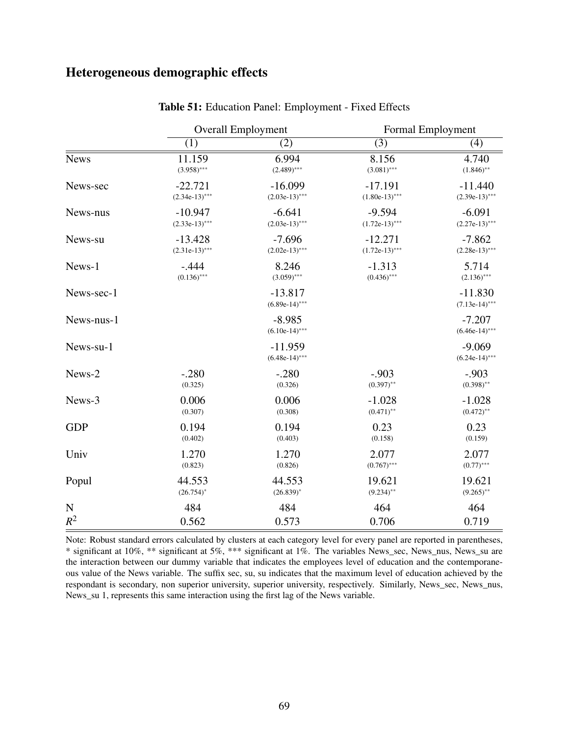## Heterogeneous demographic effects

**Table 51:** Education Panel: Employment - Fixed Effects

| | Overall Employment | | Formal Employment | |
|---|---|---|---|---|
| | (1) | (2) | (3) | (4) |
| News | 11.159 (3.958)*** | 6.994 (2.489)*** | 8.156 (3.081)*** | 4.740 (1.846)** |
| News-sec | -22.721 (2.34e-13)*** | -16.099 (2.03e-13)*** | -17.191 (1.80e-13)*** | -11.440 (2.39e-13)*** |
| News-nus | -10.947 (2.33e-13)*** | -6.641 (2.03e-13)*** | -9.594 (1.72e-13)*** | -6.091 (2.27e-13)*** |
| News-su | -13.428 (2.31e-13)*** | -7.696 (2.02e-13)*** | -12.271 (1.72e-13)*** | -7.862 (2.28e-13)*** |
| News-1 | -.444 (0.136)*** | 8.246 (3.059)*** | -1.313 (0.436)*** | 5.714 (2.136)*** |
| News-sec-1 | | -13.817 (6.89e-14)*** | | -11.830 (7.13e-14)*** |
| News-nus-1 | | -8.985 (6.10e-14)*** | | -7.207 (6.46e-14)*** |
| News-su-1 | | -11.959 (6.48e-14)*** | | -9.069 (6.24e-14)*** |
| News-2 | -.280 (0.325) | -.280 (0.326) | -.903 (0.397)** | -.903 (0.398)** |
| News-3 | 0.006 (0.307) | 0.006 (0.308) | -1.028 (0.471)** | -1.028 (0.472)** |
| GDP | 0.194 (0.402) | 0.194 (0.403) | 0.23 (0.158) | 0.23 (0.159) |
| Univ | 1.270 (0.823) | 1.270 (0.826) | 2.077 (0.767)*** | 2.077 (0.77)*** |
| Popul | 44.553 (26.754)* | 44.553 (26.839)* | 19.621 (9.234)** | 19.621 (9.265)** |
| N | 484 | 484 | 464 | 464 |
| $R^2$ | 0.562 | 0.573 | 0.706 | 0.719 |

Note: Robust standard errors calculated by clusters at each category level for every panel are reported in parentheses, * significant at 10%, ** significant at 5%, *** significant at 1%. The variables News_sec, News_nus, News_su are the interaction between our dummy variable that indicates the employees level of education and the contemporaneous value of the News variable. The suffix sec, su, su indicates that the maximum level of education achieved by the respondant is secondary, non superior university, superior university, respectively. Similarly, News_sec, News_nus, News_su 1, represents this same interaction using the first lag of the News variable.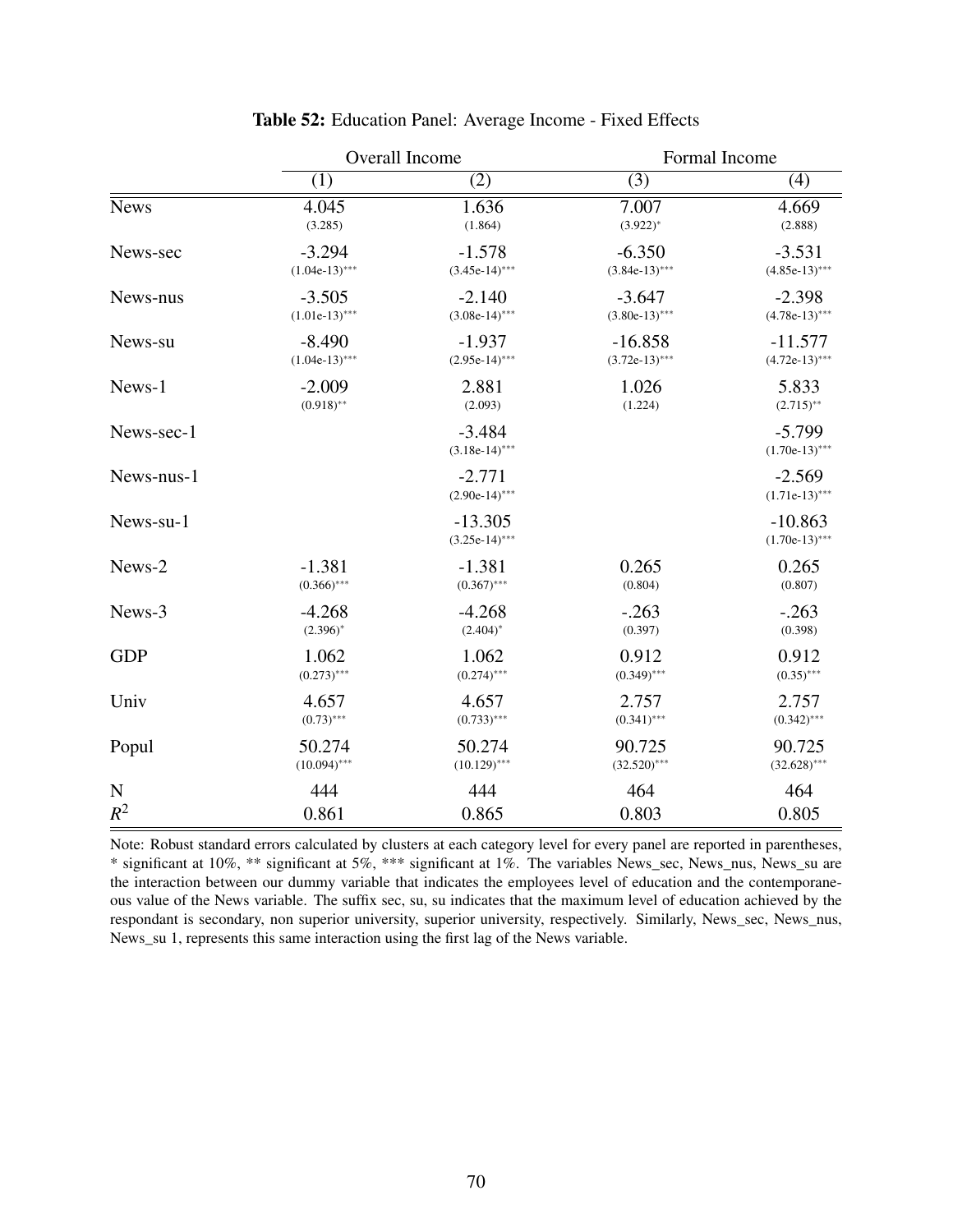**Table 52:** Education Panel: Average Income - Fixed Effects

| | Overall Income | | Formal Income | |
|---|---|---|---|---|
| | (1) | (2) | (3) | (4) |
| News | 4.045<br>(3.285) | 1.636<br>(1.864) | 7.007<br>(3.922)* | 4.669<br>(2.888) |
| News-sec | -3.294<br>(1.04e-13)*** | -1.578<br>(3.45e-14)*** | -6.350<br>(3.84e-13)*** | -3.531<br>(4.85e-13)*** |
| News-nus | -3.505<br>(1.01e-13)*** | -2.140<br>(3.08e-14)*** | -3.647<br>(3.80e-13)*** | -2.398<br>(4.78e-13)*** |
| News-su | -8.490<br>(1.04e-13)*** | -1.937<br>(2.95e-14)*** | -16.858<br>(3.72e-13)*** | -11.577<br>(4.72e-13)*** |
| News-1 | -2.009<br>(0.918)** | 2.881<br>(2.093) | 1.026<br>(1.224) | 5.833<br>(2.715)** |
| News-sec-1 | | -3.484<br>(3.18e-14)*** | | -5.799<br>(1.70e-13)*** |
| News-nus-1 | | -2.771<br>(2.90e-14)*** | | -2.569<br>(1.71e-13)*** |
| News-su-1 | | -13.305<br>(3.25e-14)*** | | -10.863<br>(1.70e-13)*** |
| News-2 | -1.381<br>(0.366)*** | -1.381<br>(0.367)*** | 0.265<br>(0.804) | 0.265<br>(0.807) |
| News-3 | -4.268<br>(2.396)* | -4.268<br>(2.404)* | -.263<br>(0.397) | -.263<br>(0.398) |
| GDP | 1.062<br>(0.273)*** | 1.062<br>(0.274)*** | 0.912<br>(0.349)*** | 0.912<br>(0.35)*** |
| Univ | 4.657<br>(0.73)*** | 4.657<br>(0.733)*** | 2.757<br>(0.341)*** | 2.757<br>(0.342)*** |
| Popul | 50.274<br>(10.094)*** | 50.274<br>(10.129)*** | 90.725<br>(32.520)*** | 90.725<br>(32.628)*** |
| N | 444 | 444 | 464 | 464 |
| $R^2$ | 0.861 | 0.865 | 0.803 | 0.805 |

Note: Robust standard errors calculated by clusters at each category level for every panel are reported in parentheses, * significant at 10%, ** significant at 5%, *** significant at 1%. The variables News_sec, News_nus, News_su are the interaction between our dummy variable that indicates the employees level of education and the contemporaneous value of the News variable. The suffix sec, su, su indicates that the maximum level of education achieved by the respondant is secondary, non superior university, superior university, respectively. Similarly, News_sec, News_nus, News_su 1, represents this same interaction using the first lag of the News variable.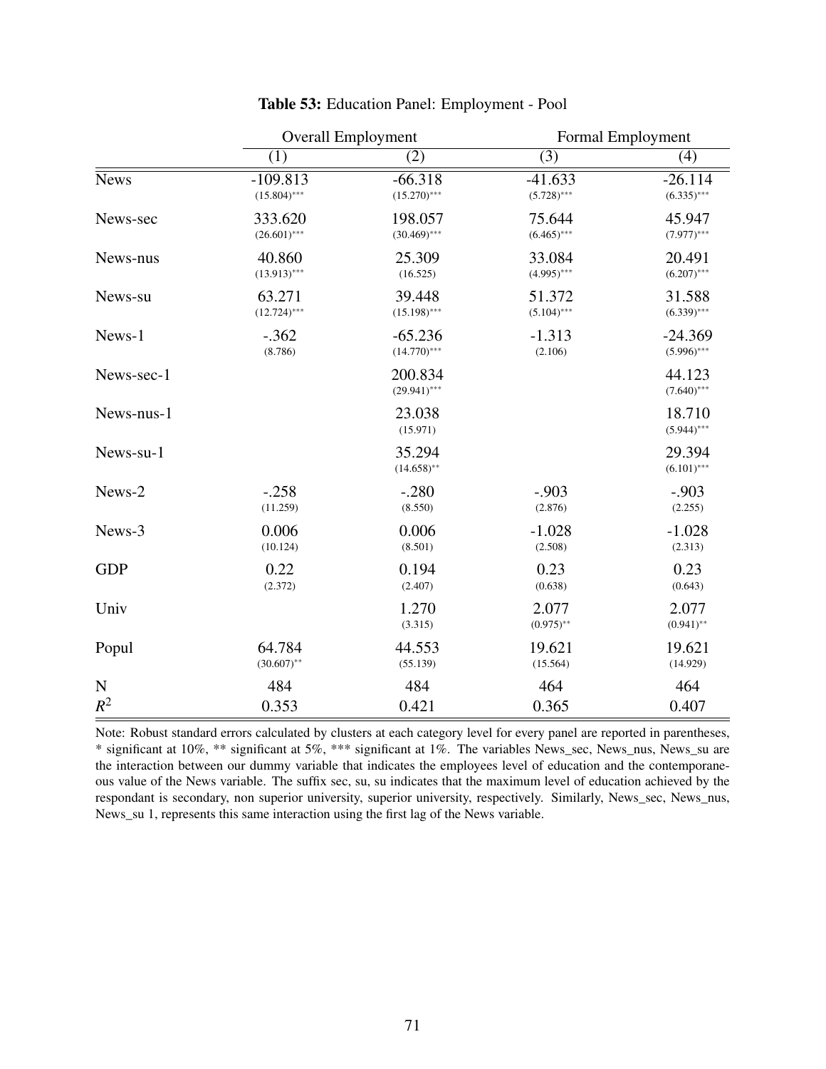**Table 53:** Education Panel: Employment - Pool

| | Overall Employment | | Formal Employment | |
|---|---|---|---|---|
| | (1) | (2) | (3) | (4) |
| News | -109.813 | -66.318 | -41.633 | -26.114 |
| | (15.804)*** | (15.270)*** | (5.728)*** | (6.335)*** |
| News-sec | 333.620 | 198.057 | 75.644 | 45.947 |
| | (26.601)*** | (30.469)*** | (6.465)*** | (7.977)*** |
| News-nus | 40.860 | 25.309 | 33.084 | 20.491 |
| | (13.913)*** | (16.525) | (4.995)*** | (6.207)*** |
| News-su | 63.271 | 39.448 | 51.372 | 31.588 |
| | (12.724)*** | (15.198)*** | (5.104)*** | (6.339)*** |
| News-1 | -.362 | -65.236 | -1.313 | -24.369 |
| | (8.786) | (14.770)*** | (2.106) | (5.996)*** |
| News-sec-1 | | 200.834 | | 44.123 |
| | | (29.941)*** | | (7.640)*** |
| News-nus-1 | | 23.038 | | 18.710 |
| | | (15.971) | | (5.944)*** |
| News-su-1 | | 35.294 | | 29.394 |
| | | (14.658)** | | (6.101)*** |
| News-2 | -.258 | -.280 | -.903 | -.903 |
| | (11.259) | (8.550) | (2.876) | (2.255) |
| News-3 | 0.006 | 0.006 | -1.028 | -1.028 |
| | (10.124) | (8.501) | (2.508) | (2.313) |
| GDP | 0.22 | 0.194 | 0.23 | 0.23 |
| | (2.372) | (2.407) | (0.638) | (0.643) |
| Univ | | 1.270 | 2.077 | 2.077 |
| | | (3.315) | (0.975)** | (0.941)** |
| Popul | 64.784 | 44.553 | 19.621 | 19.621 |
| | (30.607)** | (55.139) | (15.564) | (14.929) |
| N | 484 | 484 | 464 | 464 |
| $R^2$ | 0.353 | 0.421 | 0.365 | 0.407 |

Note: Robust standard errors calculated by clusters at each category level for every panel are reported in parentheses, * significant at 10%, ** significant at 5%, *** significant at 1%. The variables News_sec, News_nus, News_su are the interaction between our dummy variable that indicates the employees level of education and the contemporaneous value of the News variable. The suffix sec, su, su indicates that the maximum level of education achieved by the respondant is secondary, non superior university, superior university, respectively. Similarly, News_sec, News_nus, News_su 1, represents this same interaction using the first lag of the News variable.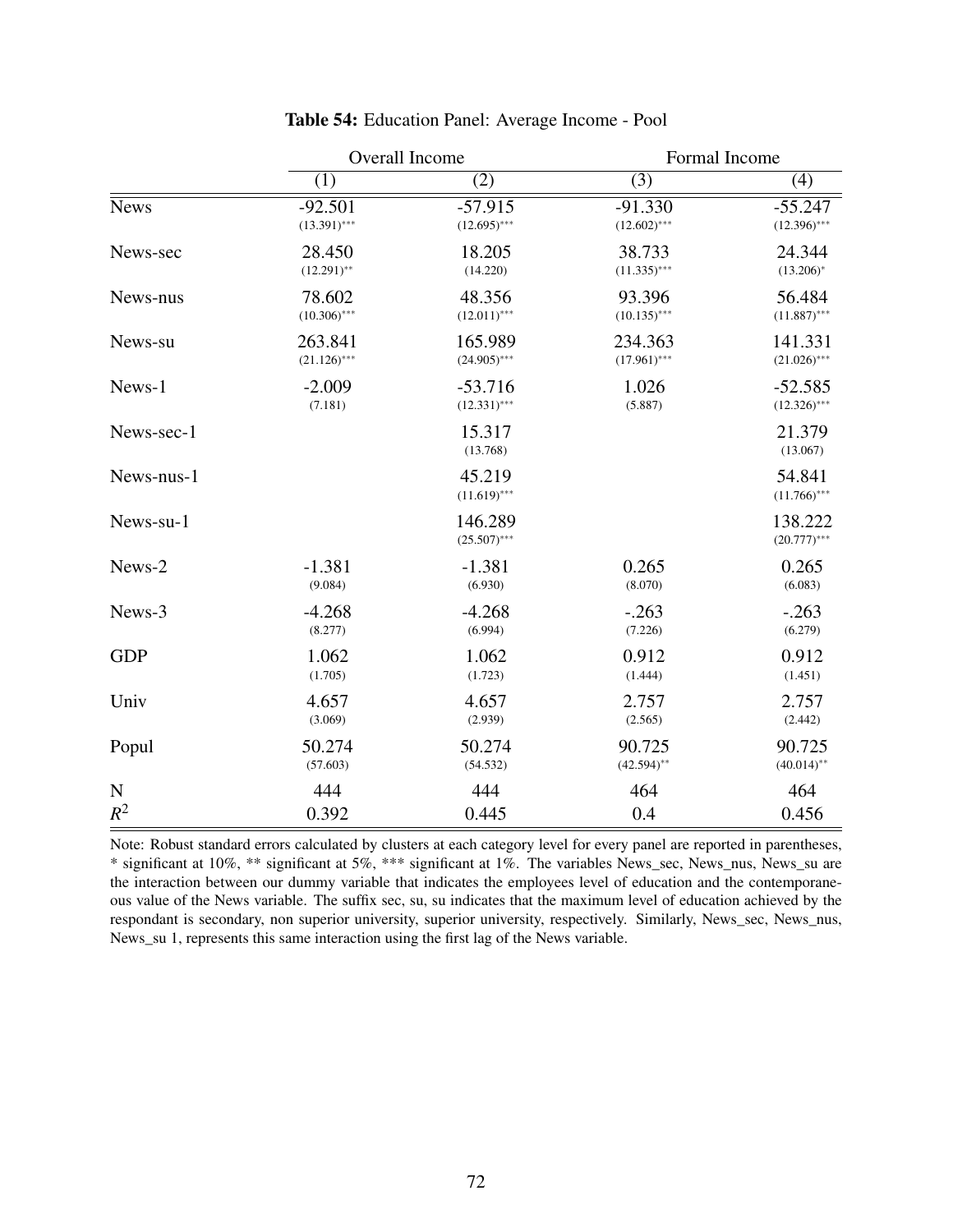**Table 54:** Education Panel: Average Income - Pool

| | Overall Income | | Formal Income | |
|---|---|---|---|---|
| | (1) | (2) | (3) | (4) |
| News | -92.501 | -57.915 | -91.330 | -55.247 |
| | (13.391)*** | (12.695)*** | (12.602)*** | (12.396)*** |
| News-sec | 28.450 | 18.205 | 38.733 | 24.344 |
| | (12.291)** | (14.220) | (11.335)*** | (13.206)* |
| News-nus | 78.602 | 48.356 | 93.396 | 56.484 |
| | (10.306)*** | (12.011)*** | (10.135)*** | (11.887)*** |
| News-su | 263.841 | 165.989 | 234.363 | 141.331 |
| | (21.126)*** | (24.905)*** | (17.961)*** | (21.026)*** |
| News-1 | -2.009 | -53.716 | 1.026 | -52.585 |
| | (7.181) | (12.331)*** | (5.887) | (12.326)*** |
| News-sec-1 | | 15.317 | | 21.379 |
| | | (13.768) | | (13.067) |
| News-nus-1 | | 45.219 | | 54.841 |
| | | (11.619)*** | | (11.766)*** |
| News-su-1 | | 146.289 | | 138.222 |
| | | (25.507)*** | | (20.777)*** |
| News-2 | -1.381 | -1.381 | 0.265 | 0.265 |
| | (9.084) | (6.930) | (8.070) | (6.083) |
| News-3 | -4.268 | -4.268 | -.263 | -.263 |
| | (8.277) | (6.994) | (7.226) | (6.279) |
| GDP | 1.062 | 1.062 | 0.912 | 0.912 |
| | (1.705) | (1.723) | (1.444) | (1.451) |
| Univ | 4.657 | 4.657 | 2.757 | 2.757 |
| | (3.069) | (2.939) | (2.565) | (2.442) |
| Popul | 50.274 | 50.274 | 90.725 | 90.725 |
| | (57.603) | (54.532) | (42.594)** | (40.014)** |
| N | 444 | 444 | 464 | 464 |
| $R^2$ | 0.392 | 0.445 | 0.4 | 0.456 |

Note: Robust standard errors calculated by clusters at each category level for every panel are reported in parentheses, * significant at 10%, ** significant at 5%, *** significant at 1%. The variables News_sec, News_nus, News_su are the interaction between our dummy variable that indicates the employees level of education and the contemporaneous value of the News variable. The suffix sec, su, su indicates that the maximum level of education achieved by the respondant is secondary, non superior university, superior university, respectively. Similarly, News_sec, News_nus, News_su 1, represents this same interaction using the first lag of the News variable.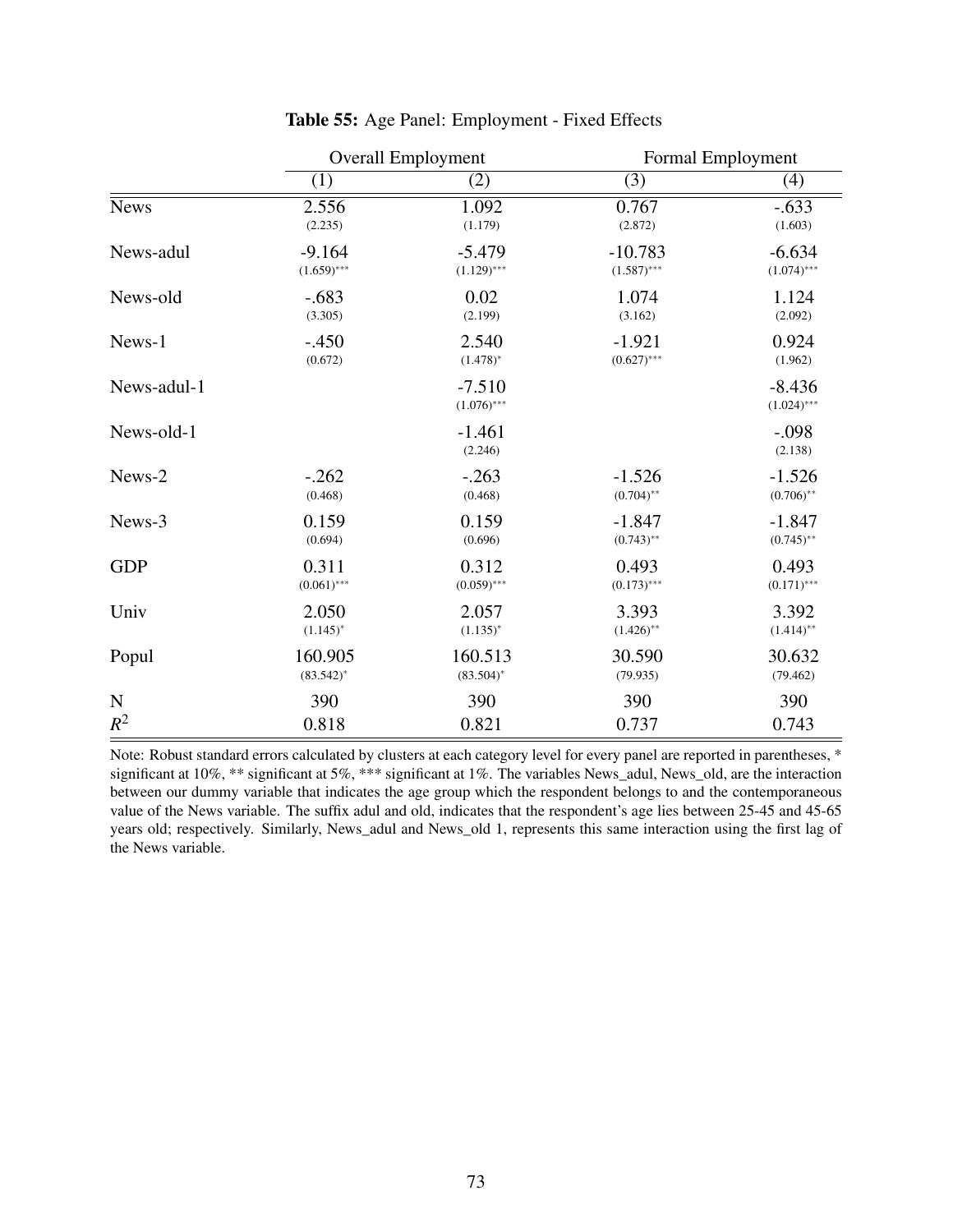**Table 55:** Age Panel: Employment - Fixed Effects

| | Overall Employment | | Formal Employment | |
|---|---|---|---|---|
| | (1) | (2) | (3) | (4) |
| News | 2.556 | 1.092 | 0.767 | -.633 |
| | (2.235) | (1.179) | (2.872) | (1.603) |
| News-adul | -9.164 | -5.479 | -10.783 | -6.634 |
| | (1.659)*** | (1.129)*** | (1.587)*** | (1.074)*** |
| News-old | -.683 | 0.02 | 1.074 | 1.124 |
| | (3.305) | (2.199) | (3.162) | (2.092) |
| News-1 | -.450 | 2.540 | -1.921 | 0.924 |
| | (0.672) | (1.478)* | (0.627)*** | (1.962) |
| News-adul-1 | | -7.510 | | -8.436 |
| | | (1.076)*** | | (1.024)*** |
| News-old-1 | | -1.461 | | -.098 |
| | | (2.246) | | (2.138) |
| News-2 | -.262 | -.263 | -1.526 | -1.526 |
| | (0.468) | (0.468) | (0.704)** | (0.706)** |
| News-3 | 0.159 | 0.159 | -1.847 | -1.847 |
| | (0.694) | (0.696) | (0.743)** | (0.745)** |
| GDP | 0.311 | 0.312 | 0.493 | 0.493 |
| | (0.061)*** | (0.059)*** | (0.173)*** | (0.171)*** |
| Univ | 2.050 | 2.057 | 3.393 | 3.392 |
| | (1.145)* | (1.135)* | (1.426)** | (1.414)** |
| Popul | 160.905 | 160.513 | 30.590 | 30.632 |
| | (83.542)* | (83.504)* | (79.935) | (79.462) |
| N | 390 | 390 | 390 | 390 |
| $R^2$ | 0.818 | 0.821 | 0.737 | 0.743 |

Note: Robust standard errors calculated by clusters at each category level for every panel are reported in parentheses, * significant at 10%, ** significant at 5%, *** significant at 1%. The variables News_adul, News_old, are the interaction between our dummy variable that indicates the age group which the respondent belongs to and the contemporaneous value of the News variable. The suffix adul and old, indicates that the respondent's age lies between 25-45 and 45-65 years old; respectively. Similarly, News_adul and News_old 1, represents this same interaction using the first lag of the News variable.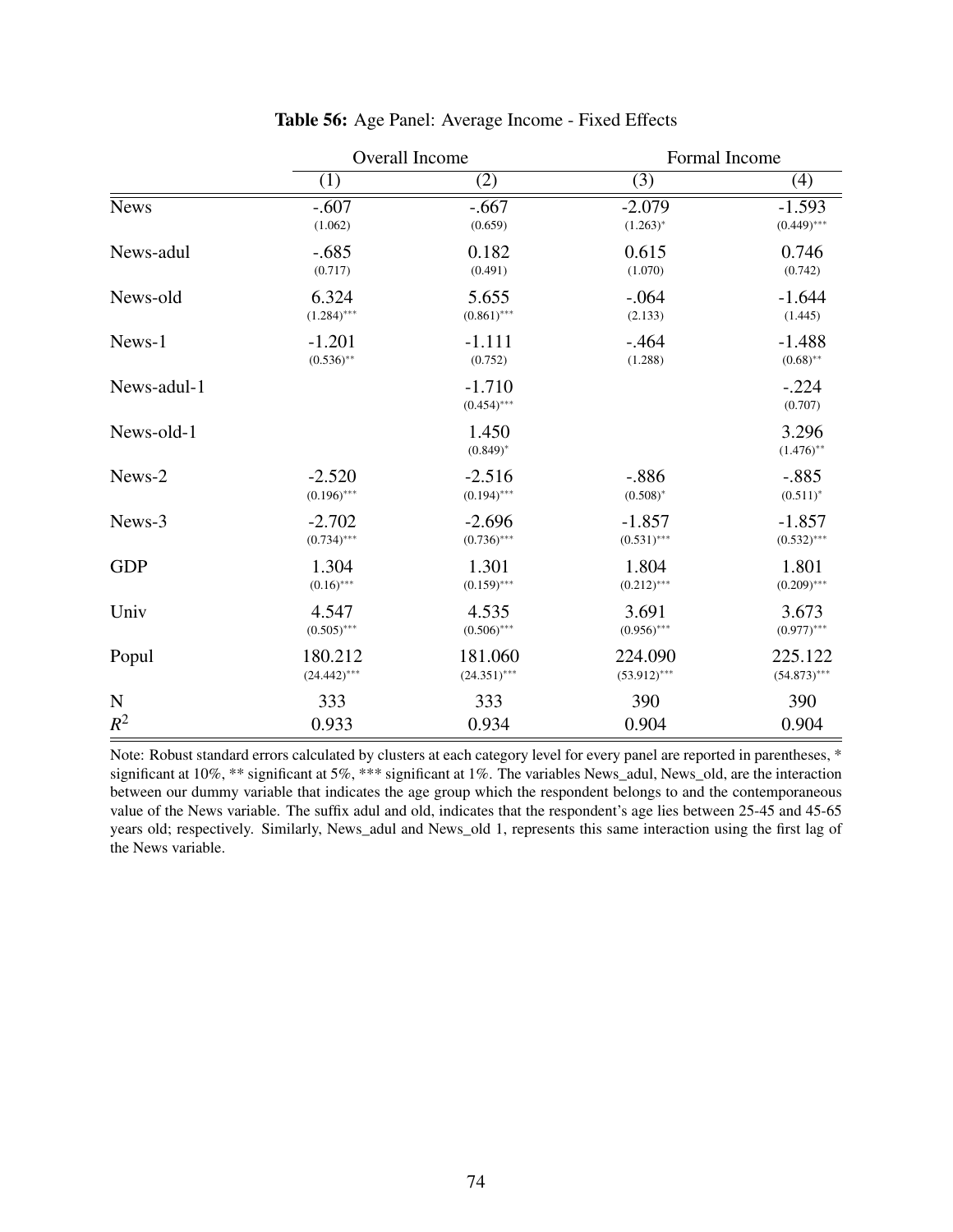**Table 56:** Age Panel: Average Income - Fixed Effects

| | Overall Income | | Formal Income | |
|---|---|---|---|---|
| | (1) | (2) | (3) | (4) |
| News | -.607 <br> (1.062) | -.667 <br> (0.659) | -2.079 <br> (1.263)* | -1.593 <br> (0.449)*** |
| News-adul | -.685 <br> (0.717) | 0.182 <br> (0.491) | 0.615 <br> (1.070) | 0.746 <br> (0.742) |
| News-old | 6.324 <br> (1.284)*** | 5.655 <br> (0.861)*** | -.064 <br> (2.133) | -1.644 <br> (1.445) |
| News-1 | -1.201 <br> (0.536)** | -1.111 <br> (0.752) | -.464 <br> (1.288) | -1.488 <br> (0.68)** |
| News-adul-1 | | -1.710 <br> (0.454)*** | | -.224 <br> (0.707) |
| News-old-1 | | 1.450 <br> (0.849)* | | 3.296 <br> (1.476)** |
| News-2 | -2.520 <br> (0.196)*** | -2.516 <br> (0.194)*** | -.886 <br> (0.508)* | -.885 <br> (0.511)* |
| News-3 | -2.702 <br> (0.734)*** | -2.696 <br> (0.736)*** | -1.857 <br> (0.531)*** | -1.857 <br> (0.532)*** |
| GDP | 1.304 <br> (0.16)*** | 1.301 <br> (0.159)*** | 1.804 <br> (0.212)*** | 1.801 <br> (0.209)*** |
| Univ | 4.547 <br> (0.505)*** | 4.535 <br> (0.506)*** | 3.691 <br> (0.956)*** | 3.673 <br> (0.977)*** |
| Popul | 180.212 <br> (24.442)*** | 181.060 <br> (24.351)*** | 224.090 <br> (53.912)*** | 225.122 <br> (54.873)*** |
| N | 333 | 333 | 390 | 390 |
| $R^2$ | 0.933 | 0.934 | 0.904 | 0.904 |

Note: Robust standard errors calculated by clusters at each category level for every panel are reported in parentheses, * significant at 10%, ** significant at 5%, *** significant at 1%. The variables News_adul, News_old, are the interaction between our dummy variable that indicates the age group which the respondent belongs to and the contemporaneous value of the News variable. The suffix adul and old, indicates that the respondent's age lies between 25-45 and 45-65 years old; respectively. Similarly, News_adul and News_old 1, represents this same interaction using the first lag of the News variable.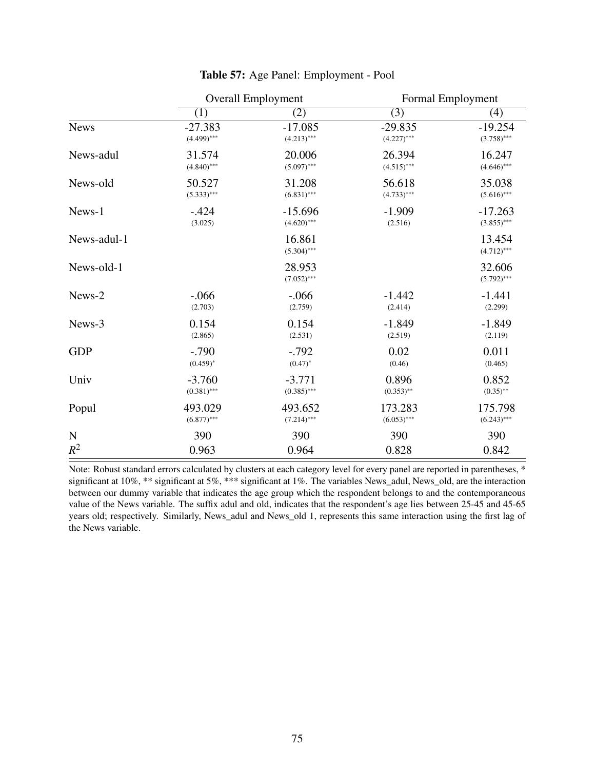**Table 57:** Age Panel: Employment - Pool

| | Overall Employment | | Formal Employment | |
|---|---|---|---|---|
| | (1) | (2) | (3) | (4) |
| News | -27.383 | -17.085 | -29.835 | -19.254 |
| | (4.499)*** | (4.213)*** | (4.227)*** | (3.758)*** |
| News-adul | 31.574 | 20.006 | 26.394 | 16.247 |
| | (4.840)*** | (5.097)*** | (4.515)*** | (4.646)*** |
| News-old | 50.527 | 31.208 | 56.618 | 35.038 |
| | (5.333)*** | (6.831)*** | (4.733)*** | (5.616)*** |
| News-1 | -.424 | -15.696 | -1.909 | -17.263 |
| | (3.025) | (4.620)*** | (2.516) | (3.855)*** |
| News-adul-1 | | 16.861 | | 13.454 |
| | | (5.304)*** | | (4.712)*** |
| News-old-1 | | 28.953 | | 32.606 |
| | | (7.052)*** | | (5.792)*** |
| News-2 | -.066 | -.066 | -1.442 | -1.441 |
| | (2.703) | (2.759) | (2.414) | (2.299) |
| News-3 | 0.154 | 0.154 | -1.849 | -1.849 |
| | (2.865) | (2.531) | (2.519) | (2.119) |
| GDP | -.790 | -.792 | 0.02 | 0.011 |
| | (0.459)* | (0.47)* | (0.46) | (0.465) |
| Univ | -3.760 | -3.771 | 0.896 | 0.852 |
| | (0.381)*** | (0.385)*** | (0.353)** | (0.35)** |
| Popul | 493.029 | 493.652 | 173.283 | 175.798 |
| | (6.877)*** | (7.214)*** | (6.053)*** | (6.243)*** |
| N | 390 | 390 | 390 | 390 |
| $R^2$ | 0.963 | 0.964 | 0.828 | 0.842 |

Note: Robust standard errors calculated by clusters at each category level for every panel are reported in parentheses, * significant at 10%, ** significant at 5%, *** significant at 1%. The variables News_adul, News_old, are the interaction between our dummy variable that indicates the age group which the respondent belongs to and the contemporaneous value of the News variable. The suffix adul and old, indicates that the respondent's age lies between 25-45 and 45-65 years old; respectively. Similarly, News_adul and News_old 1, represents this same interaction using the first lag of the News variable.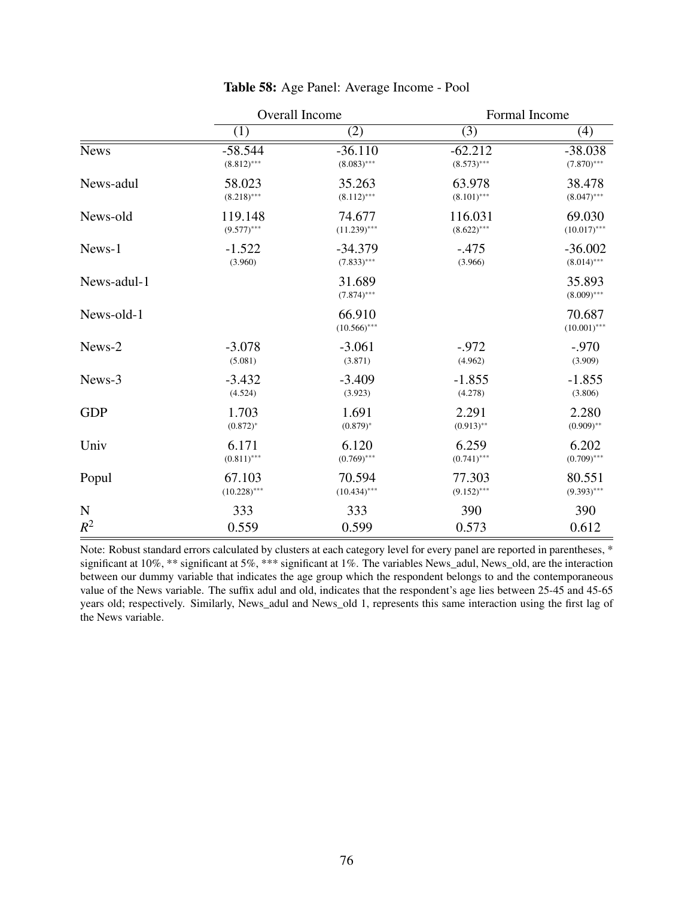**Table 58:** Age Panel: Average Income - Pool

| | Overall Income | | Formal Income | |
|---|---|---|---|---|
| | (1) | (2) | (3) | (4) |
| News | -58.544 | -36.110 | -62.212 | -38.038 |
| | (8.812)*** | (8.083)*** | (8.573)*** | (7.870)*** |
| News-adul | 58.023 | 35.263 | 63.978 | 38.478 |
| | (8.218)*** | (8.112)*** | (8.101)*** | (8.047)*** |
| News-old | 119.148 | 74.677 | 116.031 | 69.030 |
| | (9.577)*** | (11.239)*** | (8.622)*** | (10.017)*** |
| News-1 | -1.522 | -34.379 | -.475 | -36.002 |
| | (3.960) | (7.833)*** | (3.966) | (8.014)*** |
| News-adul-1 | | 31.689 | | 35.893 |
| | | (7.874)*** | | (8.009)*** |
| News-old-1 | | 66.910 | | 70.687 |
| | | (10.566)*** | | (10.001)*** |
| News-2 | -3.078 | -3.061 | -.972 | -.970 |
| | (5.081) | (3.871) | (4.962) | (3.909) |
| News-3 | -3.432 | -3.409 | -1.855 | -1.855 |
| | (4.524) | (3.923) | (4.278) | (3.806) |
| GDP | 1.703 | 1.691 | 2.291 | 2.280 |
| | (0.872)* | (0.879)* | (0.913)** | (0.909)** |
| Univ | 6.171 | 6.120 | 6.259 | 6.202 |
| | (0.811)*** | (0.769)*** | (0.741)*** | (0.709)*** |
| Popul | 67.103 | 70.594 | 77.303 | 80.551 |
| | (10.228)*** | (10.434)*** | (9.152)*** | (9.393)*** |
| N | 333 | 333 | 390 | 390 |
| $R^2$ | 0.559 | 0.599 | 0.573 | 0.612 |

Note: Robust standard errors calculated by clusters at each category level for every panel are reported in parentheses, * significant at 10%, ** significant at 5%, *** significant at 1%. The variables News_adul, News_old, are the interaction between our dummy variable that indicates the age group which the respondent belongs to and the contemporaneous value of the News variable. The suffix adul and old, indicates that the respondent's age lies between 25-45 and 45-65 years old; respectively. Similarly, News_adul and News_old 1, represents this same interaction using the first lag of the News variable.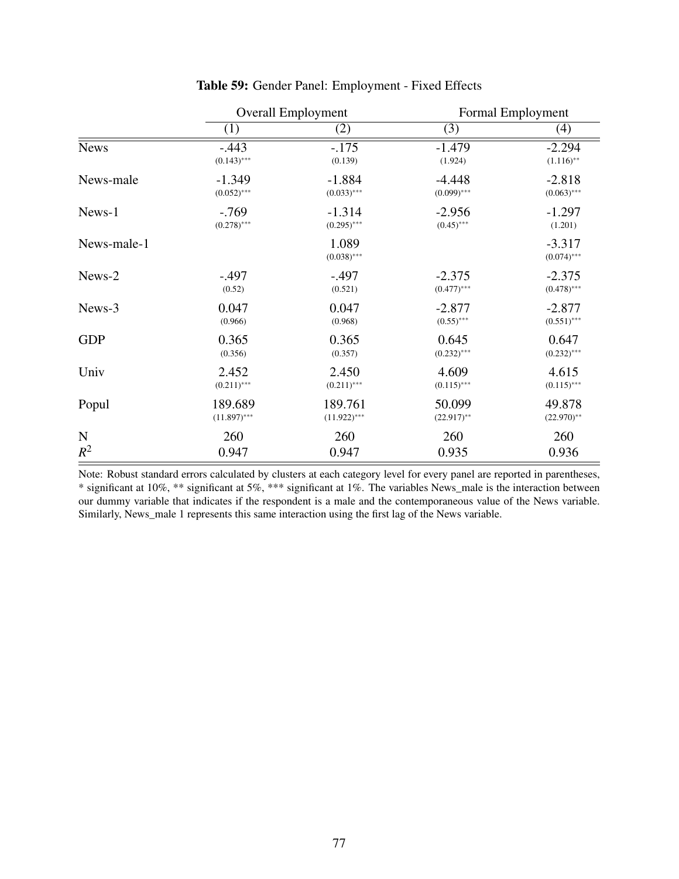**Table 59:** Gender Panel: Employment - Fixed Effects

| | Overall Employment | | Formal Employment | |
|---|---|---|---|---|
| | (1) | (2) | (3) | (4) |
| News | -.443 | -.175 | -1.479 | -2.294 |
| | (0.143)*** | (0.139) | (1.924) | (1.116)** |
| News-male | -1.349 | -1.884 | -4.448 | -2.818 |
| | (0.052)*** | (0.033)*** | (0.099)*** | (0.063)*** |
| News-1 | -.769 | -1.314 | -2.956 | -1.297 |
| | (0.278)*** | (0.295)*** | (0.45)*** | (1.201) |
| News-male-1 | | 1.089 | | -3.317 |
| | | (0.038)*** | | (0.074)*** |
| News-2 | -.497 | -.497 | -2.375 | -2.375 |
| | (0.52) | (0.521) | (0.477)*** | (0.478)*** |
| News-3 | 0.047 | 0.047 | -2.877 | -2.877 |
| | (0.966) | (0.968) | (0.55)*** | (0.551)*** |
| GDP | 0.365 | 0.365 | 0.645 | 0.647 |
| | (0.356) | (0.357) | (0.232)*** | (0.232)*** |
| Univ | 2.452 | 2.450 | 4.609 | 4.615 |
| | (0.211)*** | (0.211)*** | (0.115)*** | (0.115)*** |
| Popul | 189.689 | 189.761 | 50.099 | 49.878 |
| | (11.897)*** | (11.922)*** | (22.917)** | (22.970)** |
| N | 260 | 260 | 260 | 260 |
| $R^2$ | 0.947 | 0.947 | 0.935 | 0.936 |

Note: Robust standard errors calculated by clusters at each category level for every panel are reported in parentheses, * significant at 10%, ** significant at 5%, *** significant at 1%. The variables News_male is the interaction between our dummy variable that indicates if the respondent is a male and the contemporaneous value of the News variable. Similarly, News_male 1 represents this same interaction using the first lag of the News variable.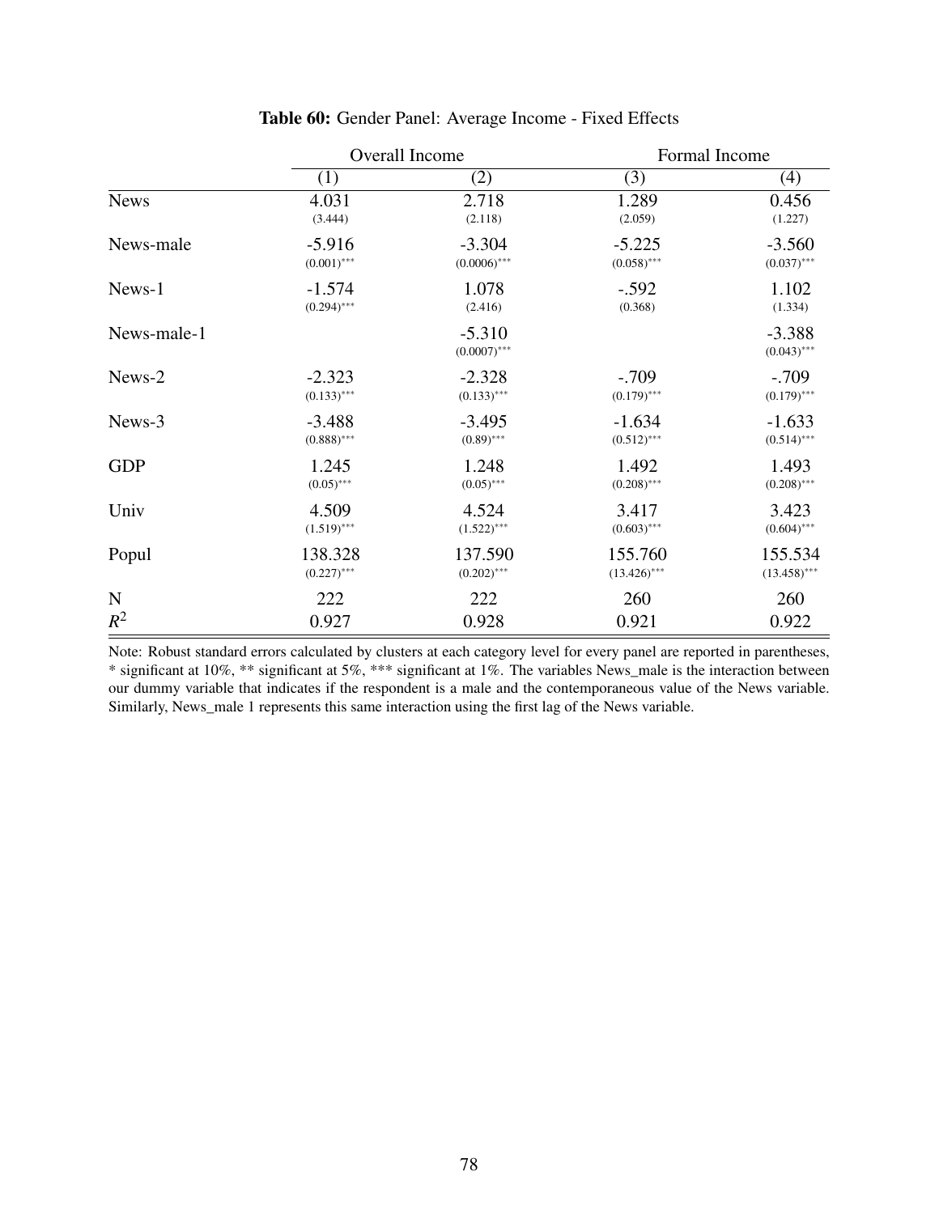**Table 60:** Gender Panel: Average Income - Fixed Effects

| | Overall Income | | Formal Income | |
|---|---|---|---|---|
| | (1) | (2) | (3) | (4) |
| News | 4.031 | 2.718 | 1.289 | 0.456 |
| | (3.444) | (2.118) | (2.059) | (1.227) |
| News-male | -5.916 | -3.304 | -5.225 | -3.560 |
| | (0.001)*** | (0.0006)*** | (0.058)*** | (0.037)*** |
| News-1 | -1.574 | 1.078 | -.592 | 1.102 |
| | (0.294)*** | (2.416) | (0.368) | (1.334) |
| News-male-1 | | -5.310 | | -3.388 |
| | | (0.0007)*** | | (0.043)*** |
| News-2 | -2.323 | -2.328 | -.709 | -.709 |
| | (0.133)*** | (0.133)*** | (0.179)*** | (0.179)*** |
| News-3 | -3.488 | -3.495 | -1.634 | -1.633 |
| | (0.888)*** | (0.89)*** | (0.512)*** | (0.514)*** |
| GDP | 1.245 | 1.248 | 1.492 | 1.493 |
| | (0.05)*** | (0.05)*** | (0.208)*** | (0.208)*** |
| Univ | 4.509 | 4.524 | 3.417 | 3.423 |
| | (1.519)*** | (1.522)*** | (0.603)*** | (0.604)*** |
| Popul | 138.328 | 137.590 | 155.760 | 155.534 |
| | (0.227)*** | (0.202)*** | (13.426)*** | (13.458)*** |
| N | 222 | 222 | 260 | 260 |
| $R^2$ | 0.927 | 0.928 | 0.921 | 0.922 |

Note: Robust standard errors calculated by clusters at each category level for every panel are reported in parentheses, * significant at 10%, ** significant at 5%, *** significant at 1%. The variables News_male is the interaction between our dummy variable that indicates if the respondent is a male and the contemporaneous value of the News variable. Similarly, News_male 1 represents this same interaction using the first lag of the News variable.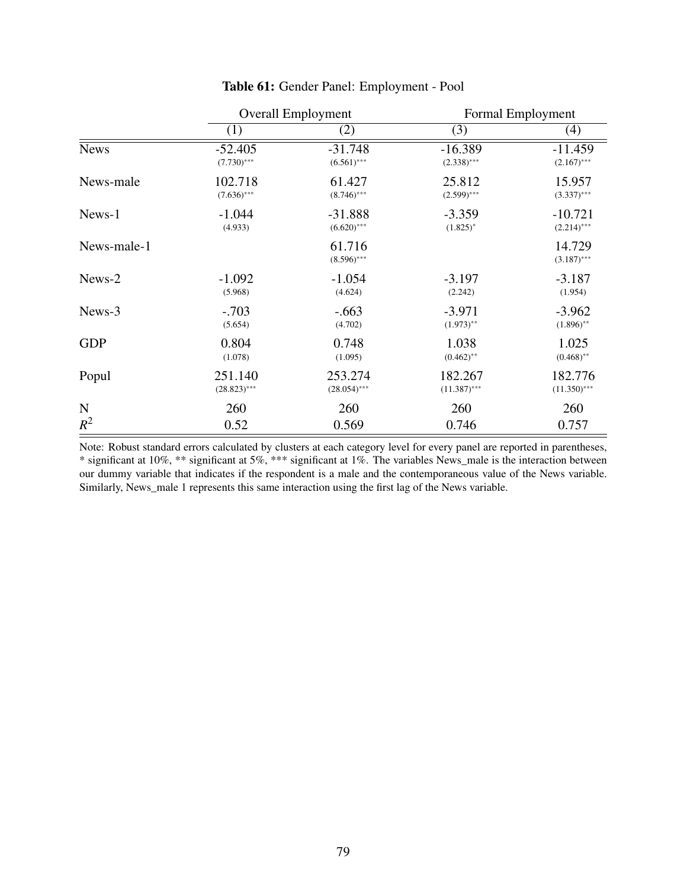**Table 61:** Gender Panel: Employment - Pool

| | Overall Employment | | Formal Employment | |
|---|---|---|---|---|
| | (1) | (2) | (3) | (4) |
| News | -52.405 | -31.748 | -16.389 | -11.459 |
| | (7.730)*** | (6.561)*** | (2.338)*** | (2.167)*** |
| News-male | 102.718 | 61.427 | 25.812 | 15.957 |
| | (7.636)*** | (8.746)*** | (2.599)*** | (3.337)*** |
| News-1 | -1.044 | -31.888 | -3.359 | -10.721 |
| | (4.933) | (6.620)*** | (1.825)* | (2.214)*** |
| News-male-1 | | 61.716 | | 14.729 |
| | | (8.596)*** | | (3.187)*** |
| News-2 | -1.092 | -1.054 | -3.197 | -3.187 |
| | (5.968) | (4.624) | (2.242) | (1.954) |
| News-3 | -.703 | -.663 | -3.971 | -3.962 |
| | (5.654) | (4.702) | (1.973)** | (1.896)** |
| GDP | 0.804 | 0.748 | 1.038 | 1.025 |
| | (1.078) | (1.095) | (0.462)** | (0.468)** |
| Popul | 251.140 | 253.274 | 182.267 | 182.776 |
| | (28.823)*** | (28.054)*** | (11.387)*** | (11.350)*** |
| N | 260 | 260 | 260 | 260 |
| $R^2$ | 0.52 | 0.569 | 0.746 | 0.757 |

Note: Robust standard errors calculated by clusters at each category level for every panel are reported in parentheses, * significant at 10%, ** significant at 5%, *** significant at 1%. The variables News_male is the interaction between our dummy variable that indicates if the respondent is a male and the contemporaneous value of the News variable. Similarly, News_male 1 represents this same interaction using the first lag of the News variable.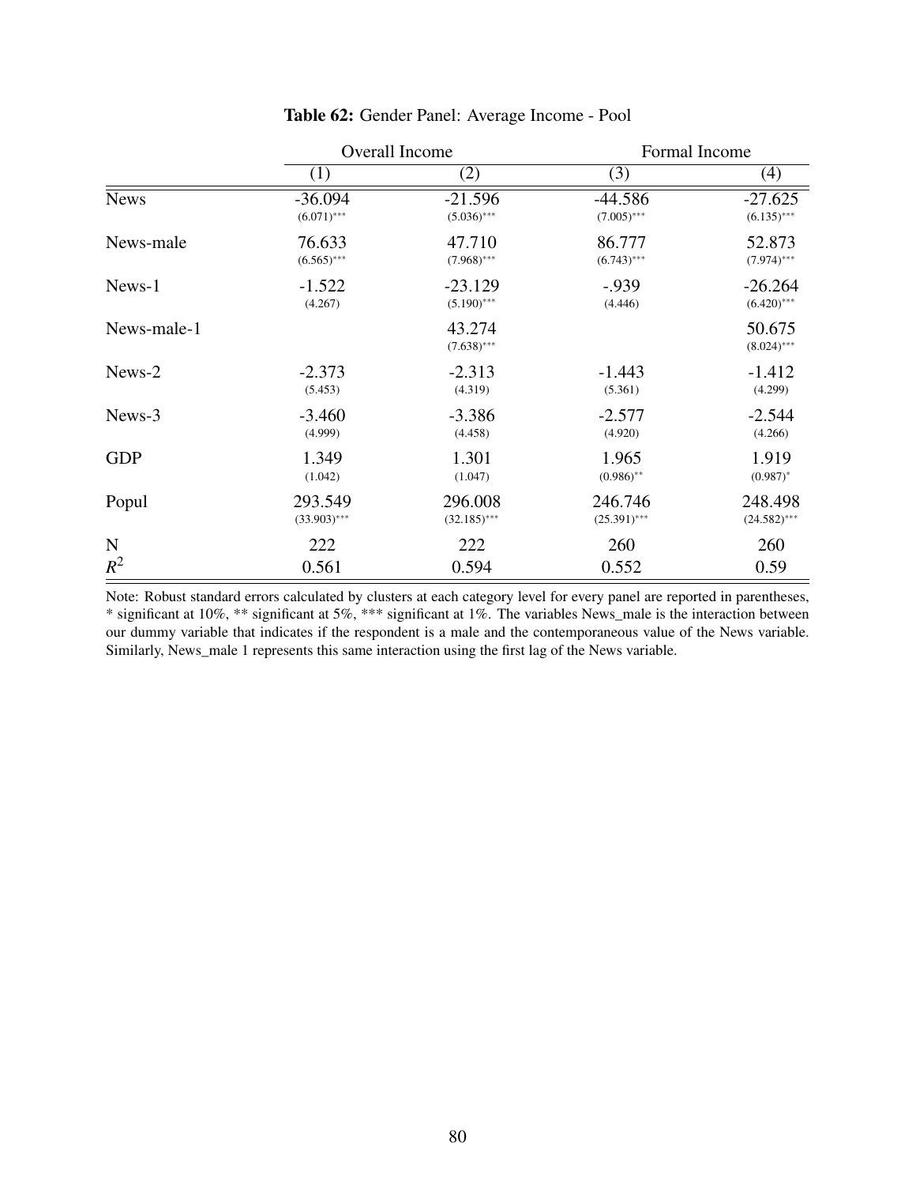**Table 62:** Gender Panel: Average Income - Pool

| | Overall Income | | Formal Income | |
|---|---|---|---|---|
| | (1) | (2) | (3) | (4) |
| News | -36.094<br>(6.071)*** | -21.596<br>(5.036)*** | -44.586<br>(7.005)*** | -27.625<br>(6.135)*** |
| News-male | 76.633<br>(6.565)*** | 47.710<br>(7.968)*** | 86.777<br>(6.743)*** | 52.873<br>(7.974)*** |
| News-1 | -1.522<br>(4.267) | -23.129<br>(5.190)*** | -.939<br>(4.446) | -26.264<br>(6.420)*** |
| News-male-1 | | 43.274<br>(7.638)*** | | 50.675<br>(8.024)*** |
| News-2 | -2.373<br>(5.453) | -2.313<br>(4.319) | -1.443<br>(5.361) | -1.412<br>(4.299) |
| News-3 | -3.460<br>(4.999) | -3.386<br>(4.458) | -2.577<br>(4.920) | -2.544<br>(4.266) |
| GDP | 1.349<br>(1.042) | 1.301<br>(1.047) | 1.965<br>(0.986)** | 1.919<br>(0.987)* |
| Popul | 293.549<br>(33.903)*** | 296.008<br>(32.185)*** | 246.746<br>(25.391)*** | 248.498<br>(24.582)*** |
| N | 222 | 222 | 260 | 260 |
| $R^2$ | 0.561 | 0.594 | 0.552 | 0.59 |

Note: Robust standard errors calculated by clusters at each category level for every panel are reported in parentheses, * significant at 10%, ** significant at 5%, *** significant at 1%. The variables News_male is the interaction between our dummy variable that indicates if the respondent is a male and the contemporaneous value of the News variable. Similarly, News_male 1 represents this same interaction using the first lag of the News variable.